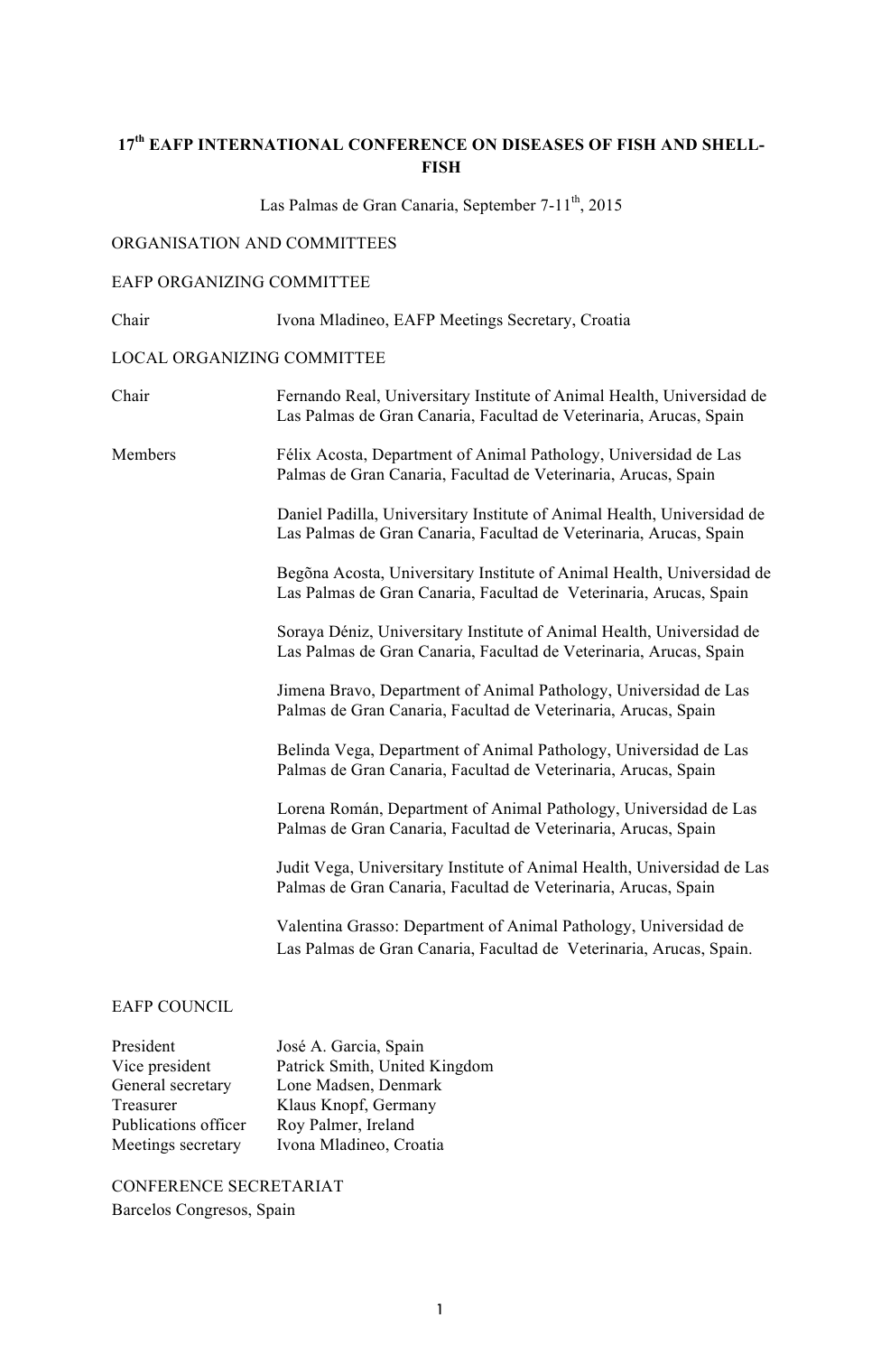# 17th EAFP INTERNATIONAL CONFERENCE ON DISEASES OF FISH AND SHELL-FISH

Las Palmas de Gran Canaria, September 7-11th, 2015

## ORGANISATION AND COMMITTEES

### EAFP ORGANIZING COMMITTEE

| | |
|---|---|
| Chair | Ivona Mladineo, EAFP Meetings Secretary, Croatia |

### LOCAL ORGANIZING COMMITTEE

| | |
|---|---|
| Chair | Fernando Real, University Institute of Animal Health, Universidad de Las Palmas de Gran Canaria, Facultad de Veterinaria, Arucas, Spain |
| Members | Félix Acosta, Department of Animal Pathology, Universidad de Las Palmas de Gran Canaria, Facultad de Veterinaria, Arucas, Spain |
| | Daniel Padilla, University Institute of Animal Health, Universidad de Las Palmas de Gran Canaria, Facultad de Veterinaria, Arucas, Spain |
| | Begõna Acosta, University Institute of Animal Health, Universidad de Las Palmas de Gran Canaria, Facultad de Veterinaria, Arucas, Spain |
| | Soraya Déniz, University Institute of Animal Health, Universidad de Las Palmas de Gran Canaria, Facultad de Veterinaria, Arucas, Spain |
| | Jimena Bravo, Department of Animal Pathology, Universidad de Las Palmas de Gran Canaria, Facultad de Veterinaria, Arucas, Spain |
| | Belinda Vega, Department of Animal Pathology, Universidad de Las Palmas de Gran Canaria, Facultad de Veterinaria, Arucas, Spain |
| | Lorena Román, Department of Animal Pathology, Universidad de Las Palmas de Gran Canaria, Facultad de Veterinaria, Arucas, Spain |
| | Judit Vega, University Institute of Animal Health, Universidad de Las Palmas de Gran Canaria, Facultad de Veterinaria, Arucas, Spain |
| | Valentina Grasso: Department of Animal Pathology, Universidad de Las Palmas de Gran Canaria, Facultad de Veterinaria, Arucas, Spain. |

### EAFP COUNCIL

| | |
|---|---|
| President | José A. Garcia, Spain |
| Vice president | Patrick Smith, United Kingdom |
| General secretary | Lone Madsen, Denmark |
| Treasurer | Klaus Knopf, Germany |
| Publications officer | Roy Palmer, Ireland |
| Meetings secretary | Ivona Mladineo, Croatia |

### CONFERENCE SECRETARIAT

Barcelos Congresos, Spain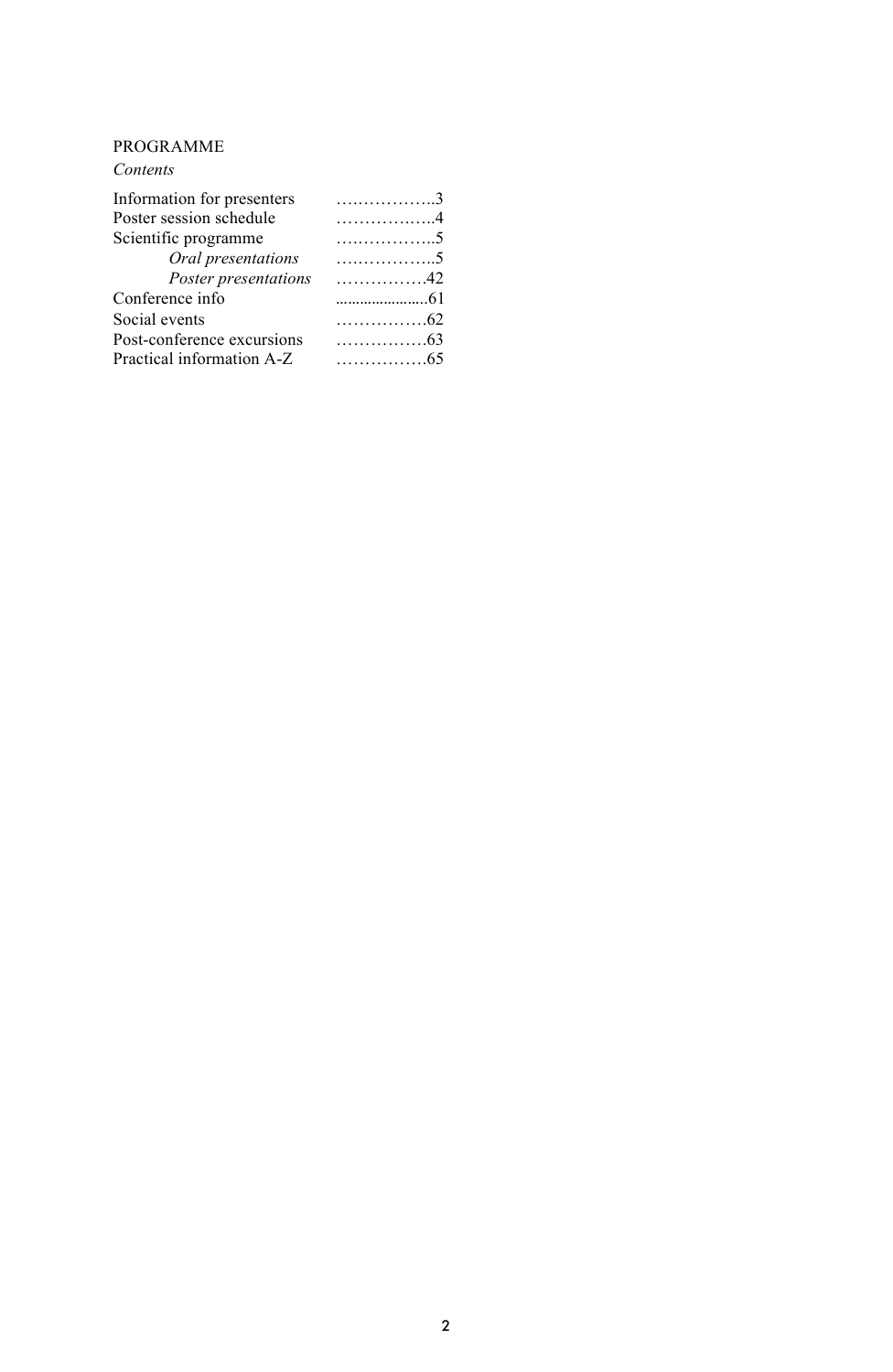PROGRAMME

*Contents*

| | |
|---|---|
| Information for presenters | ……………..3 |
| Poster session schedule | ……………..4 |
| Scientific programme | ……………..5 |
| *Oral presentations* | ……………..5 |
| *Poster presentations* | …………….42 |
| Conference info | ……………….61 |
| Social events | …………….62 |
| Post-conference excursions | …………….63 |
| Practical information A-Z | …………….65 |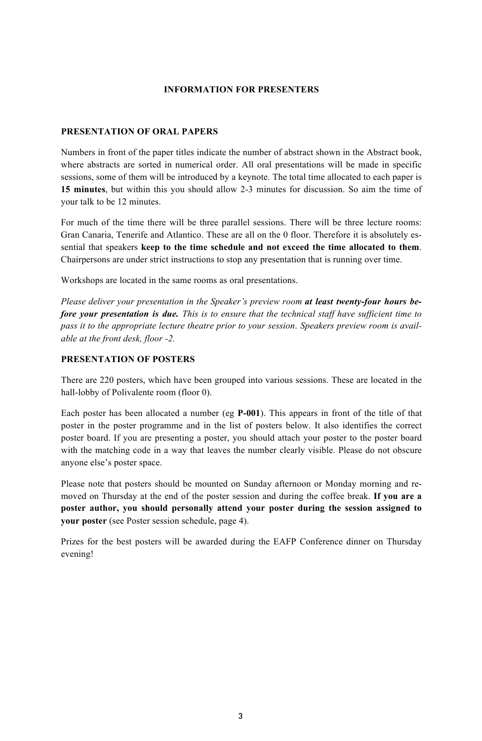# INFORMATION FOR PRESENTERS

## PRESENTATION OF ORAL PAPERS

Numbers in front of the paper titles indicate the number of abstract shown in the Abstract book, where abstracts are sorted in numerical order. All oral presentations will be made in specific sessions, some of them will be introduced by a keynote. The total time allocated to each paper is **15 minutes**, but within this you should allow 2-3 minutes for discussion. So aim the time of your talk to be 12 minutes.

For much of the time there will be three parallel sessions. There will be three lecture rooms: Gran Canaria, Tenerife and Atlantico. These are all on the 0 floor. Therefore it is absolutely essential that speakers **keep to the time schedule and not exceed the time allocated to them**. Chairpersons are under strict instructions to stop any presentation that is running over time.

Workshops are located in the same rooms as oral presentations.

*Please deliver your presentation in the Speaker's preview room* ***at least twenty-four hours before your presentation is due.*** *This is to ensure that the technical staff have sufficient time to pass it to the appropriate lecture theatre prior to your session. Speakers preview room is available at the front desk, floor -2.*

## PRESENTATION OF POSTERS

There are 220 posters, which have been grouped into various sessions. These are located in the hall-lobby of Polivalente room (floor 0).

Each poster has been allocated a number (eg **P-001**). This appears in front of the title of that poster in the poster programme and in the list of posters below. It also identifies the correct poster board. If you are presenting a poster, you should attach your poster to the poster board with the matching code in a way that leaves the number clearly visible. Please do not obscure anyone else's poster space.

Please note that posters should be mounted on Sunday afternoon or Monday morning and removed on Thursday at the end of the poster session and during the coffee break. **If you are a poster author, you should personally attend your poster during the session assigned to your poster** (see Poster session schedule, page 4).

Prizes for the best posters will be awarded during the EAFP Conference dinner on Thursday evening!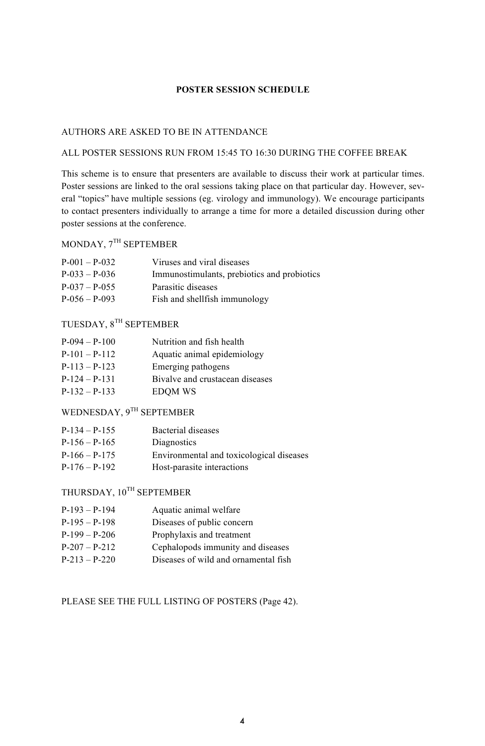# POSTER SESSION SCHEDULE

AUTHORS ARE ASKED TO BE IN ATTENDANCE

ALL POSTER SESSIONS RUN FROM 15:45 TO 16:30 DURING THE COFFEE BREAK

This scheme is to ensure that presenters are available to discuss their work at particular times. Poster sessions are linked to the oral sessions taking place on that particular day. However, several "topics" have multiple sessions (eg. virology and immunology). We encourage participants to contact presenters individually to arrange a time for more a detailed discussion during other poster sessions at the conference.

## MONDAY, 7TH SEPTEMBER

| | |
|---|---|
| P-001 – P-032 | Viruses and viral diseases |
| P-033 – P-036 | Immunostimulants, prebiotics and probiotics |
| P-037 – P-055 | Parasitic diseases |
| P-056 – P-093 | Fish and shellfish immunology |

## TUESDAY, 8TH SEPTEMBER

| | |
|---|---|
| P-094 – P-100 | Nutrition and fish health |
| P-101 – P-112 | Aquatic animal epidemiology |
| P-113 – P-123 | Emerging pathogens |
| P-124 – P-131 | Bivalve and crustacean diseases |
| P-132 – P-133 | EDQM WS |

## WEDNESDAY, 9TH SEPTEMBER

| | |
|---|---|
| P-134 – P-155 | Bacterial diseases |
| P-156 – P-165 | Diagnostics |
| P-166 – P-175 | Environmental and toxicological diseases |
| P-176 – P-192 | Host-parasite interactions |

## THURSDAY, 10TH SEPTEMBER

| | |
|---|---|
| P-193 – P-194 | Aquatic animal welfare |
| P-195 – P-198 | Diseases of public concern |
| P-199 – P-206 | Prophylaxis and treatment |
| P-207 – P-212 | Cephalopods immunity and diseases |
| P-213 – P-220 | Diseases of wild and ornamental fish |

PLEASE SEE THE FULL LISTING OF POSTERS (Page 42).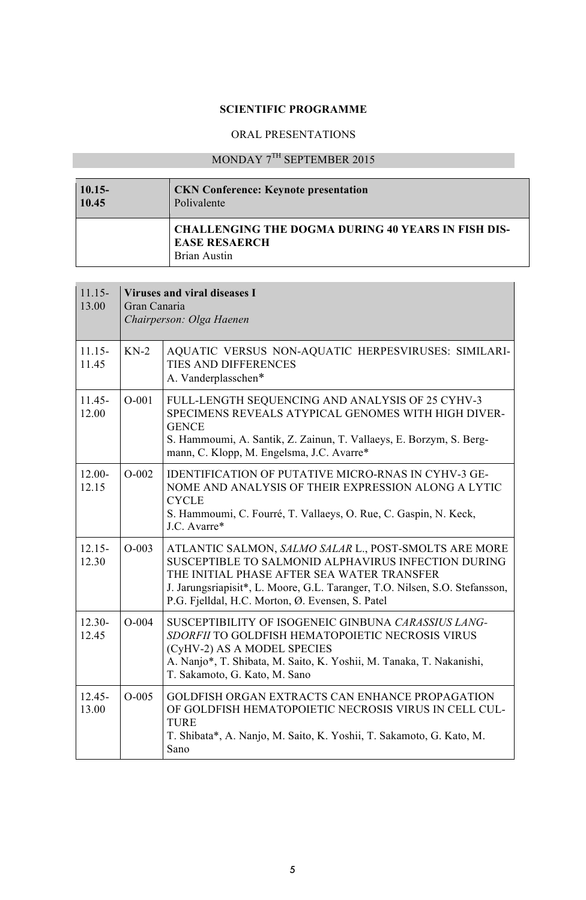**SCIENTIFIC PROGRAMME**

ORAL PRESENTATIONS

MONDAY 7TH SEPTEMBER 2015

| **10.15-10.45** | **CKN Conference: Keynote presentation**<br>Polivalente |
|---|---|
| | **CHALLENGING THE DOGMA DURING 40 YEARS IN FISH DISEASE RESAERCH**<br>Brian Austin |

| 11.15-13.00 | | **Viruses and viral diseases I**<br>Gran Canaria<br>*Chairperson: Olga Haenen* |
|---|---|---|
| 11.15-11.45 | KN-2 | AQUATIC VERSUS NON-AQUATIC HERPESVIRUSES: SIMILARITIES AND DIFFERENCES<br>A. Vanderplasschen* |
| 11.45-12.00 | O-001 | FULL-LENGTH SEQUENCING AND ANALYSIS OF 25 CYHV-3 SPECIMENS REVEALS ATYPICAL GENOMES WITH HIGH DIVERGENCE<br>S. Hammoumi, A. Santik, Z. Zainun, T. Vallaeys, E. Borzym, S. Bergmann, C. Klopp, M. Engelsma, J.C. Avarre* |
| 12.00-12.15 | O-002 | IDENTIFICATION OF PUTATIVE MICRO-RNAS IN CYHV-3 GENOME AND ANALYSIS OF THEIR EXPRESSION ALONG A LYTIC CYCLE<br>S. Hammoumi, C. Fourré, T. Vallaeys, O. Rue, C. Gaspin, N. Keck, J.C. Avarre* |
| 12.15-12.30 | O-003 | ATLANTIC SALMON, *SALMO SALAR* L., POST-SMOLTS ARE MORE SUSCEPTIBLE TO SALMONID ALPHAVIRUS INFECTION DURING THE INITIAL PHASE AFTER SEA WATER TRANSFER<br>J. Jarungsriapisit*, L. Moore, G.L. Taranger, T.O. Nilsen, S.O. Stefansson, P.G. Fjelldal, H.C. Morton, Ø. Evensen, S. Patel |
| 12.30-12.45 | O-004 | SUSCEPTIBILITY OF ISOGENEIC GINBUNA *CARASSIUS LANGSDORFII* TO GOLDFISH HEMATOPOIETIC NECROSIS VIRUS (CyHV-2) AS A MODEL SPECIES<br>A. Nanjo*, T. Shibata, M. Saito, K. Yoshii, M. Tanaka, T. Nakanishi, T. Sakamoto, G. Kato, M. Sano |
| 12.45-13.00 | O-005 | GOLDFISH ORGAN EXTRACTS CAN ENHANCE PROPAGATION OF GOLDFISH HEMATOPOIETIC NECROSIS VIRUS IN CELL CULTURE<br>T. Shibata*, A. Nanjo, M. Saito, K. Yoshii, T. Sakamoto, G. Kato, M. Sano |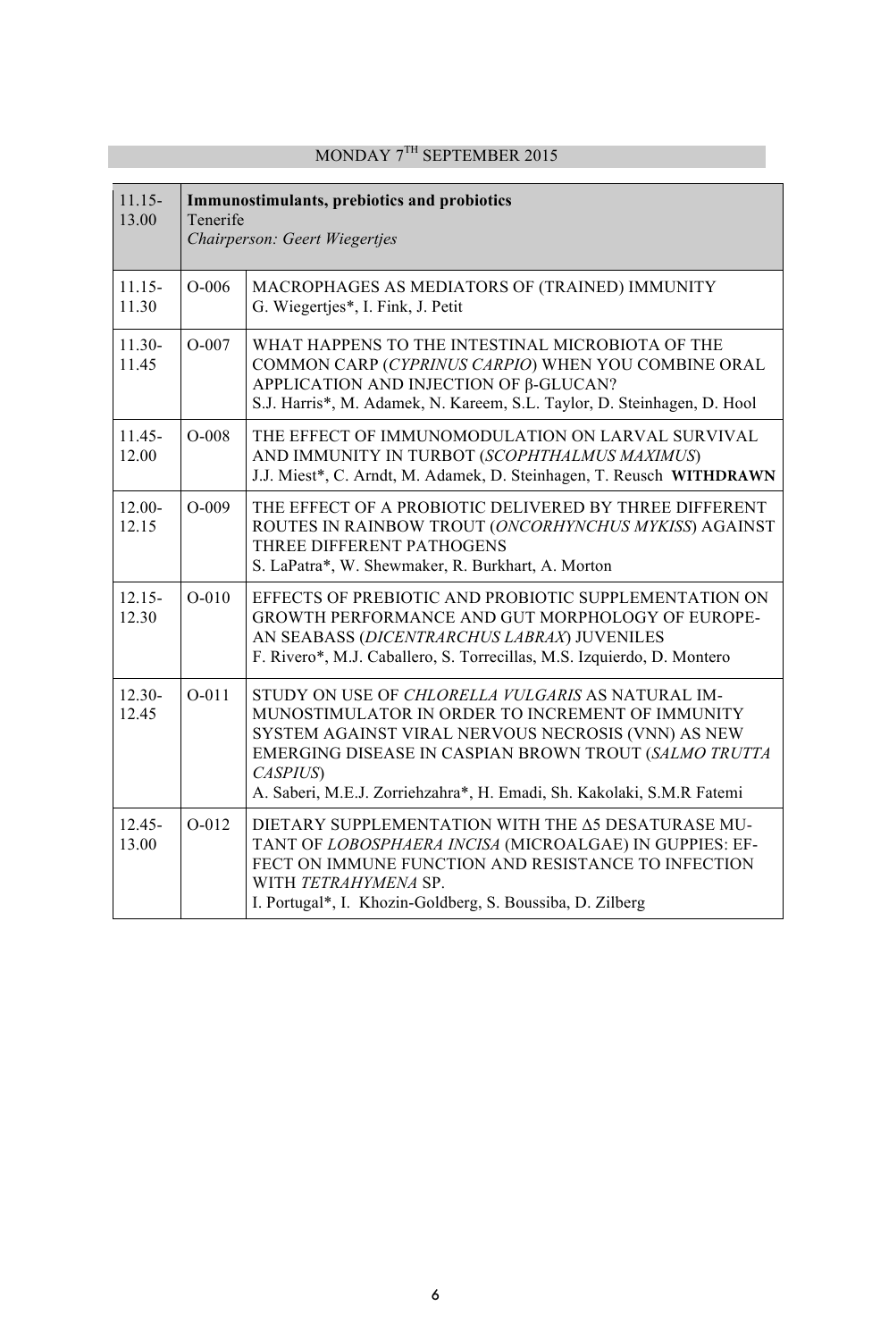## MONDAY 7[TH] SEPTEMBER 2015

| 11.15-13.00 | **Immunostimulants, prebiotics and probiotics**<br>Tenerife<br>*Chairperson: Geert Wiegertjes* | |
|---|---|---|
| 11.15-11.30 | O-006 | MACROPHAGES AS MEDIATORS OF (TRAINED) IMMUNITY<br>G. Wiegertjes*, I. Fink, J. Petit |
| 11.30-11.45 | O-007 | WHAT HAPPENS TO THE INTESTINAL MICROBIOTA OF THE COMMON CARP (*CYPRINUS CARPIO*) WHEN YOU COMBINE ORAL APPLICATION AND INJECTION OF β-GLUCAN?<br>S.J. Harris*, M. Adamek, N. Kareem, S.L. Taylor, D. Steinhagen, D. Hool |
| 11.45-12.00 | O-008 | THE EFFECT OF IMMUNOMODULATION ON LARVAL SURVIVAL AND IMMUNITY IN TURBOT (*SCOPHTHALMUS MAXIMUS*)<br>J.J. Miest*, C. Arndt, M. Adamek, D. Steinhagen, T. Reusch **WITHDRAWN** |
| 12.00-12.15 | O-009 | THE EFFECT OF A PROBIOTIC DELIVERED BY THREE DIFFERENT ROUTES IN RAINBOW TROUT (*ONCORHYNCHUS MYKISS*) AGAINST THREE DIFFERENT PATHOGENS<br>S. LaPatra*, W. Shewmaker, R. Burkhart, A. Morton |
| 12.15-12.30 | O-010 | EFFECTS OF PREBIOTIC AND PROBIOTIC SUPPLEMENTATION ON GROWTH PERFORMANCE AND GUT MORPHOLOGY OF EUROPEAN SEABASS (*DICENTRARCHUS LABRAX*) JUVENILES<br>F. Rivero*, M.J. Caballero, S. Torrecillas, M.S. Izquierdo, D. Montero |
| 12.30-12.45 | O-011 | STUDY ON USE OF *CHLORELLA VULGARIS* AS NATURAL IMMUNOSTIMULATOR IN ORDER TO INCREMENT OF IMMUNITY SYSTEM AGAINST VIRAL NERVOUS NECROSIS (VNN) AS NEW EMERGING DISEASE IN CASPIAN BROWN TROUT (*SALMO TRUTTA CASPIUS*)<br>A. Saberi, M.E.J. Zorriehzahra*, H. Emadi, Sh. Kakolaki, S.M.R Fatemi |
| 12.45-13.00 | O-012 | DIETARY SUPPLEMENTATION WITH THE Δ5 DESATURASE MUTANT OF *LOBOSPHAERA INCISA* (MICROALGAE) IN GUPPIES: EFFECT ON IMMUNE FUNCTION AND RESISTANCE TO INFECTION WITH *TETRAHYMENA* SP.<br>I. Portugal*, I. Khozin-Goldberg, S. Boussiba, D. Zilberg |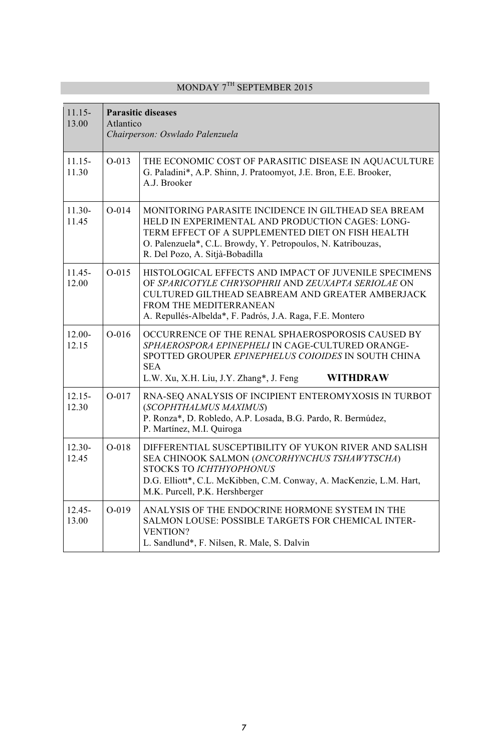## MONDAY 7[TH] SEPTEMBER 2015

| 11.15-13.00 | **Parasitic diseases**<br>Atlantico<br>*Chairperson: Oswlado Palenzuela* | |
|---|---|---|
| 11.15-11.30 | O-013 | THE ECONOMIC COST OF PARASITIC DISEASE IN AQUACULTURE<br>G. Paladini*, A.P. Shinn, J. Pratoomyot, J.E. Bron, E.E. Brooker, A.J. Brooker |
| 11.30-11.45 | O-014 | MONITORING PARASITE INCIDENCE IN GILTHEAD SEA BREAM HELD IN EXPERIMENTAL AND PRODUCTION CAGES: LONG-TERM EFFECT OF A SUPPLEMENTED DIET ON FISH HEALTH<br>O. Palenzuela*, C.L. Browdy, Y. Petropoulos, N. Katribouzas, R. Del Pozo, A. Sitjà-Bobadilla |
| 11.45-12.00 | O-015 | HISTOLOGICAL EFFECTS AND IMPACT OF JUVENILE SPECIMENS OF *SPARICOTYLE CHRYSOPHRII* AND *ZEUXAPTA SERIOLAE* ON CULTURED GILTHEAD SEABREAM AND GREATER AMBERJACK FROM THE MEDITERRANEAN<br>A. Repullés-Albelda*, F. Padrós, J.A. Raga, F.E. Montero |
| 12.00-12.15 | O-016 | OCCURRENCE OF THE RENAL SPHAEROSPOROSIS CAUSED BY *SPHAEROSPORA EPINEPHELI* IN CAGE-CULTURED ORANGE-SPOTTED GROUPER *EPINEPHELUS COIOIDES* IN SOUTH CHINA SEA<br>L.W. Xu, X.H. Liu, J.Y. Zhang*, J. Feng **WITHDRAW** |
| 12.15-12.30 | O-017 | RNA-SEQ ANALYSIS OF INCIPIENT ENTEROMYXOSIS IN TURBOT (*SCOPHTHALMUS MAXIMUS*)<br>P. Ronza*, D. Robledo, A.P. Losada, B.G. Pardo, R. Bermúdez, P. Martínez, M.I. Quiroga |
| 12.30-12.45 | O-018 | DIFFERENTIAL SUSCEPTIBILITY OF YUKON RIVER AND SALISH SEA CHINOOK SALMON (*ONCORHYNCHUS TSHAWYTSCHA*) STOCKS TO *ICHTHYOPHONUS*<br>D.G. Elliott*, C.L. McKibben, C.M. Conway, A. MacKenzie, L.M. Hart, M.K. Purcell, P.K. Hershberger |
| 12.45-13.00 | O-019 | ANALYSIS OF THE ENDOCRINE HORMONE SYSTEM IN THE SALMON LOUSE: POSSIBLE TARGETS FOR CHEMICAL INTER-VENTION?<br>L. Sandlund*, F. Nilsen, R. Male, S. Dalvin |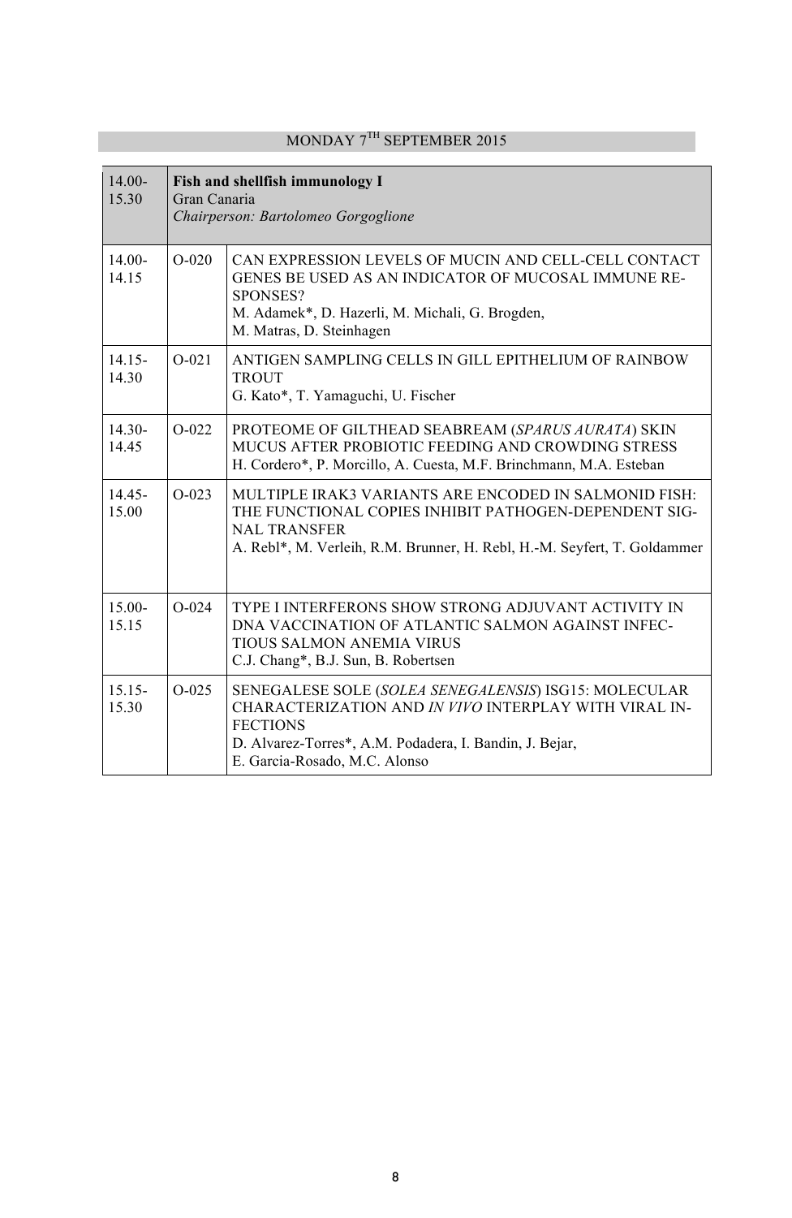## MONDAY 7TH SEPTEMBER 2015

| | | |
|---|---|---|
| 14.00-15.30 | **Fish and shellfish immunology I**<br>Gran Canaria<br>*Chairperson: Bartolomeo Gorgoglione* | |
| 14.00-14.15 | O-020 | CAN EXPRESSION LEVELS OF MUCIN AND CELL-CELL CONTACT GENES BE USED AS AN INDICATOR OF MUCOSAL IMMUNE RESPONSES?<br>M. Adamek*, D. Hazerli, M. Michali, G. Brogden, M. Matras, D. Steinhagen |
| 14.15-14.30 | O-021 | ANTIGEN SAMPLING CELLS IN GILL EPITHELIUM OF RAINBOW TROUT<br>G. Kato*, T. Yamaguchi, U. Fischer |
| 14.30-14.45 | O-022 | PROTEOME OF GILTHEAD SEABREAM (*SPARUS AURATA*) SKIN MUCUS AFTER PROBIOTIC FEEDING AND CROWDING STRESS<br>H. Cordero*, P. Morcillo, A. Cuesta, M.F. Brinchmann, M.A. Esteban |
| 14.45-15.00 | O-023 | MULTIPLE IRAK3 VARIANTS ARE ENCODED IN SALMONID FISH: THE FUNCTIONAL COPIES INHIBIT PATHOGEN-DEPENDENT SIGNAL TRANSFER<br>A. Rebl*, M. Verleih, R.M. Brunner, H. Rebl, H.-M. Seyfert, T. Goldammer |
| 15.00-15.15 | O-024 | TYPE I INTERFERONS SHOW STRONG ADJUVANT ACTIVITY IN DNA VACCINATION OF ATLANTIC SALMON AGAINST INFECTIOUS SALMON ANEMIA VIRUS<br>C.J. Chang*, B.J. Sun, B. Robertsen |
| 15.15-15.30 | O-025 | SENEGALESE SOLE (*SOLEA SENEGALENSIS*) ISG15: MOLECULAR CHARACTERIZATION AND *IN VIVO* INTERPLAY WITH VIRAL INFECTIONS<br>D. Alvarez-Torres*, A.M. Podadera, I. Bandin, J. Bejar, E. Garcia-Rosado, M.C. Alonso |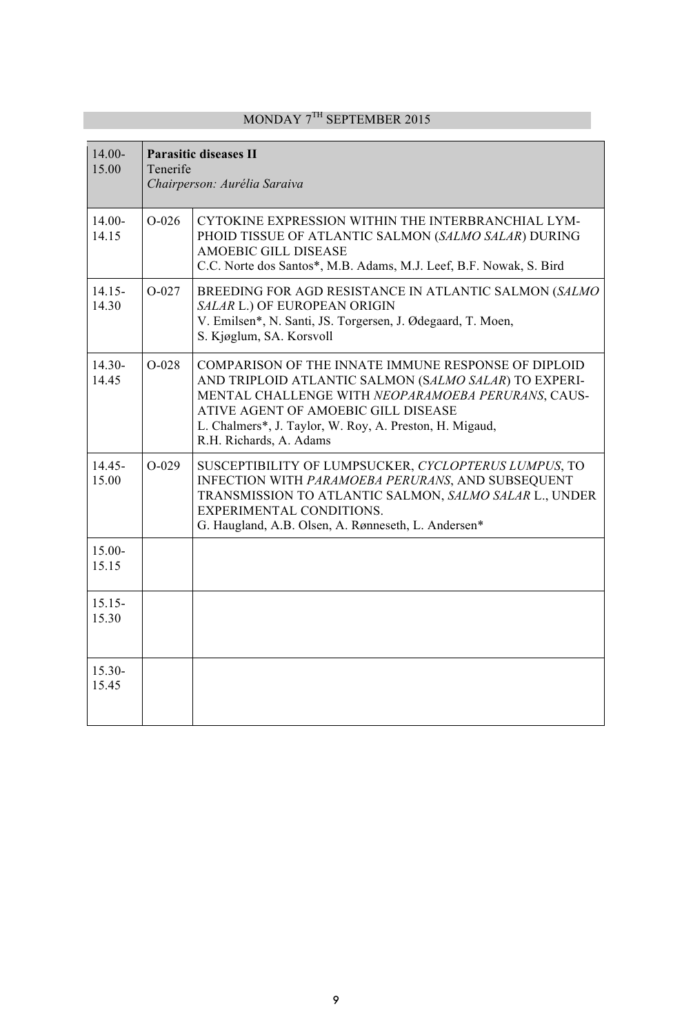## MONDAY 7TH SEPTEMBER 2015

| 14.00-15.00 | **Parasitic diseases II**<br>Tenerife<br>*Chairperson: Aurélia Saraiva* | |
|---|---|---|
| 14.00-14.15 | O-026 | CYTOKINE EXPRESSION WITHIN THE INTERBRANCHIAL LYMPHOID TISSUE OF ATLANTIC SALMON (*SALMO SALAR*) DURING AMOEBIC GILL DISEASE<br>C.C. Norte dos Santos*, M.B. Adams, M.J. Leef, B.F. Nowak, S. Bird |
| 14.15-14.30 | O-027 | BREEDING FOR AGD RESISTANCE IN ATLANTIC SALMON (*SALMO SALAR* L.) OF EUROPEAN ORIGIN<br>V. Emilsen*, N. Santi, JS. Torgersen, J. Ødegaard, T. Moen, S. Kjøglum, SA. Korsvoll |
| 14.30-14.45 | O-028 | COMPARISON OF THE INNATE IMMUNE RESPONSE OF DIPLOID AND TRIPLOID ATLANTIC SALMON (*SALMO SALAR*) TO EXPERIMENTAL CHALLENGE WITH *NEOPARAMOEBA PERURANS*, CAUSATIVE AGENT OF AMOEBIC GILL DISEASE<br>L. Chalmers*, J. Taylor, W. Roy, A. Preston, H. Migaud, R.H. Richards, A. Adams |
| 14.45-15.00 | O-029 | SUSCEPTIBILITY OF LUMPSUCKER, *CYCLOPTERUS LUMPUS*, TO INFECTION WITH *PARAMOEBA PERURANS*, AND SUBSEQUENT TRANSMISSION TO ATLANTIC SALMON, *SALMO SALAR* L., UNDER EXPERIMENTAL CONDITIONS.<br>G. Haugland, A.B. Olsen, A. Rønneseth, L. Andersen* |
| 15.00-15.15 | | |
| 15.15-15.30 | | |
| 15.30-15.45 | | |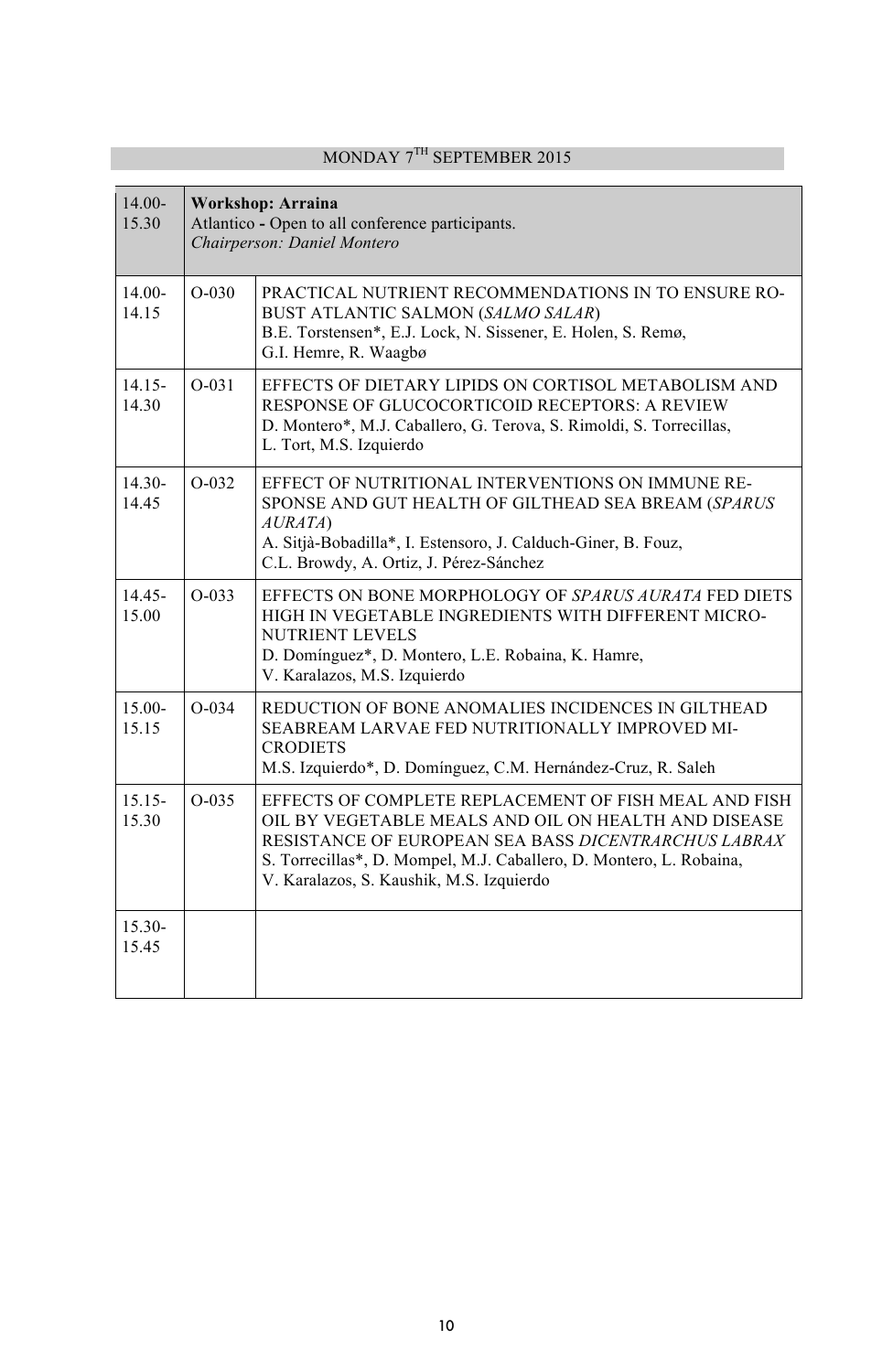## MONDAY 7[TH] SEPTEMBER 2015

| | | |
|---|---|---|
| 14.00-15.30 | **Workshop: Arraina**<br>Atlantico - Open to all conference participants.<br>*Chairperson: Daniel Montero* | |
| 14.00-14.15 | O-030 | PRACTICAL NUTRIENT RECOMMENDATIONS IN TO ENSURE ROBUST ATLANTIC SALMON (*SALMO SALAR*)<br>B.E. Torstensen*, E.J. Lock, N. Sissener, E. Holen, S. Remø, G.I. Hemre, R. Waagbø |
| 14.15-14.30 | O-031 | EFFECTS OF DIETARY LIPIDS ON CORTISOL METABOLISM AND RESPONSE OF GLUCOCORTICOID RECEPTORS: A REVIEW<br>D. Montero*, M.J. Caballero, G. Terova, S. Rimoldi, S. Torrecillas, L. Tort, M.S. Izquierdo |
| 14.30-14.45 | O-032 | EFFECT OF NUTRITIONAL INTERVENTIONS ON IMMUNE RESPONSE AND GUT HEALTH OF GILTHEAD SEA BREAM (*SPARUS AURATA*)<br>A. Sitjà-Bobadilla*, I. Estensoro, J. Calduch-Giner, B. Fouz, C.L. Browdy, A. Ortiz, J. Pérez-Sánchez |
| 14.45-15.00 | O-033 | EFFECTS ON BONE MORPHOLOGY OF *SPARUS AURATA* FED DIETS HIGH IN VEGETABLE INGREDIENTS WITH DIFFERENT MICRONUTRIENT LEVELS<br>D. Domínguez*, D. Montero, L.E. Robaina, K. Hamre, V. Karalazos, M.S. Izquierdo |
| 15.00-15.15 | O-034 | REDUCTION OF BONE ANOMALIES INCIDENCES IN GILTHEAD SEABREAM LARVAE FED NUTRITIONALLY IMPROVED MICRODIETS<br>M.S. Izquierdo*, D. Domínguez, C.M. Hernández-Cruz, R. Saleh |
| 15.15-15.30 | O-035 | EFFECTS OF COMPLETE REPLACEMENT OF FISH MEAL AND FISH OIL BY VEGETABLE MEALS AND OIL ON HEALTH AND DISEASE RESISTANCE OF EUROPEAN SEA BASS *DICENTRARCHUS LABRAX*<br>S. Torrecillas*, D. Mompel, M.J. Caballero, D. Montero, L. Robaina, V. Karalazos, S. Kaushik, M.S. Izquierdo |
| 15.30-15.45 | | |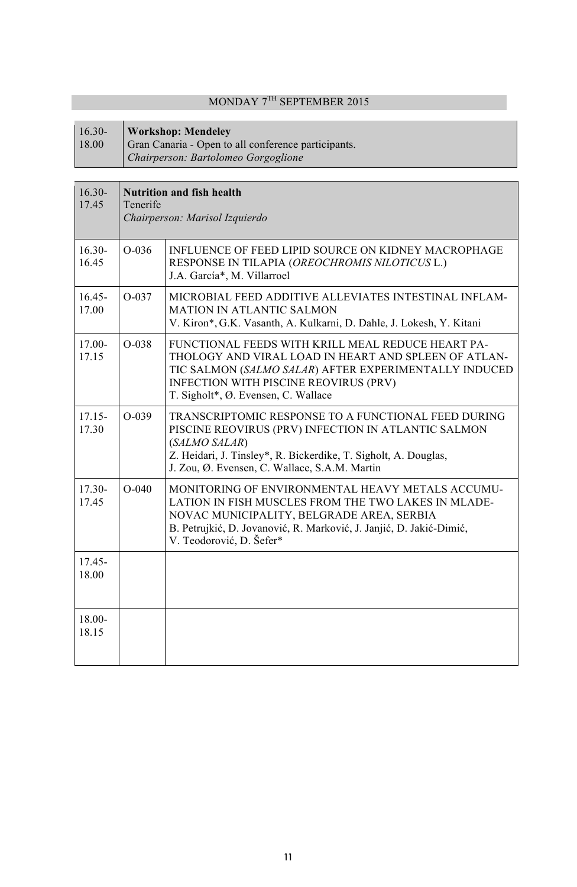## MONDAY 7[TH] SEPTEMBER 2015

| 16.30-18.00 | **Workshop: Mendeley**<br>Gran Canaria - Open to all conference participants.<br>*Chairperson: Bartolomeo Gorgoglione* |
|---|---|

| 16.30-17.45 | | **Nutrition and fish health**<br>Tenerife<br>*Chairperson: Marisol Izquierdo* |
|---|---|---|
| 16.30-16.45 | O-036 | INFLUENCE OF FEED LIPID SOURCE ON KIDNEY MACROPHAGE RESPONSE IN TILAPIA (*OREOCHROMIS NILOTICUS* L.)<br>J.A. García*, M. Villarroel |
| 16.45-17.00 | O-037 | MICROBIAL FEED ADDITIVE ALLEVIATES INTESTINAL INFLAMMATION IN ATLANTIC SALMON<br>V. Kiron*, G.K. Vasanth, A. Kulkarni, D. Dahle, J. Lokesh, Y. Kitani |
| 17.00-17.15 | O-038 | FUNCTIONAL FEEDS WITH KRILL MEAL REDUCE HEART PATHOLOGY AND VIRAL LOAD IN HEART AND SPLEEN OF ATLANTIC SALMON (*SALMO SALAR*) AFTER EXPERIMENTALLY INDUCED INFECTION WITH PISCINE REOVIRUS (PRV)<br>T. Sigholt*, Ø. Evensen, C. Wallace |
| 17.15-17.30 | O-039 | TRANSCRIPTOMIC RESPONSE TO A FUNCTIONAL FEED DURING PISCINE REOVIRUS (PRV) INFECTION IN ATLANTIC SALMON (*SALMO SALAR*)<br>Z. Heidari, J. Tinsley*, R. Bickerdike, T. Sigholt, A. Douglas, J. Zou, Ø. Evensen, C. Wallace, S.A.M. Martin |
| 17.30-17.45 | O-040 | MONITORING OF ENVIRONMENTAL HEAVY METALS ACCUMULATION IN FISH MUSCLES FROM THE TWO LAKES IN MLADENOVAC MUNICIPALITY, BELGRADE AREA, SERBIA<br>B. Petrujkić, D. Jovanović, R. Marković, J. Janjić, D. Jakić-Dimić, V. Teodorović, D. Šefer* |
| 17.45-18.00 | | |
| 18.00-18.15 | | |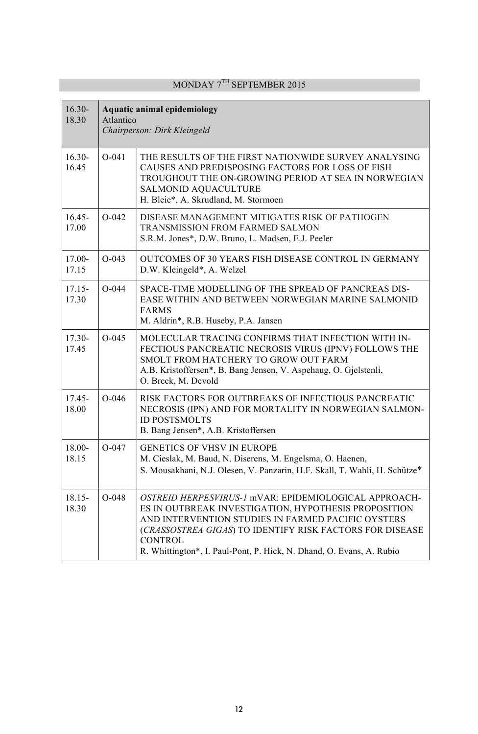## MONDAY 7TH SEPTEMBER 2015

| 16.30-18.30 | **Aquatic animal epidemiology**<br>Atlantico<br>*Chairperson: Dirk Kleingeld* | |
|---|---|---|
| 16.30-16.45 | O-041 | THE RESULTS OF THE FIRST NATIONWIDE SURVEY ANALYSING CAUSES AND PREDISPOSING FACTORS FOR LOSS OF FISH TROUGHOUT THE ON-GROWING PERIOD AT SEA IN NORWEGIAN SALMONID AQUACULTURE<br>H. Bleie*, A. Skrudland, M. Stormoen |
| 16.45-17.00 | O-042 | DISEASE MANAGEMENT MITIGATES RISK OF PATHOGEN TRANSMISSION FROM FARMED SALMON<br>S.R.M. Jones*, D.W. Bruno, L. Madsen, E.J. Peeler |
| 17.00-17.15 | O-043 | OUTCOMES OF 30 YEARS FISH DISEASE CONTROL IN GERMANY<br>D.W. Kleingeld*, A. Welzel |
| 17.15-17.30 | O-044 | SPACE-TIME MODELLING OF THE SPREAD OF PANCREAS DISEASE WITHIN AND BETWEEN NORWEGIAN MARINE SALMONID FARMS<br>M. Aldrin*, R.B. Huseby, P.A. Jansen |
| 17.30-17.45 | O-045 | MOLECULAR TRACING CONFIRMS THAT INFECTION WITH INFECTIOUS PANCREATIC NECROSIS VIRUS (IPNV) FOLLOWS THE SMOLT FROM HATCHERY TO GROW OUT FARM<br>A.B. Kristoffersen*, B. Bang Jensen, V. Aspehaug, O. Gjelstenli, O. Breck, M. Devold |
| 17.45-18.00 | O-046 | RISK FACTORS FOR OUTBREAKS OF INFECTIOUS PANCREATIC NECROSIS (IPN) AND FOR MORTALITY IN NORWEGIAN SALMONID POSTSMOLTS<br>B. Bang Jensen*, A.B. Kristoffersen |
| 18.00-18.15 | O-047 | GENETICS OF VHSV IN EUROPE<br>M. Cieslak, M. Baud, N. Diserens, M. Engelsma, O. Haenen, S. Mousakhani, N.J. Olesen, V. Panzarin, H.F. Skall, T. Wahli, H. Schütze* |
| 18.15-18.30 | O-048 | *OSTREID HERPESVIRUS-1* mVAR: EPIDEMIOLOGICAL APPROACHES IN OUTBREAK INVESTIGATION, HYPOTHESIS PROPOSITION AND INTERVENTION STUDIES IN FARMED PACIFIC OYSTERS (*CRASSOSTREA GIGAS*) TO IDENTIFY RISK FACTORS FOR DISEASE CONTROL<br>R. Whittington*, I. Paul-Pont, P. Hick, N. Dhand, O. Evans, A. Rubio |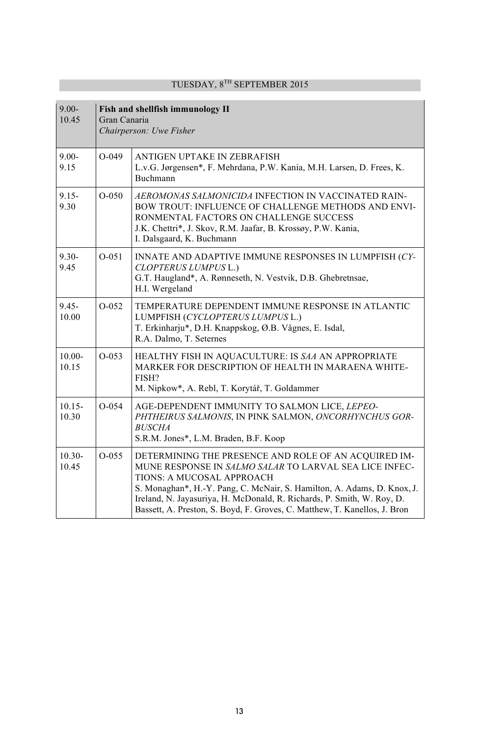## TUESDAY, 8TH SEPTEMBER 2015

| 9.00-10.45 | **Fish and shellfish immunology II**<br>Gran Canaria<br>*Chairperson: Uwe Fisher* | |
|---|---|---|
| 9.00-9.15 | O-049 | ANTIGEN UPTAKE IN ZEBRAFISH<br>L.v.G. Jørgensen*, F. Mehrdana, P.W. Kania, M.H. Larsen, D. Frees, K. Buchmann |
| 9.15-9.30 | O-050 | *AEROMONAS SALMONICIDA* INFECTION IN VACCINATED RAINBOW TROUT: INFLUENCE OF CHALLENGE METHODS AND ENVIRONMENTAL FACTORS ON CHALLENGE SUCCESS<br>J.K. Chettri*, J. Skov, R.M. Jaafar, B. Krossøy, P.W. Kania, I. Dalsgaard, K. Buchmann |
| 9.30-9.45 | O-051 | INNATE AND ADAPTIVE IMMUNE RESPONSES IN LUMPFISH (*CYCLOPTERUS LUMPUS* L.)<br>G.T. Haugland*, A. Rønneseth, N. Vestvik, D.B. Ghebretnsae, H.I. Wergeland |
| 9.45-10.00 | O-052 | TEMPERATURE DEPENDENT IMMUNE RESPONSE IN ATLANTIC LUMPFISH (*CYCLOPTERUS LUMPUS* L.)<br>T. Erkinharju*, D.H. Knappskog, Ø.B. Vågnes, E. Isdal, R.A. Dalmo, T. Seternes |
| 10.00-10.15 | O-053 | HEALTHY FISH IN AQUACULTURE: IS *SAA* AN APPROPRIATE MARKER FOR DESCRIPTION OF HEALTH IN MARAENA WHITEFISH?<br>M. Nipkow*, A. Rebl, T. Korytář, T. Goldammer |
| 10.15-10.30 | O-054 | AGE-DEPENDENT IMMUNITY TO SALMON LICE, *LEPEOPHTHEIRUS SALMONIS*, IN PINK SALMON, *ONCORHYNCHUS GORBUSCHA*<br>S.R.M. Jones*, L.M. Braden, B.F. Koop |
| 10.30-10.45 | O-055 | DETERMINING THE PRESENCE AND ROLE OF AN ACQUIRED IMMUNE RESPONSE IN *SALMO SALAR* TO LARVAL SEA LICE INFECTIONS: A MUCOSAL APPROACH<br>S. Monaghan*, H.-Y. Pang, C. McNair, S. Hamilton, A. Adams, D. Knox, J. Ireland, N. Jayasuriya, H. McDonald, R. Richards, P. Smith, W. Roy, D. Bassett, A. Preston, S. Boyd, F. Groves, C. Matthew, T. Kanellos, J. Bron |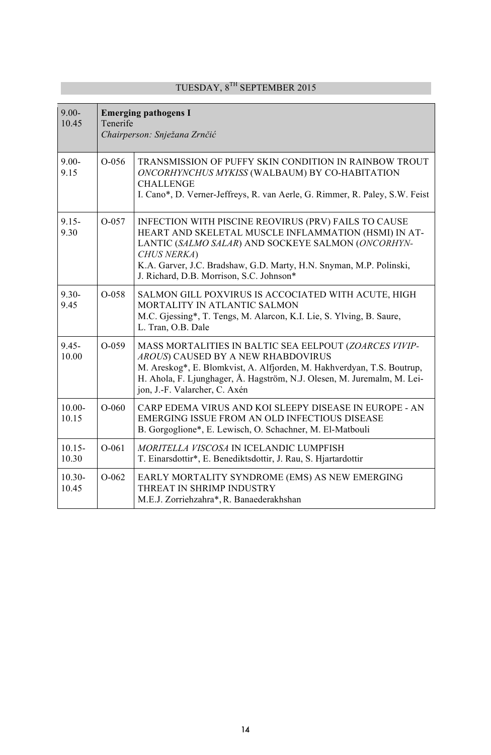## TUESDAY, 8TH SEPTEMBER 2015

| 9.00-10.45 | **Emerging pathogens I**<br>Tenerife<br>*Chairperson: Snježana Zrnčić* | |
|---|---|---|
| 9.00-9.15 | O-056 | TRANSMISSION OF PUFFY SKIN CONDITION IN RAINBOW TROUT *ONCORHYNCHUS MYKISS* (WALBAUM) BY CO-HABITATION CHALLENGE<br>I. Cano*, D. Verner-Jeffreys, R. van Aerle, G. Rimmer, R. Paley, S.W. Feist |
| 9.15-9.30 | O-057 | INFECTION WITH PISCINE REOVIRUS (PRV) FAILS TO CAUSE HEART AND SKELETAL MUSCLE INFLAMMATION (HSMI) IN ATLANTIC (*SALMO SALAR*) AND SOCKEYE SALMON (*ONCORHYNCHUS NERKA*)<br>K.A. Garver, J.C. Bradshaw, G.D. Marty, H.N. Snyman, M.P. Polinski, J. Richard, D.B. Morrison, S.C. Johnson* |
| 9.30-9.45 | O-058 | SALMON GILL POXVIRUS IS ACCOCIATED WITH ACUTE, HIGH MORTALITY IN ATLANTIC SALMON<br>M.C. Gjessing*, T. Tengs, M. Alarcon, K.I. Lie, S. Ylving, B. Saure, L. Tran, O.B. Dale |
| 9.45-10.00 | O-059 | MASS MORTALITIES IN BALTIC SEA EELPOUT (*ZOARCES VIVIPAROUS*) CAUSED BY A NEW RHABDOVIRUS<br>M. Areskog*, E. Blomkvist, A. Alfjorden, M. Hakhverdyan, T.S. Boutrup, H. Ahola, F. Ljunghager, Å. Hagström, N.J. Olesen, M. Juremalm, M. Leijon, J.-F. Valarcher, C. Axén |
| 10.00-10.15 | O-060 | CARP EDEMA VIRUS AND KOI SLEEPY DISEASE IN EUROPE - AN EMERGING ISSUE FROM AN OLD INFECTIOUS DISEASE<br>B. Gorgoglione*, E. Lewisch, O. Schachner, M. El-Matbouli |
| 10.15-10.30 | O-061 | *MORITELLA VISCOSA* IN ICELANDIC LUMPFISH<br>T. Einarsdottir*, E. Benediktsdottir, J. Rau, S. Hjartardottir |
| 10.30-10.45 | O-062 | EARLY MORTALITY SYNDROME (EMS) AS NEW EMERGING THREAT IN SHRIMP INDUSTRY<br>M.E.J. Zorriehzahra*, R. Banaederakhshan |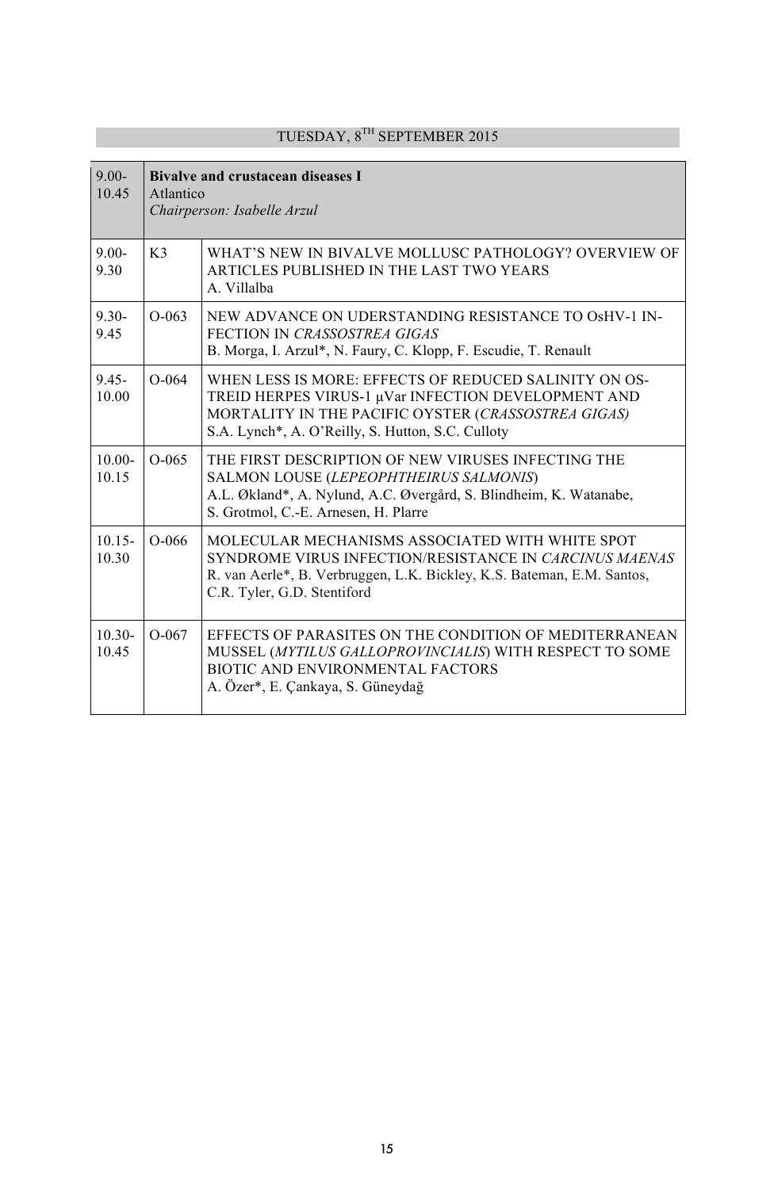## TUESDAY, 8TH SEPTEMBER 2015

| 9.00-10.45 | **Bivalve and crustacean diseases I**<br>Atlantico<br>*Chairperson: Isabelle Arzul* | |
|---|---|---|
| 9.00-9.30 | K3 | WHAT'S NEW IN BIVALVE MOLLUSC PATHOLOGY? OVERVIEW OF ARTICLES PUBLISHED IN THE LAST TWO YEARS<br>A. Villalba |
| 9.30-9.45 | O-063 | NEW ADVANCE ON UDERSTANDING RESISTANCE TO OsHV-1 INFECTION IN *CRASSOSTREA GIGAS*<br>B. Morga, I. Arzul*, N. Faury, C. Klopp, F. Escudie, T. Renault |
| 9.45-10.00 | O-064 | WHEN LESS IS MORE: EFFECTS OF REDUCED SALINITY ON OSTREID HERPES VIRUS-1 µVar INFECTION DEVELOPMENT AND MORTALITY IN THE PACIFIC OYSTER (*CRASSOSTREA GIGAS)*<br>S.A. Lynch*, A. O'Reilly, S. Hutton, S.C. Culloty |
| 10.00-10.15 | O-065 | THE FIRST DESCRIPTION OF NEW VIRUSES INFECTING THE SALMON LOUSE (*LEPEOPHTHEIRUS SALMONIS*)<br>A.L. Økland*, A. Nylund, A.C. Øvergård, S. Blindheim, K. Watanabe, S. Grotmol, C.-E. Arnesen, H. Plarre |
| 10.15-10.30 | O-066 | MOLECULAR MECHANISMS ASSOCIATED WITH WHITE SPOT SYNDROME VIRUS INFECTION/RESISTANCE IN *CARCINUS MAENAS*<br>R. van Aerle*, B. Verbruggen, L.K. Bickley, K.S. Bateman, E.M. Santos, C.R. Tyler, G.D. Stentiford |
| 10.30-10.45 | O-067 | EFFECTS OF PARASITES ON THE CONDITION OF MEDITERRANEAN MUSSEL (*MYTILUS GALLOPROVINCIALIS*) WITH RESPECT TO SOME BIOTIC AND ENVIRONMENTAL FACTORS<br>A. Özer*, E. Çankaya, S. Güneydağ |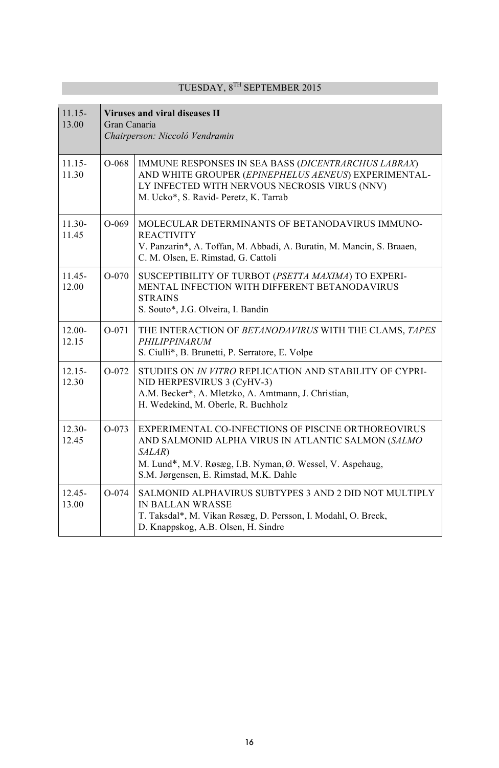## TUESDAY, 8TH SEPTEMBER 2015

| 11.15-13.00 | **Viruses and viral diseases II**<br>Gran Canaria<br>*Chairperson: Niccoló Vendramin* | |
|---|---|---|
| 11.15-11.30 | O-068 | IMMUNE RESPONSES IN SEA BASS (*DICENTRARCHUS LABRAX*) AND WHITE GROUPER (*EPINEPHELUS AENEUS*) EXPERIMENTALLY INFECTED WITH NERVOUS NECROSIS VIRUS (NNV)<br>M. Ucko*, S. Ravid- Peretz, K. Tarrab |
| 11.30-11.45 | O-069 | MOLECULAR DETERMINANTS OF BETANODAVIRUS IMMUNOREACTIVITY<br>V. Panzarin*, A. Toffan, M. Abbadi, A. Buratin, M. Mancin, S. Braaen, C. M. Olsen, E. Rimstad, G. Cattoli |
| 11.45-12.00 | O-070 | SUSCEPTIBILITY OF TURBOT (*PSETTA MAXIMA*) TO EXPERIMENTAL INFECTION WITH DIFFERENT BETANODAVIRUS STRAINS<br>S. Souto*, J.G. Olveira, I. Bandín |
| 12.00-12.15 | O-071 | THE INTERACTION OF *BETANODAVIRUS* WITH THE CLAMS, *TAPES PHILIPPINARUM*<br>S. Ciulli*, B. Brunetti, P. Serratore, E. Volpe |
| 12.15-12.30 | O-072 | STUDIES ON *IN VITRO* REPLICATION AND STABILITY OF CYPRINID HERPESVIRUS 3 (CyHV-3)<br>A.M. Becker*, A. Mletzko, A. Amtmann, J. Christian, H. Wedekind, M. Oberle, R. Buchholz |
| 12.30-12.45 | O-073 | EXPERIMENTAL CO-INFECTIONS OF PISCINE ORTHOREOVIRUS AND SALMONID ALPHA VIRUS IN ATLANTIC SALMON (*SALMO SALAR*)<br>M. Lund*, M.V. Røsæg, I.B. Nyman, Ø. Wessel, V. Aspehaug, S.M. Jørgensen, E. Rimstad, M.K. Dahle |
| 12.45-13.00 | O-074 | SALMONID ALPHAVIRUS SUBTYPES 3 AND 2 DID NOT MULTIPLY IN BALLAN WRASSE<br>T. Taksdal*, M. Vikan Røsæg, D. Persson, I. Modahl, O. Breck, D. Knappskog, A.B. Olsen, H. Sindre |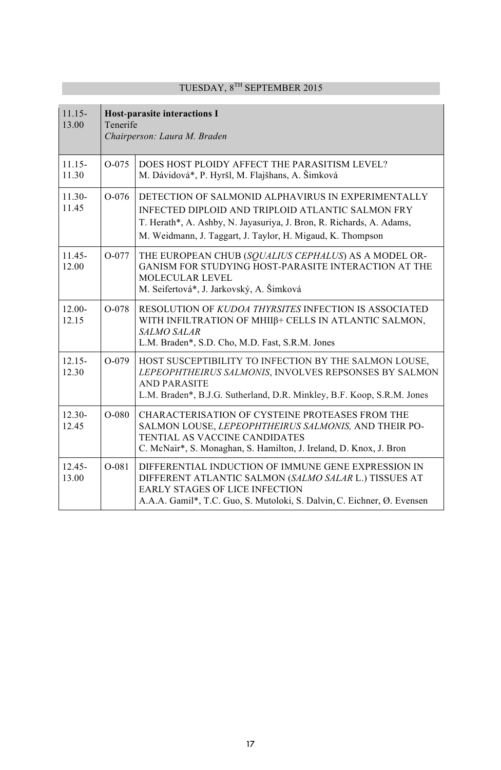## TUESDAY, 8TH SEPTEMBER 2015

| 11.15-13.00 | **Host-parasite interactions I**<br>Tenerife<br>*Chairperson: Laura M. Braden* | |
|---|---|---|
| 11.15-11.30 | O-075 | DOES HOST PLOIDY AFFECT THE PARASITISM LEVEL?<br>M. Dávidová*, P. Hyršl, M. Flajšhans, A. Šimková |
| 11.30-11.45 | O-076 | DETECTION OF SALMONID ALPHAVIRUS IN EXPERIMENTALLY INFECTED DIPLOID AND TRIPLOID ATLANTIC SALMON FRY<br>T. Herath*, A. Ashby, N. Jayasuriya, J. Bron, R. Richards, A. Adams, M. Weidmann, J. Taggart, J. Taylor, H. Migaud, K. Thompson |
| 11.45-12.00 | O-077 | THE EUROPEAN CHUB (*SQUALIUS CEPHALUS*) AS A MODEL ORGANISM FOR STUDYING HOST-PARASITE INTERACTION AT THE MOLECULAR LEVEL<br>M. Seifertová*, J. Jarkovský, A. Šimková |
| 12.00-12.15 | O-078 | RESOLUTION OF *KUDOA THYRSITES* INFECTION IS ASSOCIATED WITH INFILTRATION OF MHIIβ+ CELLS IN ATLANTIC SALMON, *SALMO SALAR*<br>L.M. Braden*, S.D. Cho, M.D. Fast, S.R.M. Jones |
| 12.15-12.30 | O-079 | HOST SUSCEPTIBILITY TO INFECTION BY THE SALMON LOUSE, *LEPEOPHTHEIRUS SALMONIS*, INVOLVES REPSONSES BY SALMON AND PARASITE<br>L.M. Braden*, B.J.G. Sutherland, D.R. Minkley, B.F. Koop, S.R.M. Jones |
| 12.30-12.45 | O-080 | CHARACTERISATION OF CYSTEINE PROTEASES FROM THE SALMON LOUSE, *LEPEOPHTHEIRUS SALMONIS,* AND THEIR POTENTIAL AS VACCINE CANDIDATES<br>C. McNair*, S. Monaghan, S. Hamilton, J. Ireland, D. Knox, J. Bron |
| 12.45-13.00 | O-081 | DIFFERENTIAL INDUCTION OF IMMUNE GENE EXPRESSION IN DIFFERENT ATLANTIC SALMON (*SALMO SALAR* L.) TISSUES AT EARLY STAGES OF LICE INFECTION<br>A.A.A. Gamil*, T.C. Guo, S. Mutoloki, S. Dalvin, C. Eichner, Ø. Evensen |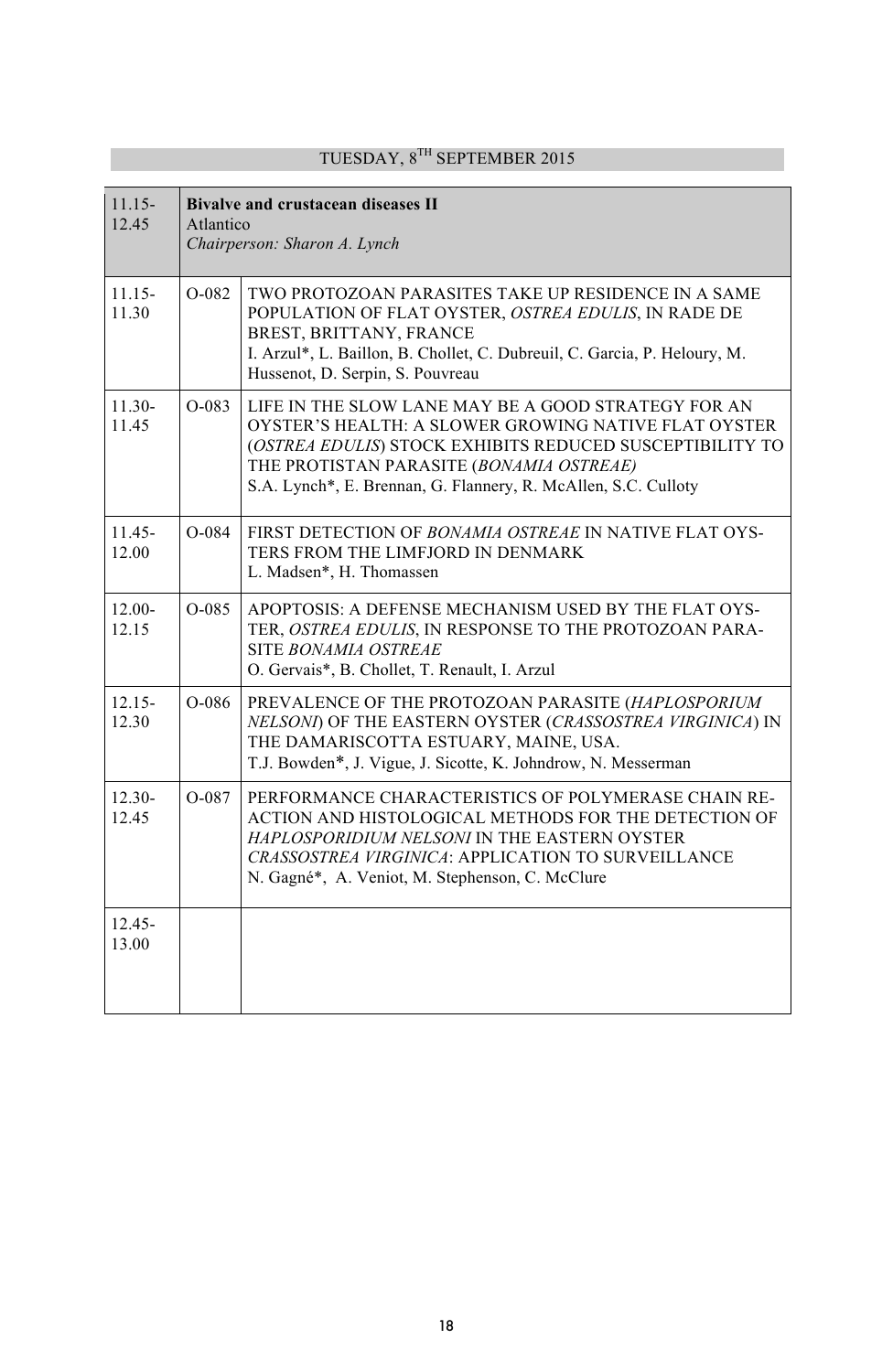## TUESDAY, 8TH SEPTEMBER 2015

| 11.15-12.45 | **Bivalve and crustacean diseases II**<br>Atlantico<br>*Chairperson: Sharon A. Lynch* | |
|---|---|---|
| 11.15-11.30 | O-082 | TWO PROTOZOAN PARASITES TAKE UP RESIDENCE IN A SAME POPULATION OF FLAT OYSTER, *OSTREA EDULIS*, IN RADE DE BREST, BRITTANY, FRANCE<br>I. Arzul*, L. Baillon, B. Chollet, C. Dubreuil, C. Garcia, P. Heloury, M. Hussenot, D. Serpin, S. Pouvreau |
| 11.30-11.45 | O-083 | LIFE IN THE SLOW LANE MAY BE A GOOD STRATEGY FOR AN OYSTER'S HEALTH: A SLOWER GROWING NATIVE FLAT OYSTER (*OSTREA EDULIS*) STOCK EXHIBITS REDUCED SUSCEPTIBILITY TO THE PROTISTAN PARASITE (*BONAMIA OSTREAE)*<br>S.A. Lynch*, E. Brennan, G. Flannery, R. McAllen, S.C. Culloty |
| 11.45-12.00 | O-084 | FIRST DETECTION OF *BONAMIA OSTREAE* IN NATIVE FLAT OYSTERS FROM THE LIMFJORD IN DENMARK<br>L. Madsen*, H. Thomassen |
| 12.00-12.15 | O-085 | APOPTOSIS: A DEFENSE MECHANISM USED BY THE FLAT OYSTER, *OSTREA EDULIS*, IN RESPONSE TO THE PROTOZOAN PARASITE *BONAMIA OSTREAE*<br>O. Gervais*, B. Chollet, T. Renault, I. Arzul |
| 12.15-12.30 | O-086 | PREVALENCE OF THE PROTOZOAN PARASITE (*HAPLOSPORIUM NELSONI*) OF THE EASTERN OYSTER (*CRASSOSTREA VIRGINICA*) IN THE DAMARISCOTTA ESTUARY, MAINE, USA.<br>T.J. Bowden*, J. Vigue, J. Sicotte, K. Johndrow, N. Messerman |
| 12.30-12.45 | O-087 | PERFORMANCE CHARACTERISTICS OF POLYMERASE CHAIN REACTION AND HISTOLOGICAL METHODS FOR THE DETECTION OF *HAPLOSPORIDIUM NELSONI* IN THE EASTERN OYSTER *CRASSOSTREA VIRGINICA*: APPLICATION TO SURVEILLANCE<br>N. Gagné*, A. Veniot, M. Stephenson, C. McClure |
| 12.45-13.00 | | |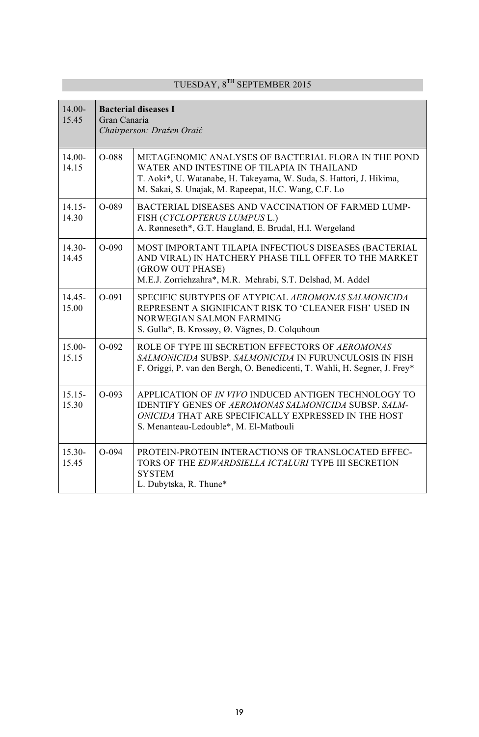## TUESDAY, 8TH SEPTEMBER 2015

| 14.00-15.45 | **Bacterial diseases I**<br>Gran Canaria<br>*Chairperson: Dražen Oraić* | |
|---|---|---|
| 14.00-14.15 | O-088 | METAGENOMIC ANALYSES OF BACTERIAL FLORA IN THE POND WATER AND INTESTINE OF TILAPIA IN THAILAND<br>T. Aoki*, U. Watanabe, H. Takeyama, W. Suda, S. Hattori, J. Hikima, M. Sakai, S. Unajak, M. Rapeepat, H.C. Wang, C.F. Lo |
| 14.15-14.30 | O-089 | BACTERIAL DISEASES AND VACCINATION OF FARMED LUMP-FISH (*CYCLOPTERUS LUMPUS* L.)<br>A. Rønneseth*, G.T. Haugland, E. Brudal, H.I. Wergeland |
| 14.30-14.45 | O-090 | MOST IMPORTANT TILAPIA INFECTIOUS DISEASES (BACTERIAL AND VIRAL) IN HATCHERY PHASE TILL OFFER TO THE MARKET (GROW OUT PHASE)<br>M.E.J. Zorriehzahra*, M.R. Mehrabi, S.T. Delshad, M. Addel |
| 14.45-15.00 | O-091 | SPECIFIC SUBTYPES OF ATYPICAL *AEROMONAS SALMONICIDA* REPRESENT A SIGNIFICANT RISK TO 'CLEANER FISH' USED IN NORWEGIAN SALMON FARMING<br>S. Gulla*, B. Krossøy, Ø. Vågnes, D. Colquhoun |
| 15.00-15.15 | O-092 | ROLE OF TYPE III SECRETION EFFECTORS OF *AEROMONAS SALMONICIDA* SUBSP. *SALMONICIDA* IN FURUNCULOSIS IN FISH<br>F. Origgi, P. van den Bergh, O. Benedicenti, T. Wahli, H. Segner, J. Frey* |
| 15.15-15.30 | O-093 | APPLICATION OF *IN VIVO* INDUCED ANTIGEN TECHNOLOGY TO IDENTIFY GENES OF *AEROMONAS SALMONICIDA* SUBSP. *SALM-ONICIDA* THAT ARE SPECIFICALLY EXPRESSED IN THE HOST<br>S. Menanteau-Ledouble*, M. El-Matbouli |
| 15.30-15.45 | O-094 | PROTEIN-PROTEIN INTERACTIONS OF TRANSLOCATED EFFEC-TORS OF THE *EDWARDSIELLA ICTALURI* TYPE III SECRETION SYSTEM<br>L. Dubytska, R. Thune* |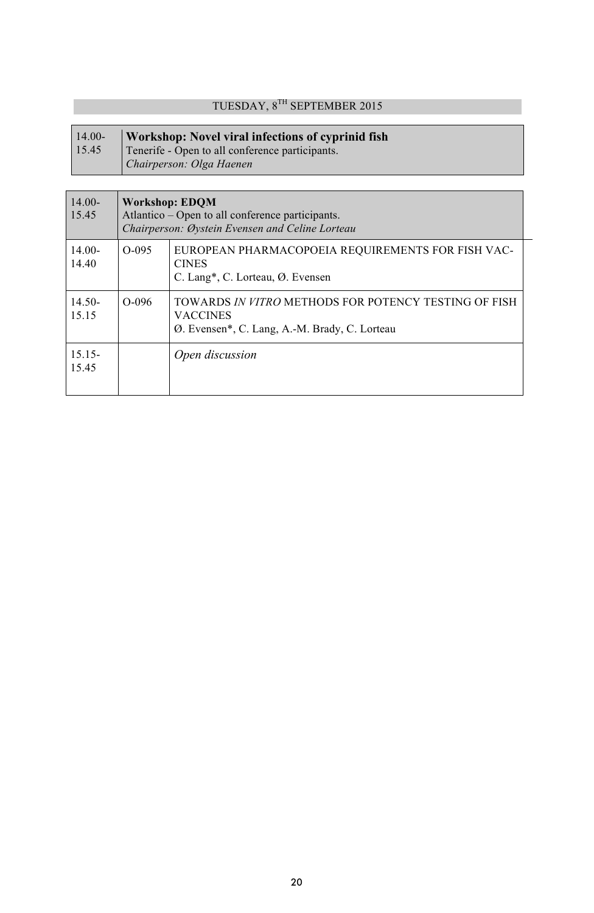## TUESDAY, 8[TH] SEPTEMBER 2015

| 14.00-15.45 | **Workshop: Novel viral infections of cyprinid fish**<br>Tenerife - Open to all conference participants.<br>*Chairperson: Olga Haenen* |
|---|---|

| 14.00-15.45 | **Workshop: EDQM**<br>Atlantico – Open to all conference participants.<br>*Chairperson: Øystein Evensen and Celine Lorteau* | |
|---|---|---|
| 14.00-14.40 | O-095 | EUROPEAN PHARMACOPOEIA REQUIREMENTS FOR FISH VACCINES<br>C. Lang*, C. Lorteau, Ø. Evensen |
| 14.50-15.15 | O-096 | TOWARDS *IN VITRO* METHODS FOR POTENCY TESTING OF FISH VACCINES<br>Ø. Evensen*, C. Lang, A.-M. Brady, C. Lorteau |
| 15.15-15.45 | | *Open discussion* |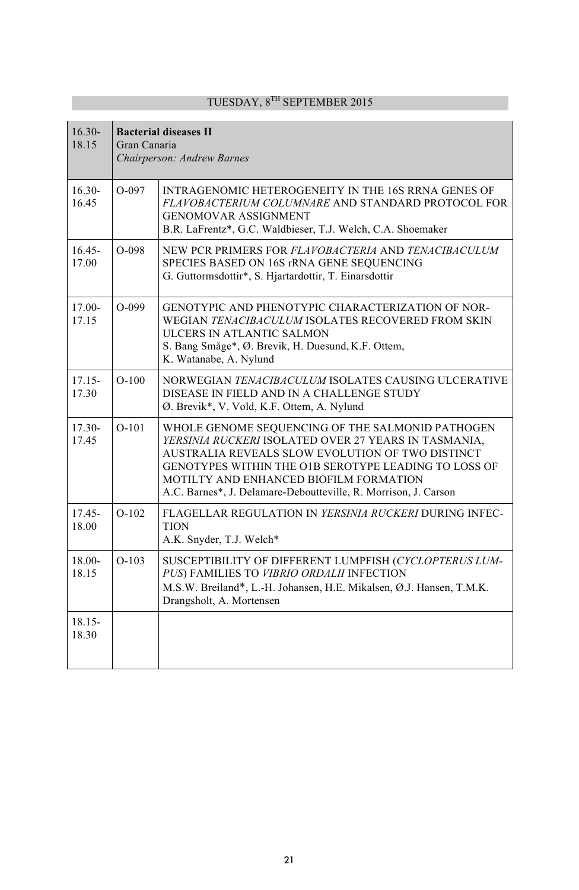## TUESDAY, 8TH SEPTEMBER 2015

| 16.30-18.15 | **Bacterial diseases II**<br>Gran Canaria<br>*Chairperson: Andrew Barnes* | |
|---|---|---|
| 16.30-16.45 | O-097 | INTRAGENOMIC HETEROGENEITY IN THE 16S RRNA GENES OF *FLAVOBACTERIUM COLUMNARE* AND STANDARD PROTOCOL FOR GENOMOVAR ASSIGNMENT<br>B.R. LaFrentz*, G.C. Waldbieser, T.J. Welch, C.A. Shoemaker |
| 16.45-17.00 | O-098 | NEW PCR PRIMERS FOR *FLAVOBACTERIA* AND *TENACIBACULUM* SPECIES BASED ON 16S rRNA GENE SEQUENCING<br>G. Guttormsdottir*, S. Hjartardottir, T. Einarsdottir |
| 17.00-17.15 | O-099 | GENOTYPIC AND PHENOTYPIC CHARACTERIZATION OF NORWEGIAN *TENACIBACULUM* ISOLATES RECOVERED FROM SKIN ULCERS IN ATLANTIC SALMON<br>S. Bang Småge*, Ø. Brevik, H. Duesund, K.F. Ottem, K. Watanabe, A. Nylund |
| 17.15-17.30 | O-100 | NORWEGIAN *TENACIBACULUM* ISOLATES CAUSING ULCERATIVE DISEASE IN FIELD AND IN A CHALLENGE STUDY<br>Ø. Brevik*, V. Vold, K.F. Ottem, A. Nylund |
| 17.30-17.45 | O-101 | WHOLE GENOME SEQUENCING OF THE SALMONID PATHOGEN *YERSINIA RUCKERI* ISOLATED OVER 27 YEARS IN TASMANIA, AUSTRALIA REVEALS SLOW EVOLUTION OF TWO DISTINCT GENOTYPES WITHIN THE O1B SEROTYPE LEADING TO LOSS OF MOTILTY AND ENHANCED BIOFILM FORMATION<br>A.C. Barnes*, J. Delamare-Deboutteville, R. Morrison, J. Carson |
| 17.45-18.00 | O-102 | FLAGELLAR REGULATION IN *YERSINIA RUCKERI* DURING INFECTION<br>A.K. Snyder, T.J. Welch* |
| 18.00-18.15 | O-103 | SUSCEPTIBILITY OF DIFFERENT LUMPFISH (*CYCLOPTERUS LUMPUS*) FAMILIES TO *VIBRIO ORDALII* INFECTION<br>M.S.W. Breiland*, L.-H. Johansen, H.E. Mikalsen, Ø.J. Hansen, T.M.K. Drangsholt, A. Mortensen |
| 18.15-18.30 | | |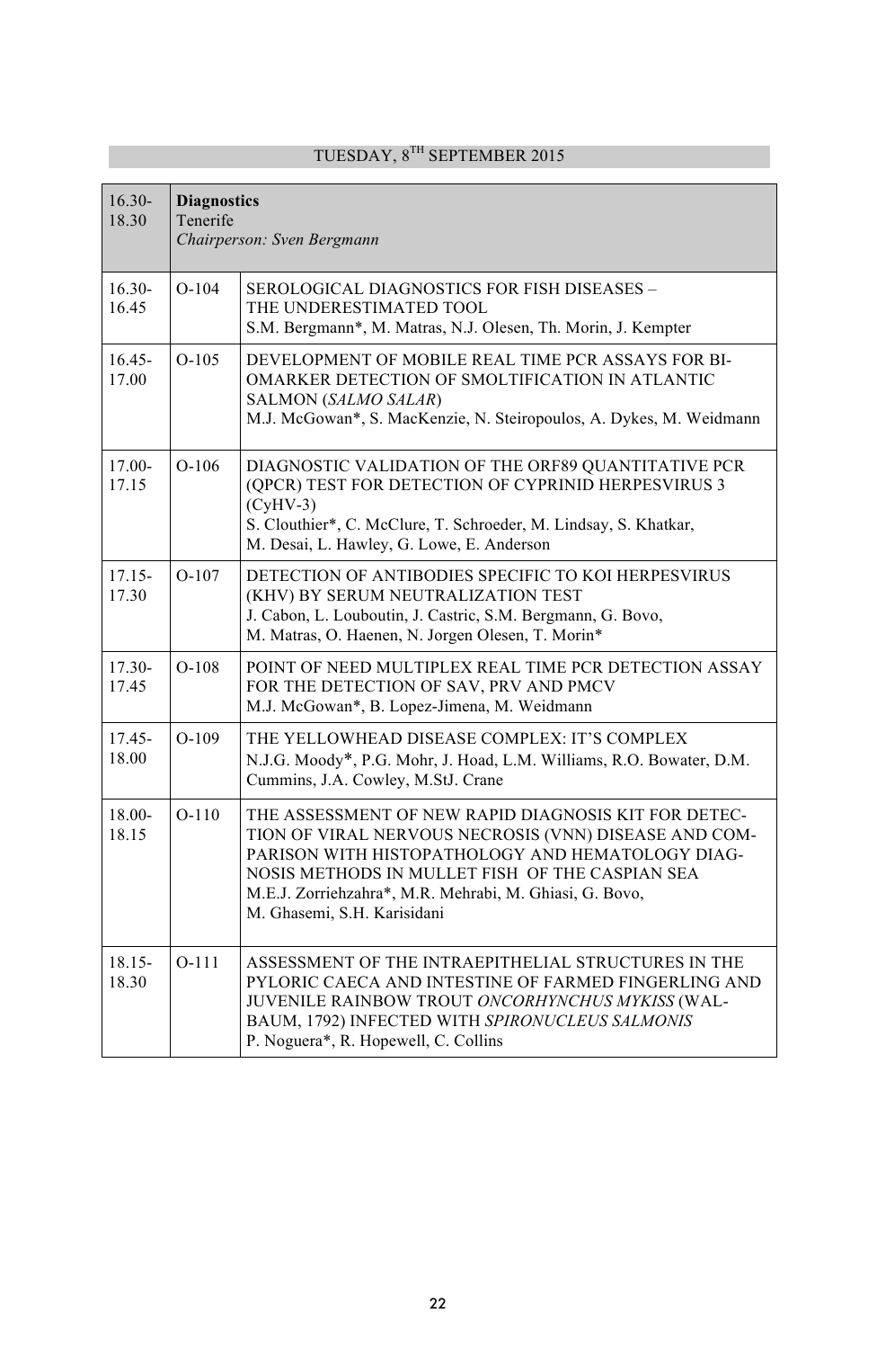## TUESDAY, 8TH SEPTEMBER 2015

| 16.30-18.30 | **Diagnostics** Tenerife *Chairperson: Sven Bergmann* | |
|---|---|---|
| 16.30-16.45 | O-104 | SEROLOGICAL DIAGNOSTICS FOR FISH DISEASES – THE UNDERESTIMATED TOOL<br>S.M. Bergmann*, M. Matras, N.J. Olesen, Th. Morin, J. Kempter |
| 16.45-17.00 | O-105 | DEVELOPMENT OF MOBILE REAL TIME PCR ASSAYS FOR BIOMARKER DETECTION OF SMOLTIFICATION IN ATLANTIC SALMON (*SALMO SALAR*)<br>M.J. McGowan*, S. MacKenzie, N. Steiropoulos, A. Dykes, M. Weidmann |
| 17.00-17.15 | O-106 | DIAGNOSTIC VALIDATION OF THE ORF89 QUANTITATIVE PCR (QPCR) TEST FOR DETECTION OF CYPRINID HERPESVIRUS 3 (CyHV-3)<br>S. Clouthier*, C. McClure, T. Schroeder, M. Lindsay, S. Khatkar, M. Desai, L. Hawley, G. Lowe, E. Anderson |
| 17.15-17.30 | O-107 | DETECTION OF ANTIBODIES SPECIFIC TO KOI HERPESVIRUS (KHV) BY SERUM NEUTRALIZATION TEST<br>J. Cabon, L. Louboutin, J. Castric, S.M. Bergmann, G. Bovo, M. Matras, O. Haenen, N. Jorgen Olesen, T. Morin* |
| 17.30-17.45 | O-108 | POINT OF NEED MULTIPLEX REAL TIME PCR DETECTION ASSAY FOR THE DETECTION OF SAV, PRV AND PMCV<br>M.J. McGowan*, B. Lopez-Jimena, M. Weidmann |
| 17.45-18.00 | O-109 | THE YELLOWHEAD DISEASE COMPLEX: IT'S COMPLEX<br>N.J.G. Moody*, P.G. Mohr, J. Hoad, L.M. Williams, R.O. Bowater, D.M. Cummins, J.A. Cowley, M.StJ. Crane |
| 18.00-18.15 | O-110 | THE ASSESSMENT OF NEW RAPID DIAGNOSIS KIT FOR DETECTION OF VIRAL NERVOUS NECROSIS (VNN) DISEASE AND COMPARISON WITH HISTOPATHOLOGY AND HEMATOLOGY DIAGNOSIS METHODS IN MULLET FISH OF THE CASPIAN SEA<br>M.E.J. Zorriehzahra*, M.R. Mehrabi, M. Ghiasi, G. Bovo, M. Ghasemi, S.H. Karisidani |
| 18.15-18.30 | O-111 | ASSESSMENT OF THE INTRAEPITHELIAL STRUCTURES IN THE PYLORIC CAECA AND INTESTINE OF FARMED FINGERLING AND JUVENILE RAINBOW TROUT *ONCORHYNCHUS MYKISS* (WALBAUM, 1792) INFECTED WITH *SPIRONUCLEUS SALMONIS*<br>P. Noguera*, R. Hopewell, C. Collins |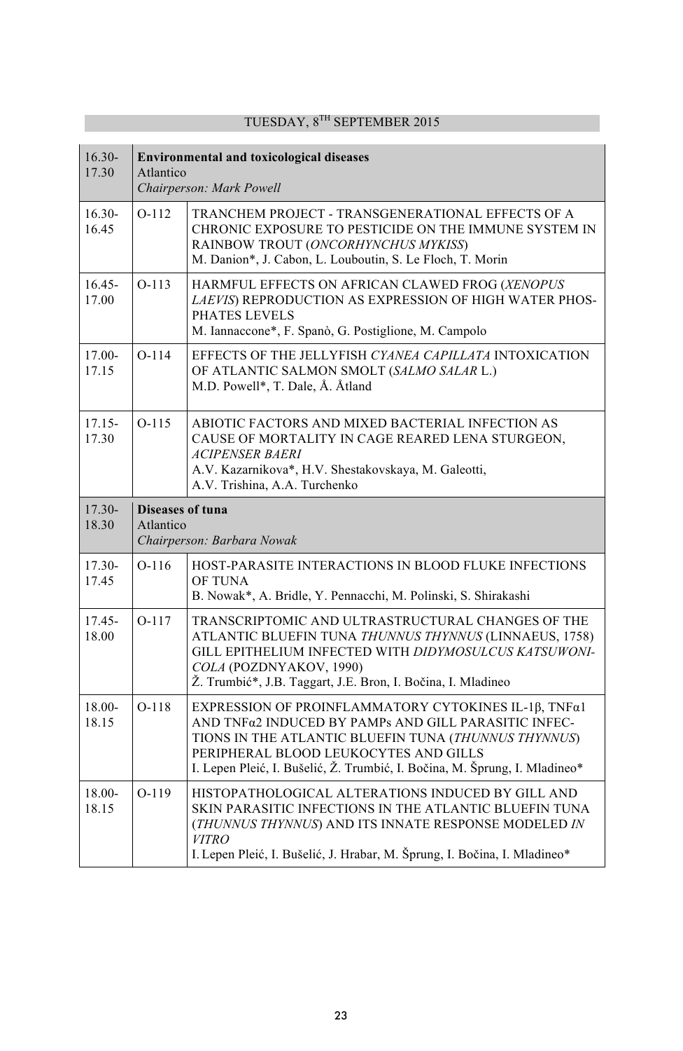## TUESDAY, 8[TH] SEPTEMBER 2015

| | | |
|---|---|---|
| 16.30-17.30 | **Environmental and toxicological diseases**<br>Atlantico<br>*Chairperson: Mark Powell* | |
| 16.30-16.45 | O-112 | TRANCHEM PROJECT - TRANSGENERATIONAL EFFECTS OF A CHRONIC EXPOSURE TO PESTICIDE ON THE IMMUNE SYSTEM IN RAINBOW TROUT (*ONCORHYNCHUS MYKISS*)<br>M. Danion*, J. Cabon, L. Louboutin, S. Le Floch, T. Morin |
| 16.45-17.00 | O-113 | HARMFUL EFFECTS ON AFRICAN CLAWED FROG (*XENOPUS LAEVIS*) REPRODUCTION AS EXPRESSION OF HIGH WATER PHOSPHATES LEVELS<br>M. Iannaccone*, F. Spanò, G. Postiglione, M. Campolo |
| 17.00-17.15 | O-114 | EFFECTS OF THE JELLYFISH *CYANEA CAPILLATA* INTOXICATION OF ATLANTIC SALMON SMOLT (*SALMO SALAR* L.)<br>M.D. Powell*, T. Dale, Å. Åtland |
| 17.15-17.30 | O-115 | ABIOTIC FACTORS AND MIXED BACTERIAL INFECTION AS CAUSE OF MORTALITY IN CAGE REARED LENA STURGEON, *ACIPENSER BAERI*<br>A.V. Kazarnikova*, H.V. Shestakovskaya, M. Galeotti, A.V. Trishina, A.A. Turchenko |
| 17.30-18.30 | **Diseases of tuna**<br>Atlantico<br>*Chairperson: Barbara Nowak* | |
| 17.30-17.45 | O-116 | HOST-PARASITE INTERACTIONS IN BLOOD FLUKE INFECTIONS OF TUNA<br>B. Nowak*, A. Bridle, Y. Pennacchi, M. Polinski, S. Shirakashi |
| 17.45-18.00 | O-117 | TRANSCRIPTOMIC AND ULTRASTRUCTURAL CHANGES OF THE ATLANTIC BLUEFIN TUNA *THUNNUS THYNNUS* (LINNAEUS, 1758) GILL EPITHELIUM INFECTED WITH *DIDYMOSULCUS KATSUWONICOLA* (POZDNYAKOV, 1990)<br>Ž. Trumbić*, J.B. Taggart, J.E. Bron, I. Bočina, I. Mladineo |
| 18.00-18.15 | O-118 | EXPRESSION OF PROINFLAMMATORY CYTOKINES IL-1β, TNFα1 AND TNFα2 INDUCED BY PAMPs AND GILL PARASITIC INFECTIONS IN THE ATLANTIC BLUEFIN TUNA (*THUNNUS THYNNUS*) PERIPHERAL BLOOD LEUKOCYTES AND GILLS<br>I. Lepen Pleić, I. Bušelić, Ž. Trumbić, I. Bočina, M. Šprung, I. Mladineo* |
| 18.00-18.15 | O-119 | HISTOPATHOLOGICAL ALTERATIONS INDUCED BY GILL AND SKIN PARASITIC INFECTIONS IN THE ATLANTIC BLUEFIN TUNA (*THUNNUS THYNNUS*) AND ITS INNATE RESPONSE MODELED *IN VITRO*<br>I. Lepen Pleić, I. Bušelić, J. Hrabar, M. Šprung, I. Bočina, I. Mladineo* |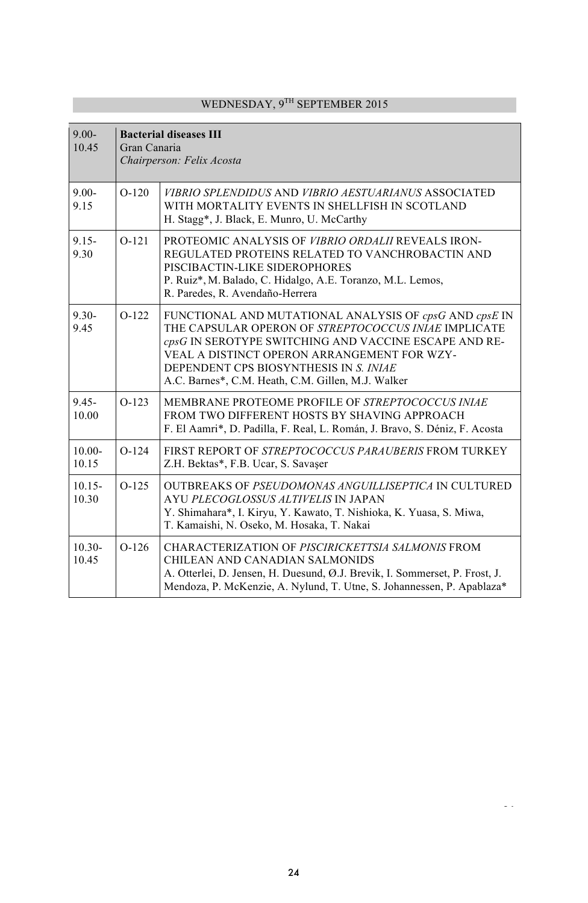## WEDNESDAY, 9TH SEPTEMBER 2015

| | | |
|---|---|---|
| 9.00-10.45 | **Bacterial diseases III**<br>Gran Canaria<br>*Chairperson: Felix Acosta* | |
| 9.00-9.15 | O-120 | *VIBRIO SPLENDIDUS* AND *VIBRIO AESTUARIANUS* ASSOCIATED WITH MORTALITY EVENTS IN SHELLFISH IN SCOTLAND<br>H. Stagg*, J. Black, E. Munro, U. McCarthy |
| 9.15-9.30 | O-121 | PROTEOMIC ANALYSIS OF *VIBRIO ORDALII* REVEALS IRON-REGULATED PROTEINS RELATED TO VANCHROBACTIN AND PISCIBACTIN-LIKE SIDEROPHORES<br>P. Ruiz*, M. Balado, C. Hidalgo, A.E. Toranzo, M.L. Lemos, R. Paredes, R. Avendaño-Herrera |
| 9.30-9.45 | O-122 | FUNCTIONAL AND MUTATIONAL ANALYSIS OF *cpsG* AND *cpsE* IN THE CAPSULAR OPERON OF *STREPTOCOCCUS INIAE* IMPLICATE *cpsG* IN SEROTYPE SWITCHING AND VACCINE ESCAPE AND REVEAL A DISTINCT OPERON ARRANGEMENT FOR WZY-DEPENDENT CPS BIOSYNTHESIS IN *S. INIAE*<br>A.C. Barnes*, C.M. Heath, C.M. Gillen, M.J. Walker |
| 9.45-10.00 | O-123 | MEMBRANE PROTEOME PROFILE OF *STREPTOCOCCUS INIAE* FROM TWO DIFFERENT HOSTS BY SHAVING APPROACH<br>F. El Aamri*, D. Padilla, F. Real, L. Román, J. Bravo, S. Déniz, F. Acosta |
| 10.00-10.15 | O-124 | FIRST REPORT OF *STREPTOCOCCUS PARAUBERIS* FROM TURKEY<br>Z.H. Bektas*, F.B. Ucar, S. Savaşer |
| 10.15-10.30 | O-125 | OUTBREAKS OF *PSEUDOMONAS ANGUILLISEPTICA* IN CULTURED AYU *PLECOGLOSSUS ALTIVELIS* IN JAPAN<br>Y. Shimahara*, I. Kiryu, Y. Kawato, T. Nishioka, K. Yuasa, S. Miwa, T. Kamaishi, N. Oseko, M. Hosaka, T. Nakai |
| 10.30-10.45 | O-126 | CHARACTERIZATION OF *PISCIRICKETTSIA SALMONIS* FROM CHILEAN AND CANADIAN SALMONIDS<br>A. Otterlei, D. Jensen, H. Duesund, Ø.J. Brevik, I. Sommerset, P. Frost, J. Mendoza, P. McKenzie, A. Nylund, T. Utne, S. Johannessen, P. Apablaza* |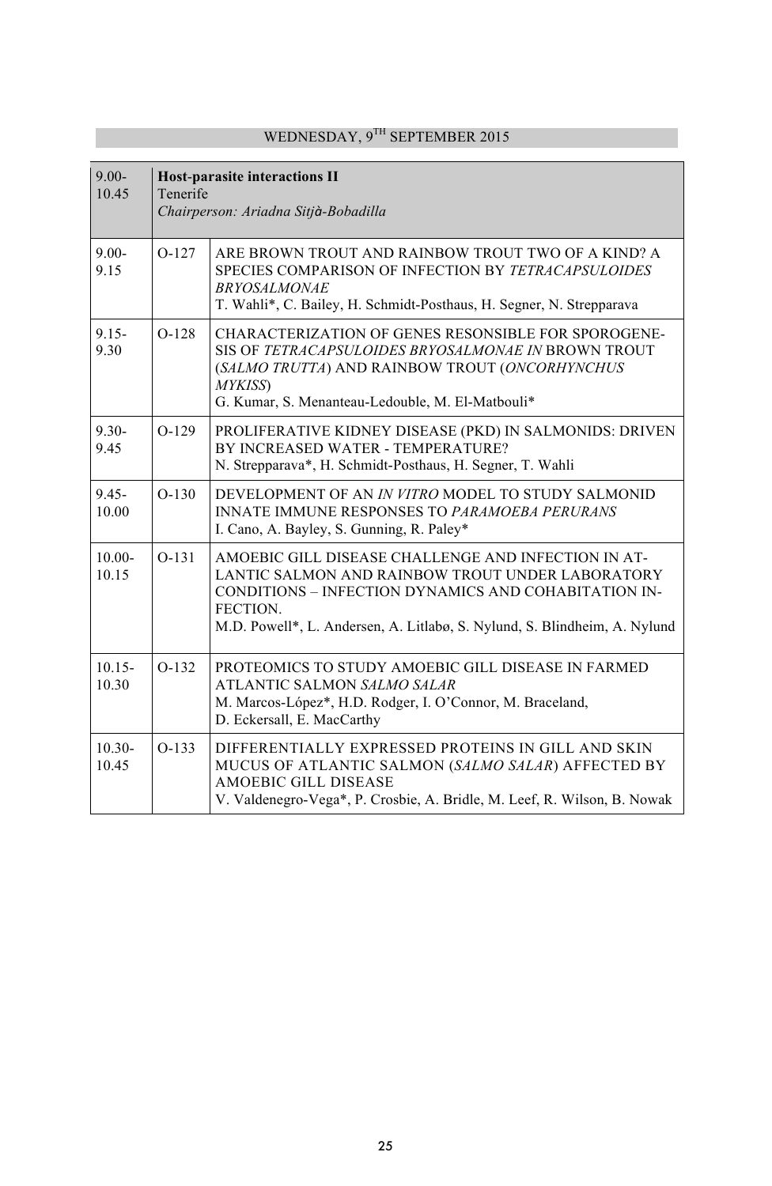## WEDNESDAY, 9TH SEPTEMBER 2015

| 9.00-10.45 | **Host-parasite interactions II**<br>Tenerife<br>*Chairperson: Ariadna Sitjà-Bobadilla* | |
|---|---|---|
| 9.00-9.15 | O-127 | ARE BROWN TROUT AND RAINBOW TROUT TWO OF A KIND? A SPECIES COMPARISON OF INFECTION BY *TETRACAPSULOIDES BRYOSALMONAE*<br>T. Wahli*, C. Bailey, H. Schmidt-Posthaus, H. Segner, N. Strepparava |
| 9.15-9.30 | O-128 | CHARACTERIZATION OF GENES RESONSIBLE FOR SPOROGENESIS OF *TETRACAPSULOIDES BRYOSALMONAE IN* BROWN TROUT (*SALMO TRUTTA*) AND RAINBOW TROUT (*ONCORHYNCHUS MYKISS*)<br>G. Kumar, S. Menanteau-Ledouble, M. El-Matbouli* |
| 9.30-9.45 | O-129 | PROLIFERATIVE KIDNEY DISEASE (PKD) IN SALMONIDS: DRIVEN BY INCREASED WATER - TEMPERATURE?<br>N. Strepparava*, H. Schmidt-Posthaus, H. Segner, T. Wahli |
| 9.45-10.00 | O-130 | DEVELOPMENT OF AN *IN VITRO* MODEL TO STUDY SALMONID INNATE IMMUNE RESPONSES TO *PARAMOEBA PERURANS*<br>I. Cano, A. Bayley, S. Gunning, R. Paley* |
| 10.00-10.15 | O-131 | AMOEBIC GILL DISEASE CHALLENGE AND INFECTION IN ATLANTIC SALMON AND RAINBOW TROUT UNDER LABORATORY CONDITIONS – INFECTION DYNAMICS AND COHABITATION INFECTION.<br>M.D. Powell*, L. Andersen, A. Litlabø, S. Nylund, S. Blindheim, A. Nylund |
| 10.15-10.30 | O-132 | PROTEOMICS TO STUDY AMOEBIC GILL DISEASE IN FARMED ATLANTIC SALMON *SALMO SALAR*<br>M. Marcos-López*, H.D. Rodger, I. O'Connor, M. Braceland, D. Eckersall, E. MacCarthy |
| 10.30-10.45 | O-133 | DIFFERENTIALLY EXPRESSED PROTEINS IN GILL AND SKIN MUCUS OF ATLANTIC SALMON (*SALMO SALAR*) AFFECTED BY AMOEBIC GILL DISEASE<br>V. Valdenegro-Vega*, P. Crosbie, A. Bridle, M. Leef, R. Wilson, B. Nowak |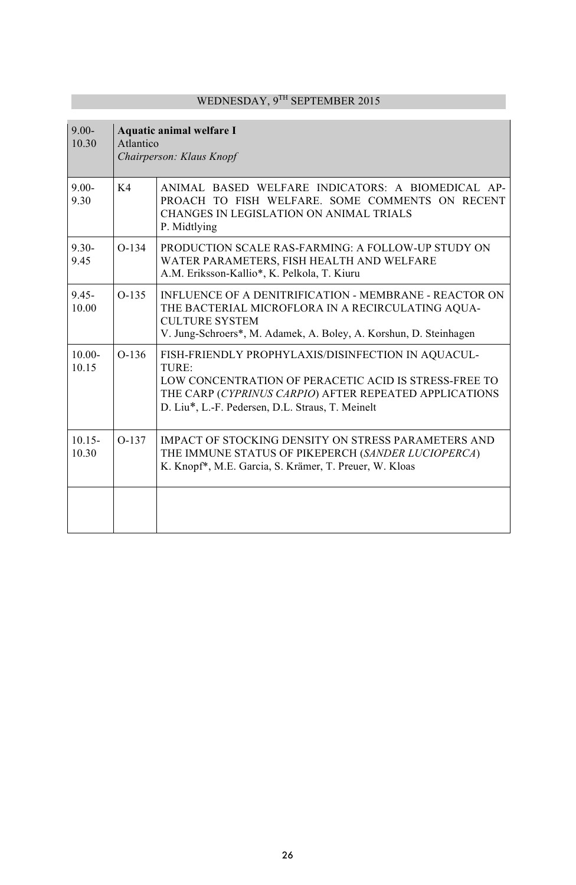## WEDNESDAY, 9TH SEPTEMBER 2015

| Time | Code | Session |
|---|---|---|
| 9.00-10.30 | | **Aquatic animal welfare I**<br>Atlantico<br>*Chairperson: Klaus Knopf* |
| 9.00-9.30 | K4 | ANIMAL BASED WELFARE INDICATORS: A BIOMEDICAL APPROACH TO FISH WELFARE. SOME COMMENTS ON RECENT CHANGES IN LEGISLATION ON ANIMAL TRIALS<br>P. Midtlying |
| 9.30-9.45 | O-134 | PRODUCTION SCALE RAS-FARMING: A FOLLOW-UP STUDY ON WATER PARAMETERS, FISH HEALTH AND WELFARE<br>A.M. Eriksson-Kallio*, K. Pelkola, T. Kiuru |
| 9.45-10.00 | O-135 | INFLUENCE OF A DENITRIFICATION - MEMBRANE - REACTOR ON THE BACTERIAL MICROFLORA IN A RECIRCULATING AQUACULTURE SYSTEM<br>V. Jung-Schroers*, M. Adamek, A. Boley, A. Korshun, D. Steinhagen |
| 10.00-10.15 | O-136 | FISH-FRIENDLY PROPHYLAXIS/DISINFECTION IN AQUACULTURE:<br>LOW CONCENTRATION OF PERACETIC ACID IS STRESS-FREE TO THE CARP (*CYPRINUS CARPIO*) AFTER REPEATED APPLICATIONS<br>D. Liu*, L.-F. Pedersen, D.L. Straus, T. Meinelt |
| 10.15-10.30 | O-137 | IMPACT OF STOCKING DENSITY ON STRESS PARAMETERS AND THE IMMUNE STATUS OF PIKEPERCH (*SANDER LUCIOPERCA*)<br>K. Knopf*, M.E. Garcia, S. Krämer, T. Preuer, W. Kloas |
| | | |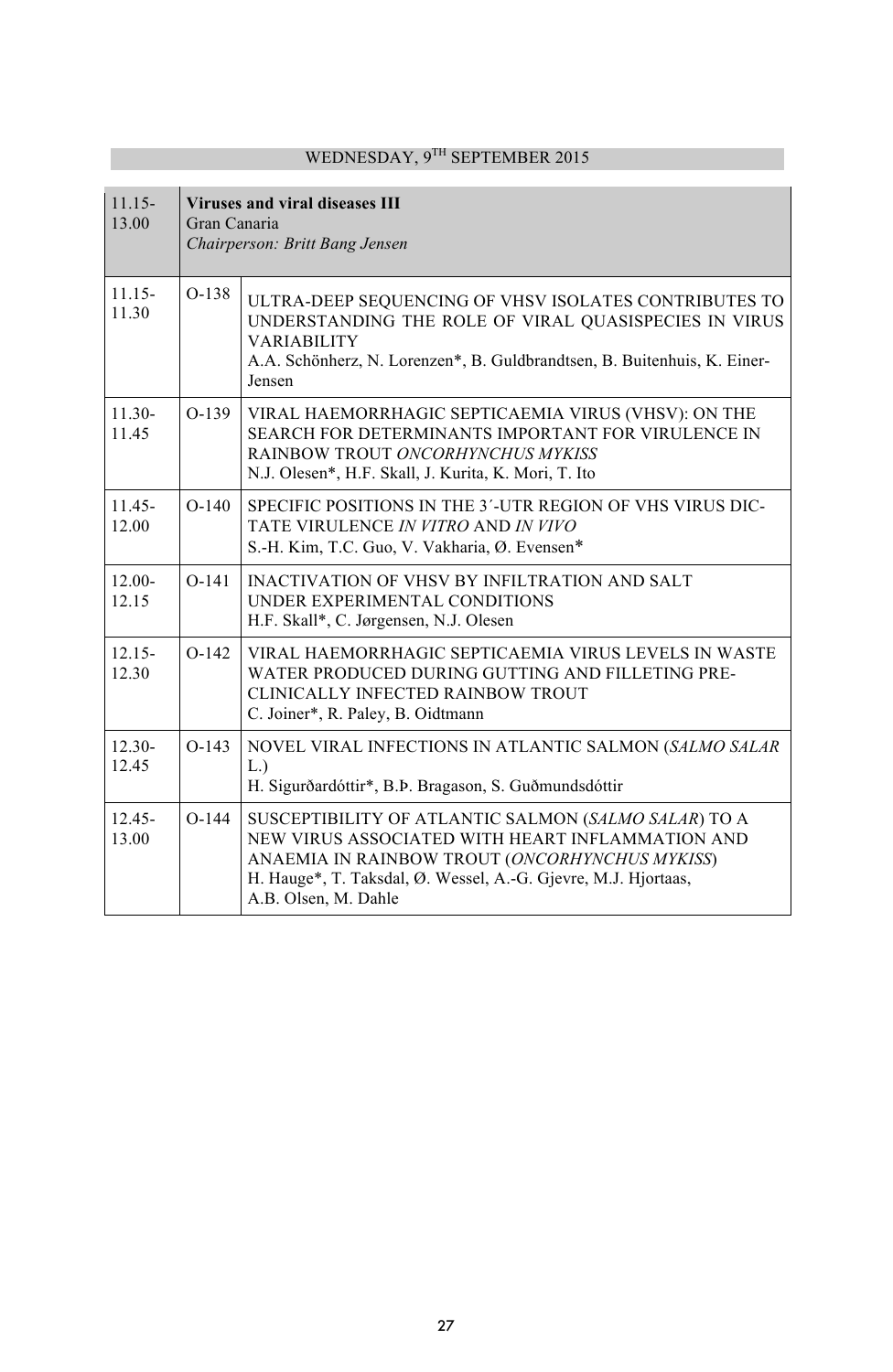## WEDNESDAY, 9TH SEPTEMBER 2015

| 11.15-13.00 | **Viruses and viral diseases III**<br>Gran Canaria<br>*Chairperson: Britt Bang Jensen* | |
|---|---|---|
| 11.15-11.30 | O-138 | ULTRA-DEEP SEQUENCING OF VHSV ISOLATES CONTRIBUTES TO UNDERSTANDING THE ROLE OF VIRAL QUASISPECIES IN VIRUS VARIABILITY<br>A.A. Schönherz, N. Lorenzen*, B. Guldbrandtsen, B. Buitenhuis, K. Einer-Jensen |
| 11.30-11.45 | O-139 | VIRAL HAEMORRHAGIC SEPTICAEMIA VIRUS (VHSV): ON THE SEARCH FOR DETERMINANTS IMPORTANT FOR VIRULENCE IN RAINBOW TROUT *ONCORHYNCHUS MYKISS*<br>N.J. Olesen*, H.F. Skall, J. Kurita, K. Mori, T. Ito |
| 11.45-12.00 | O-140 | SPECIFIC POSITIONS IN THE 3´-UTR REGION OF VHS VIRUS DICTATE VIRULENCE *IN VITRO* AND *IN VIVO*<br>S.-H. Kim, T.C. Guo, V. Vakharia, Ø. Evensen* |
| 12.00-12.15 | O-141 | INACTIVATION OF VHSV BY INFILTRATION AND SALT UNDER EXPERIMENTAL CONDITIONS<br>H.F. Skall*, C. Jørgensen, N.J. Olesen |
| 12.15-12.30 | O-142 | VIRAL HAEMORRHAGIC SEPTICAEMIA VIRUS LEVELS IN WASTE WATER PRODUCED DURING GUTTING AND FILLETING PRE-CLINICALLY INFECTED RAINBOW TROUT<br>C. Joiner*, R. Paley, B. Oidtmann |
| 12.30-12.45 | O-143 | NOVEL VIRAL INFECTIONS IN ATLANTIC SALMON (*SALMO SALAR* L.)<br>H. Sigurðardóttir*, B.Þ. Bragason, S. Guðmundsdóttir |
| 12.45-13.00 | O-144 | SUSCEPTIBILITY OF ATLANTIC SALMON (*SALMO SALAR*) TO A NEW VIRUS ASSOCIATED WITH HEART INFLAMMATION AND ANAEMIA IN RAINBOW TROUT (*ONCORHYNCHUS MYKISS*)<br>H. Hauge*, T. Taksdal, Ø. Wessel, A.-G. Gjevre, M.J. Hjortaas, A.B. Olsen, M. Dahle |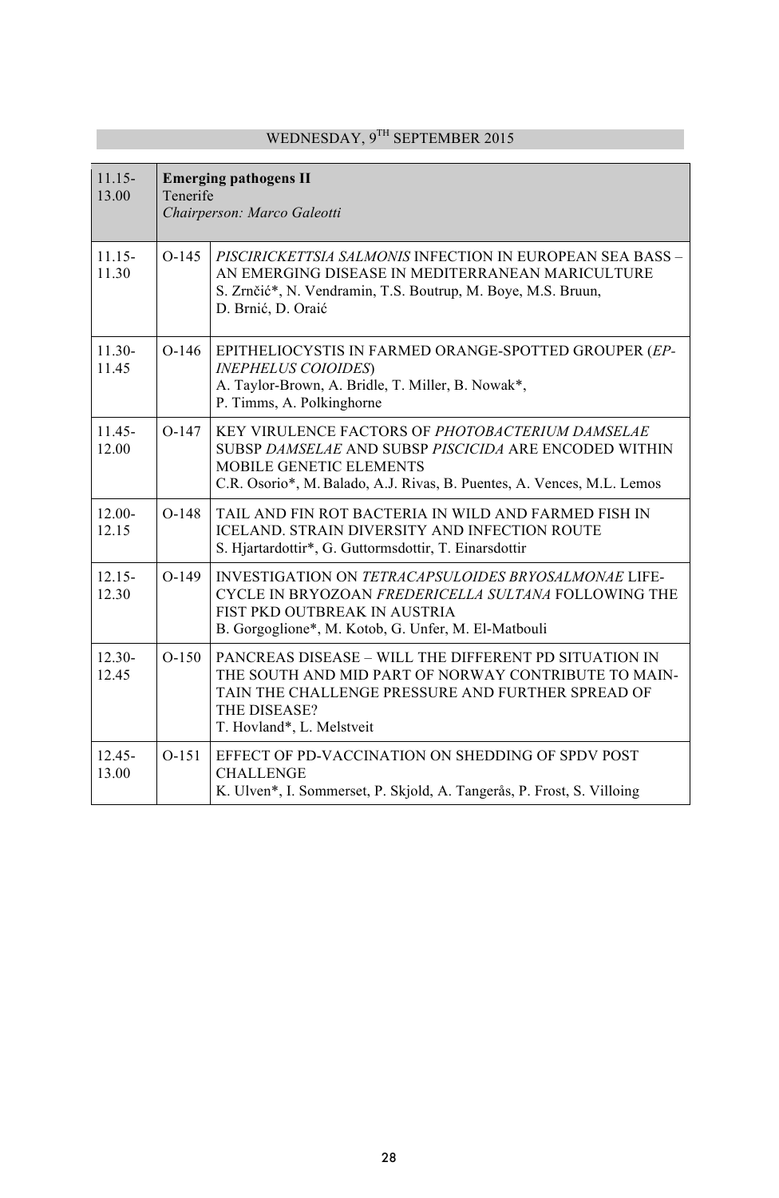## WEDNESDAY, 9TH SEPTEMBER 2015

| 11.15-13.00 | **Emerging pathogens II**<br>Tenerife<br>*Chairperson: Marco Galeotti* | |
|---|---|---|
| 11.15-11.30 | O-145 | *PISCIRICKETTSIA SALMONIS* INFECTION IN EUROPEAN SEA BASS – AN EMERGING DISEASE IN MEDITERRANEAN MARICULTURE<br>S. Zrnčić*, N. Vendramin, T.S. Boutrup, M. Boye, M.S. Bruun, D. Brnić, D. Oraić |
| 11.30-11.45 | O-146 | EPITHELIOCYSTIS IN FARMED ORANGE-SPOTTED GROUPER (*EPINEPHELUS COIOIDES*)<br>A. Taylor-Brown, A. Bridle, T. Miller, B. Nowak*, P. Timms, A. Polkinghorne |
| 11.45-12.00 | O-147 | KEY VIRULENCE FACTORS OF *PHOTOBACTERIUM DAMSELAE* SUBSP *DAMSELAE* AND SUBSP *PISCICIDA* ARE ENCODED WITHIN MOBILE GENETIC ELEMENTS<br>C.R. Osorio*, M. Balado, A.J. Rivas, B. Puentes, A. Vences, M.L. Lemos |
| 12.00-12.15 | O-148 | TAIL AND FIN ROT BACTERIA IN WILD AND FARMED FISH IN ICELAND. STRAIN DIVERSITY AND INFECTION ROUTE<br>S. Hjartardottir*, G. Guttormsdottir, T. Einarsdottir |
| 12.15-12.30 | O-149 | INVESTIGATION ON *TETRACAPSULOIDES BRYOSALMONAE* LIFE-CYCLE IN BRYOZOAN *FREDERICELLA SULTANA* FOLLOWING THE FIST PKD OUTBREAK IN AUSTRIA<br>B. Gorgoglione*, M. Kotob, G. Unfer, M. El-Matbouli |
| 12.30-12.45 | O-150 | PANCREAS DISEASE – WILL THE DIFFERENT PD SITUATION IN THE SOUTH AND MID PART OF NORWAY CONTRIBUTE TO MAINTAIN THE CHALLENGE PRESSURE AND FURTHER SPREAD OF THE DISEASE?<br>T. Hovland*, L. Melstveit |
| 12.45-13.00 | O-151 | EFFECT OF PD-VACCINATION ON SHEDDING OF SPDV POST CHALLENGE<br>K. Ulven*, I. Sommerset, P. Skjold, A. Tangerås, P. Frost, S. Villoing |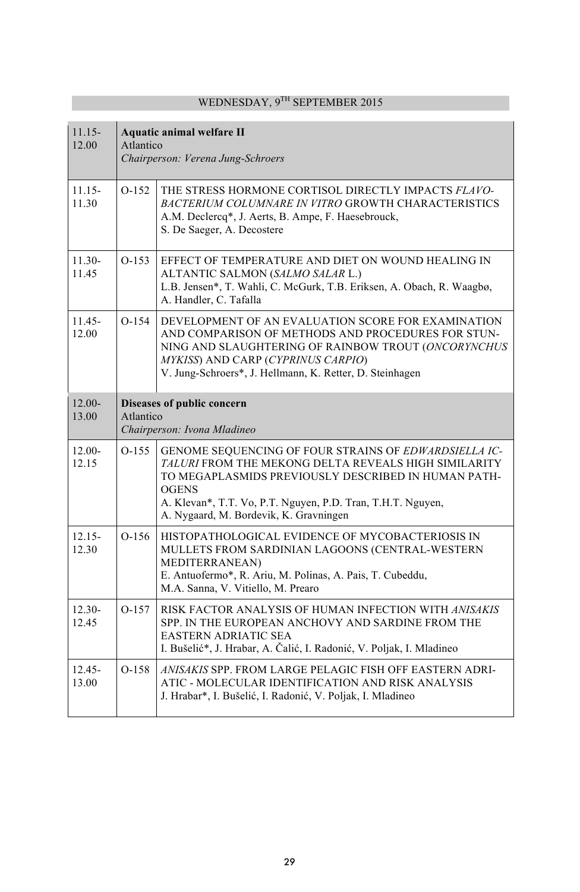## WEDNESDAY, 9[TH] SEPTEMBER 2015

| | | |
|---|---|---|
| 11.15-12.00 | **Aquatic animal welfare II**<br>Atlantico<br>*Chairperson: Verena Jung-Schroers* | |
| 11.15-11.30 | O-152 | THE STRESS HORMONE CORTISOL DIRECTLY IMPACTS *FLAVOBACTERIUM COLUMNARE IN VITRO* GROWTH CHARACTERISTICS<br>A.M. Declercq*, J. Aerts, B. Ampe, F. Haesebrouck, S. De Saeger, A. Decostere |
| 11.30-11.45 | O-153 | EFFECT OF TEMPERATURE AND DIET ON WOUND HEALING IN ALTANTIC SALMON (*SALMO SALAR* L.)<br>L.B. Jensen*, T. Wahli, C. McGurk, T.B. Eriksen, A. Obach, R. Waagbø, A. Handler, C. Tafalla |
| 11.45-12.00 | O-154 | DEVELOPMENT OF AN EVALUATION SCORE FOR EXAMINATION AND COMPARISON OF METHODS AND PROCEDURES FOR STUNNING AND SLAUGHTERING OF RAINBOW TROUT (*ONCORYNCHUS MYKISS*) AND CARP (*CYPRINUS CARPIO*)<br>V. Jung-Schroers*, J. Hellmann, K. Retter, D. Steinhagen |
| 12.00-13.00 | **Diseases of public concern**<br>Atlantico<br>*Chairperson: Ivona Mladineo* | |
| 12.00-12.15 | O-155 | GENOME SEQUENCING OF FOUR STRAINS OF *EDWARDSIELLA ICTALURI* FROM THE MEKONG DELTA REVEALS HIGH SIMILARITY TO MEGAPLASMIDS PREVIOUSLY DESCRIBED IN HUMAN PATHOGENS<br>A. Klevan*, T.T. Vo, P.T. Nguyen, P.D. Tran, T.H.T. Nguyen, A. Nygaard, M. Bordevik, K. Gravningen |
| 12.15-12.30 | O-156 | HISTOPATHOLOGICAL EVIDENCE OF MYCOBACTERIOSIS IN MULLETS FROM SARDINIAN LAGOONS (CENTRAL-WESTERN MEDITERRANEAN)<br>E. Antuofermo*, R. Ariu, M. Polinas, A. Pais, T. Cubeddu, M.A. Sanna, V. Vitiello, M. Prearo |
| 12.30-12.45 | O-157 | RISK FACTOR ANALYSIS OF HUMAN INFECTION WITH *ANISAKIS* SPP. IN THE EUROPEAN ANCHOVY AND SARDINE FROM THE EASTERN ADRIATIC SEA<br>I. Bušelić*, J. Hrabar, A. Čalić, I. Radonić, V. Poljak, I. Mladineo |
| 12.45-13.00 | O-158 | *ANISAKIS* SPP. FROM LARGE PELAGIC FISH OFF EASTERN ADRIATIC - MOLECULAR IDENTIFICATION AND RISK ANALYSIS<br>J. Hrabar*, I. Bušelić, I. Radonić, V. Poljak, I. Mladineo |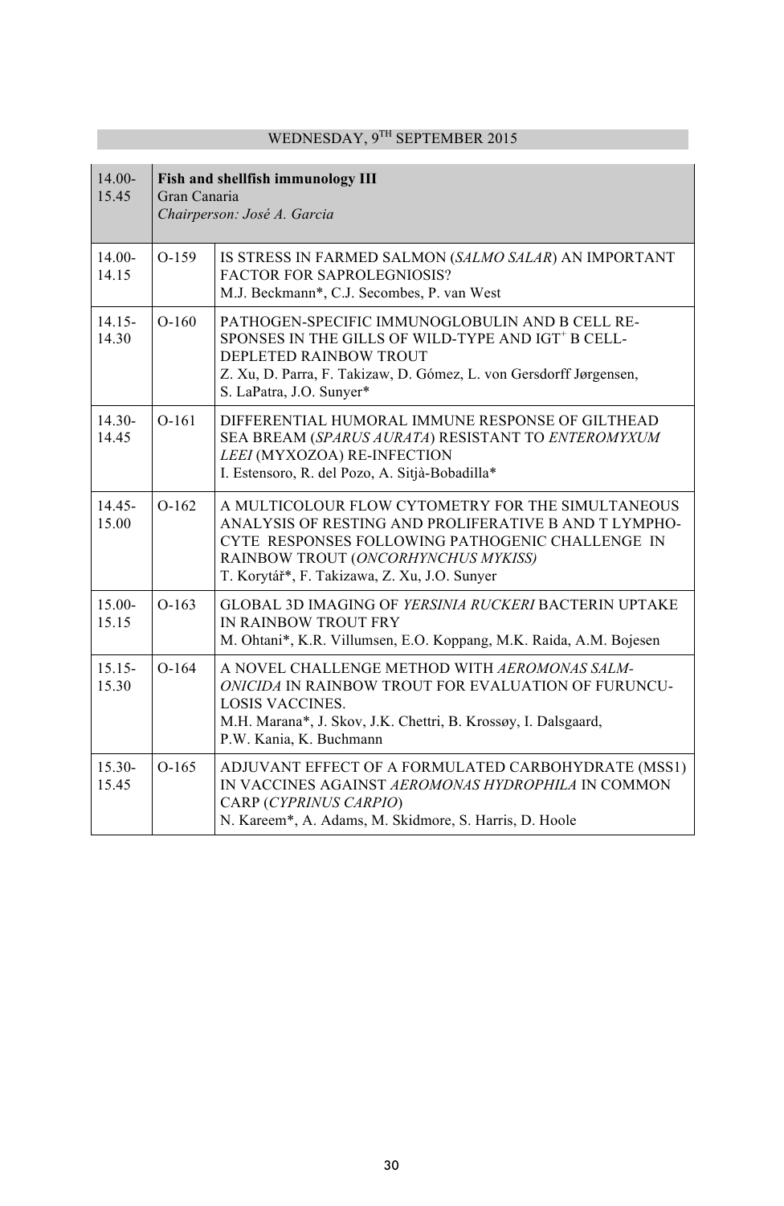## WEDNESDAY, 9TH SEPTEMBER 2015

| 14.00-15.45 | **Fish and shellfish immunology III**<br>Gran Canaria<br>*Chairperson: José A. Garcia* | |
|---|---|---|
| 14.00-14.15 | O-159 | IS STRESS IN FARMED SALMON (*SALMO SALAR*) AN IMPORTANT FACTOR FOR SAPROLEGNIOSIS?<br>M.J. Beckmann*, C.J. Secombes, P. van West |
| 14.15-14.30 | O-160 | PATHOGEN-SPECIFIC IMMUNOGLOBULIN AND B CELL RE-SPONSES IN THE GILLS OF WILD-TYPE AND IGT$^{+}$ B CELL-DEPLETED RAINBOW TROUT<br>Z. Xu, D. Parra, F. Takizaw, D. Gómez, L. von Gersdorff Jørgensen, S. LaPatra, J.O. Sunyer* |
| 14.30-14.45 | O-161 | DIFFERENTIAL HUMORAL IMMUNE RESPONSE OF GILTHEAD SEA BREAM (*SPARUS AURATA*) RESISTANT TO *ENTEROMYXUM LEEI* (MYXOZOA) RE-INFECTION<br>I. Estensoro, R. del Pozo, A. Sitjà-Bobadilla* |
| 14.45-15.00 | O-162 | A MULTICOLOUR FLOW CYTOMETRY FOR THE SIMULTANEOUS ANALYSIS OF RESTING AND PROLIFERATIVE B AND T LYMPHO-CYTE RESPONSES FOLLOWING PATHOGENIC CHALLENGE IN RAINBOW TROUT (*ONCORHYNCHUS MYKISS)*<br>T. Korytář*, F. Takizawa, Z. Xu, J.O. Sunyer |
| 15.00-15.15 | O-163 | GLOBAL 3D IMAGING OF *YERSINIA RUCKERI* BACTERIN UPTAKE IN RAINBOW TROUT FRY<br>M. Ohtani*, K.R. Villumsen, E.O. Koppang, M.K. Raida, A.M. Bojesen |
| 15.15-15.30 | O-164 | A NOVEL CHALLENGE METHOD WITH *AEROMONAS SALM-ONICIDA* IN RAINBOW TROUT FOR EVALUATION OF FURUNCU-LOSIS VACCINES.<br>M.H. Marana*, J. Skov, J.K. Chettri, B. Krossøy, I. Dalsgaard, P.W. Kania, K. Buchmann |
| 15.30-15.45 | O-165 | ADJUVANT EFFECT OF A FORMULATED CARBOHYDRATE (MSS1) IN VACCINES AGAINST *AEROMONAS HYDROPHILA* IN COMMON CARP (*CYPRINUS CARPIO*)<br>N. Kareem*, A. Adams, M. Skidmore, S. Harris, D. Hoole |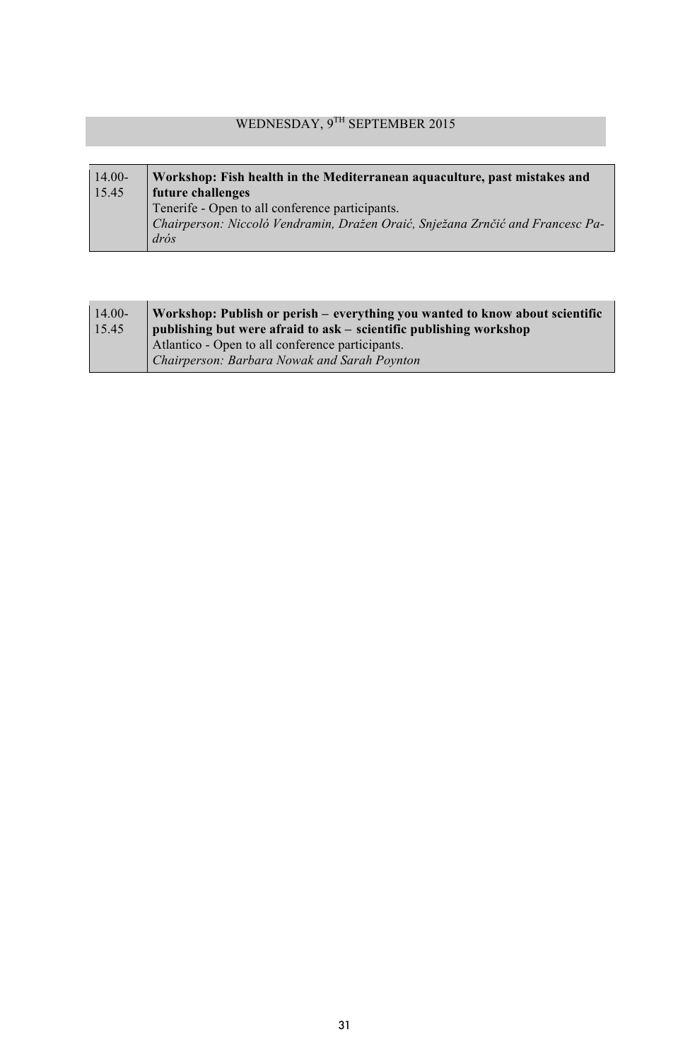## WEDNESDAY, 9TH SEPTEMBER 2015

| 14.00-15.45 | **Workshop: Fish health in the Mediterranean aquaculture, past mistakes and future challenges**<br>Tenerife - Open to all conference participants.<br>*Chairperson: Niccoló Vendramin, Dražen Oraić, Snježana Zrnčić and Francesc Padrós* |
|---|---|

| 14.00-15.45 | **Workshop: Publish or perish – everything you wanted to know about scientific publishing but were afraid to ask – scientific publishing workshop**<br>Atlantico - Open to all conference participants.<br>*Chairperson: Barbara Nowak and Sarah Poynton* |
|---|---|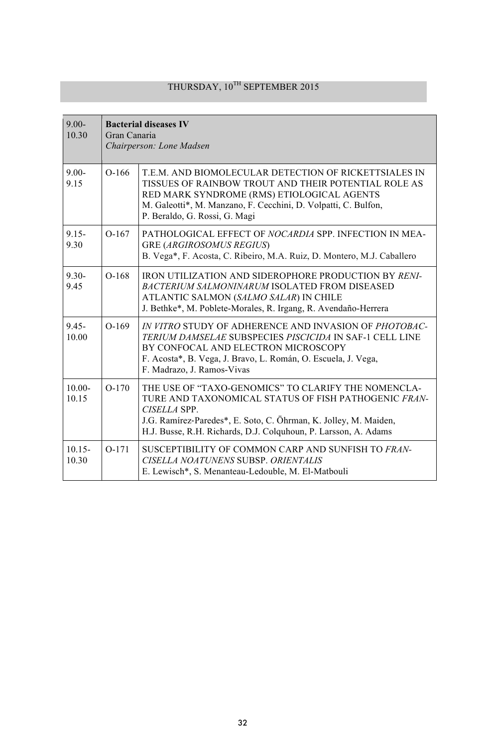## THURSDAY, 10TH SEPTEMBER 2015

| 9.00-10.30 | **Bacterial diseases IV**<br>Gran Canaria<br>*Chairperson: Lone Madsen* | |
|---|---|---|
| 9.00-9.15 | O-166 | T.E.M. AND BIOMOLECULAR DETECTION OF RICKETTSIALES IN TISSUES OF RAINBOW TROUT AND THEIR POTENTIAL ROLE AS RED MARK SYNDROME (RMS) ETIOLOGICAL AGENTS<br>M. Galeotti*, M. Manzano, F. Cecchini, D. Volpatti, C. Bulfon, P. Beraldo, G. Rossi, G. Magi |
| 9.15-9.30 | O-167 | PATHOLOGICAL EFFECT OF *NOCARDIA* SPP. INFECTION IN MEAGRE (*ARGIROSOMUS REGIUS*)<br>B. Vega*, F. Acosta, C. Ribeiro, M.A. Ruiz, D. Montero, M.J. Caballero |
| 9.30-9.45 | O-168 | IRON UTILIZATION AND SIDEROPHORE PRODUCTION BY *RENIBACTERIUM SALMONINARUM* ISOLATED FROM DISEASED ATLANTIC SALMON (*SALMO SALAR*) IN CHILE<br>J. Bethke*, M. Poblete-Morales, R. Irgang, R. Avendaño-Herrera |
| 9.45-10.00 | O-169 | *IN VITRO* STUDY OF ADHERENCE AND INVASION OF *PHOTOBACTERIUM DAMSELAE* SUBSPECIES *PISCICIDA* IN SAF-1 CELL LINE BY CONFOCAL AND ELECTRON MICROSCOPY<br>F. Acosta*, B. Vega, J. Bravo, L. Román, O. Escuela, J. Vega, F. Madrazo, J. Ramos-Vivas |
| 10.00-10.15 | O-170 | THE USE OF "TAXO-GENOMICS" TO CLARIFY THE NOMENCLATURE AND TAXONOMICAL STATUS OF FISH PATHOGENIC *FRANCISELLA* SPP.<br>J.G. Ramírez-Paredes*, E. Soto, C. Öhrman, K. Jolley, M. Maiden, H.J. Busse, R.H. Richards, D.J. Colquhoun, P. Larsson, A. Adams |
| 10.15-10.30 | O-171 | SUSCEPTIBILITY OF COMMON CARP AND SUNFISH TO *FRANCISELLA NOATUNENS* SUBSP. *ORIENTALIS*<br>E. Lewisch*, S. Menanteau-Ledouble, M. El-Matbouli |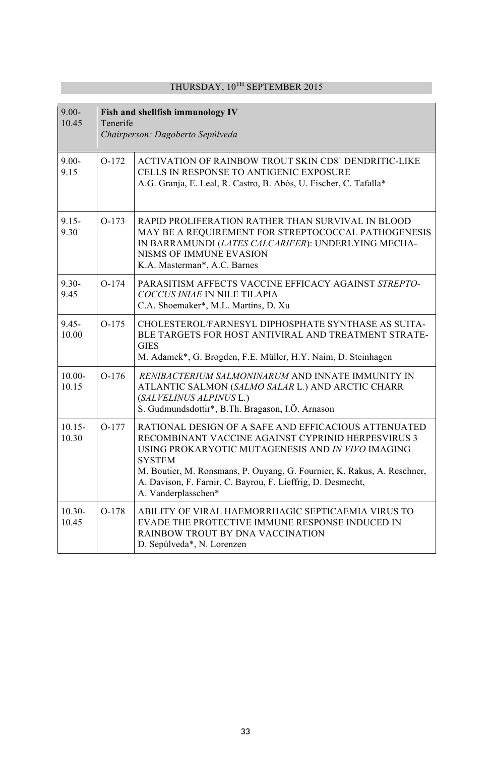## THURSDAY, 10TH SEPTEMBER 2015

| 9.00-10.45 | **Fish and shellfish immunology IV**<br>Tenerife<br>*Chairperson: Dagoberto Sepúlveda* | |
|---|---|---|
| 9.00-9.15 | O-172 | ACTIVATION OF RAINBOW TROUT SKIN $CD8^+$ DENDRITIC-LIKE CELLS IN RESPONSE TO ANTIGENIC EXPOSURE<br>A.G. Granja, E. Leal, R. Castro, B. Abós, U. Fischer, C. Tafalla* |
| 9.15-9.30 | O-173 | RAPID PROLIFERATION RATHER THAN SURVIVAL IN BLOOD MAY BE A REQUIREMENT FOR STREPTOCOCCAL PATHOGENESIS IN BARRAMUNDI (*LATES CALCARIFER*): UNDERLYING MECHANISMS OF IMMUNE EVASION<br>K.A. Masterman*, A.C. Barnes |
| 9.30-9.45 | O-174 | PARASITISM AFFECTS VACCINE EFFICACY AGAINST *STREPTOCOCCUS INIAE* IN NILE TILAPIA<br>C.A. Shoemaker*, M.L. Martins, D. Xu |
| 9.45-10.00 | O-175 | CHOLESTEROL/FARNESYL DIPHOSPHATE SYNTHASE AS SUITABLE TARGETS FOR HOST ANTIVIRAL AND TREATMENT STRATEGIES<br>M. Adamek*, G. Brogden, F.E. Müller, H.Y. Naim, D. Steinhagen |
| 10.00-10.15 | O-176 | *RENIBACTERIUM SALMONINARUM* AND INNATE IMMUNITY IN ATLANTIC SALMON (*SALMO SALAR* L.) AND ARCTIC CHARR (*SALVELINUS ALPINUS* L.)<br>S. Gudmundsdottir*, B.Th. Bragason, I.Ö. Arnason |
| 10.15-10.30 | O-177 | RATIONAL DESIGN OF A SAFE AND EFFICACIOUS ATTENUATED RECOMBINANT VACCINE AGAINST CYPRINID HERPESVIRUS 3 USING PROKARYOTIC MUTAGENESIS AND *IN VIVO* IMAGING SYSTEM<br>M. Boutier, M. Ronsmans, P. Ouyang, G. Fournier, K. Rakus, A. Reschner, A. Davison, F. Farnir, C. Bayrou, F. Lieffrig, D. Desmecht, A. Vanderplasschen* |
| 10.30-10.45 | O-178 | ABILITY OF VIRAL HAEMORRHAGIC SEPTICAEMIA VIRUS TO EVADE THE PROTECTIVE IMMUNE RESPONSE INDUCED IN RAINBOW TROUT BY DNA VACCINATION<br>D. Sepúlveda*, N. Lorenzen |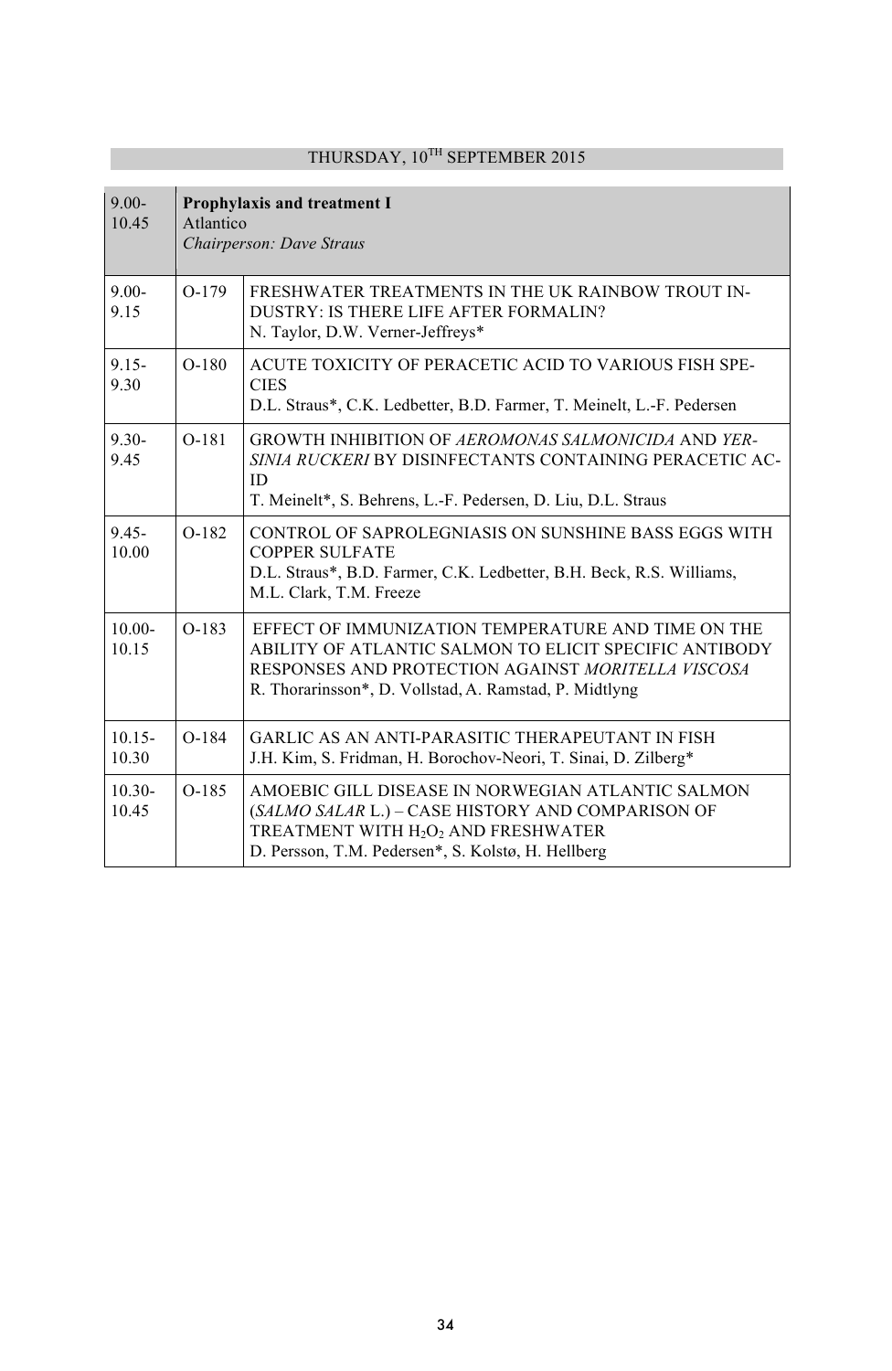## THURSDAY, 10TH SEPTEMBER 2015

| 9.00-10.45 | **Prophylaxis and treatment I**<br>Atlantico<br>*Chairperson: Dave Straus* | |
|---|---|---|
| 9.00-9.15 | O-179 | FRESHWATER TREATMENTS IN THE UK RAINBOW TROUT INDUSTRY: IS THERE LIFE AFTER FORMALIN?<br>N. Taylor, D.W. Verner-Jeffreys* |
| 9.15-9.30 | O-180 | ACUTE TOXICITY OF PERACETIC ACID TO VARIOUS FISH SPECIES<br>D.L. Straus*, C.K. Ledbetter, B.D. Farmer, T. Meinelt, L.-F. Pedersen |
| 9.30-9.45 | O-181 | GROWTH INHIBITION OF *AEROMONAS SALMONICIDA* AND *YERSINIA RUCKERI* BY DISINFECTANTS CONTAINING PERACETIC ACID<br>T. Meinelt*, S. Behrens, L.-F. Pedersen, D. Liu, D.L. Straus |
| 9.45-10.00 | O-182 | CONTROL OF SAPROLEGNIASIS ON SUNSHINE BASS EGGS WITH COPPER SULFATE<br>D.L. Straus*, B.D. Farmer, C.K. Ledbetter, B.H. Beck, R.S. Williams, M.L. Clark, T.M. Freeze |
| 10.00-10.15 | O-183 | EFFECT OF IMMUNIZATION TEMPERATURE AND TIME ON THE ABILITY OF ATLANTIC SALMON TO ELICIT SPECIFIC ANTIBODY RESPONSES AND PROTECTION AGAINST *MORITELLA VISCOSA*<br>R. Thorarinsson*, D. Vollstad, A. Ramstad, P. Midtlyng |
| 10.15-10.30 | O-184 | GARLIC AS AN ANTI-PARASITIC THERAPEUTANT IN FISH<br>J.H. Kim, S. Fridman, H. Borochov-Neori, T. Sinai, D. Zilberg* |
| 10.30-10.45 | O-185 | AMOEBIC GILL DISEASE IN NORWEGIAN ATLANTIC SALMON (*SALMO SALAR* L.) – CASE HISTORY AND COMPARISON OF TREATMENT WITH $H_2O_2$ AND FRESHWATER<br>D. Persson, T.M. Pedersen*, S. Kolstø, H. Hellberg |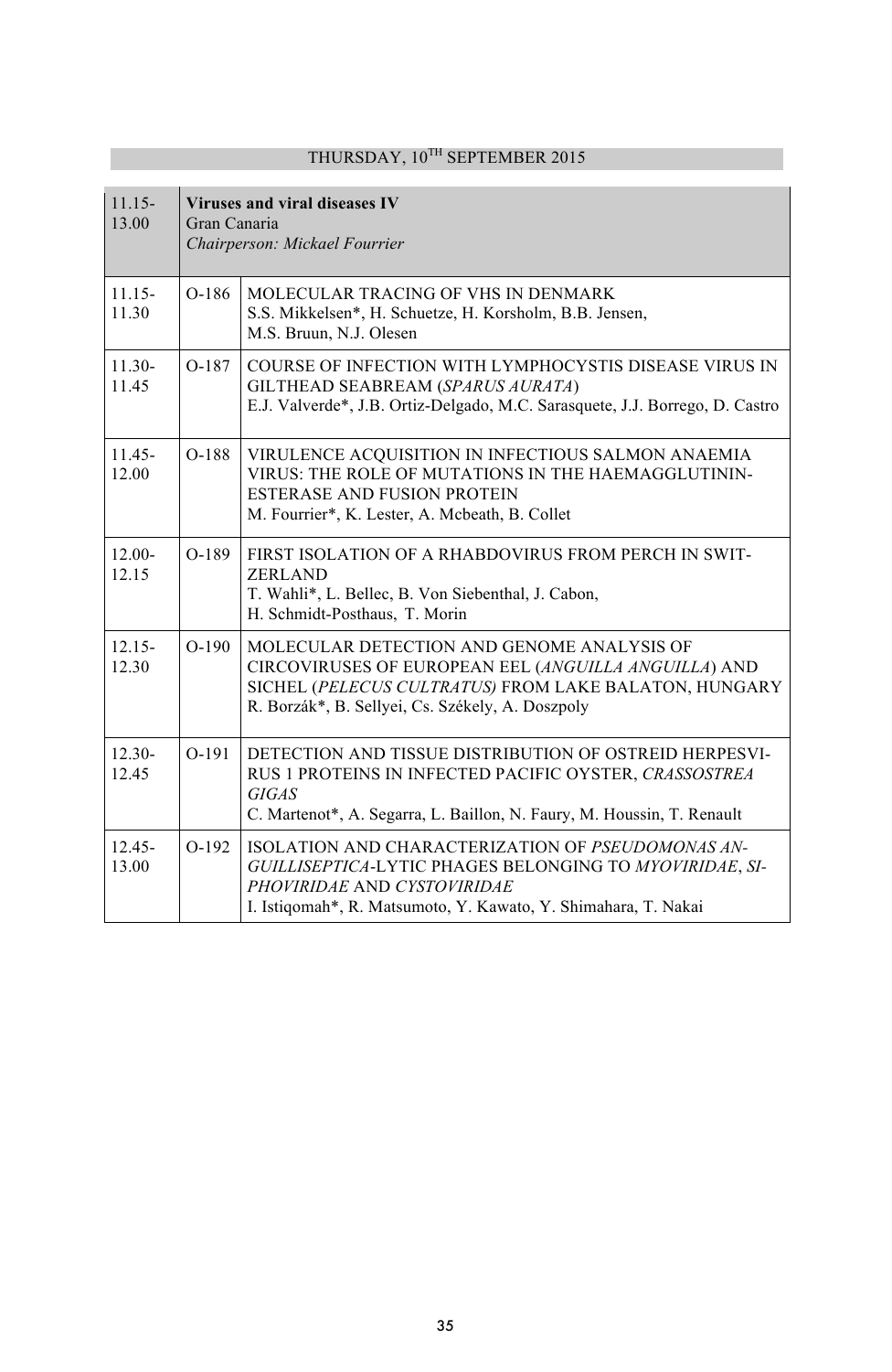## THURSDAY, 10TH SEPTEMBER 2015

| | | |
|---|---|---|
| 11.15-13.00 | **Viruses and viral diseases IV**<br>Gran Canaria<br>*Chairperson: Mickael Fourrier* | |
| 11.15-11.30 | O-186 | MOLECULAR TRACING OF VHS IN DENMARK<br>S.S. Mikkelsen*, H. Schuetze, H. Korsholm, B.B. Jensen, M.S. Bruun, N.J. Olesen |
| 11.30-11.45 | O-187 | COURSE OF INFECTION WITH LYMPHOCYSTIS DISEASE VIRUS IN GILTHEAD SEABREAM (*SPARUS AURATA*)<br>E.J. Valverde*, J.B. Ortiz-Delgado, M.C. Sarasquete, J.J. Borrego, D. Castro |
| 11.45-12.00 | O-188 | VIRULENCE ACQUISITION IN INFECTIOUS SALMON ANAEMIA VIRUS: THE ROLE OF MUTATIONS IN THE HAEMAGGLUTININ-ESTERASE AND FUSION PROTEIN<br>M. Fourrier*, K. Lester, A. Mcbeath, B. Collet |
| 12.00-12.15 | O-189 | FIRST ISOLATION OF A RHABDOVIRUS FROM PERCH IN SWITZERLAND<br>T. Wahli*, L. Bellec, B. Von Siebenthal, J. Cabon, H. Schmidt-Posthaus, T. Morin |
| 12.15-12.30 | O-190 | MOLECULAR DETECTION AND GENOME ANALYSIS OF CIRCOVIRUSES OF EUROPEAN EEL (*ANGUILLA ANGUILLA*) AND SICHEL (*PELECUS CULTRATUS)* FROM LAKE BALATON, HUNGARY<br>R. Borzák*, B. Sellyei, Cs. Székely, A. Doszpoly |
| 12.30-12.45 | O-191 | DETECTION AND TISSUE DISTRIBUTION OF OSTREID HERPESVIRUS 1 PROTEINS IN INFECTED PACIFIC OYSTER, *CRASSOSTREA GIGAS*<br>C. Martenot*, A. Segarra, L. Baillon, N. Faury, M. Houssin, T. Renault |
| 12.45-13.00 | O-192 | ISOLATION AND CHARACTERIZATION OF *PSEUDOMONAS ANGUILLISEPTICA*-LYTIC PHAGES BELONGING TO *MYOVIRIDAE*, *SIPHOVIRIDAE* AND *CYSTOVIRIDAE*<br>I. Istiqomah*, R. Matsumoto, Y. Kawato, Y. Shimahara, T. Nakai |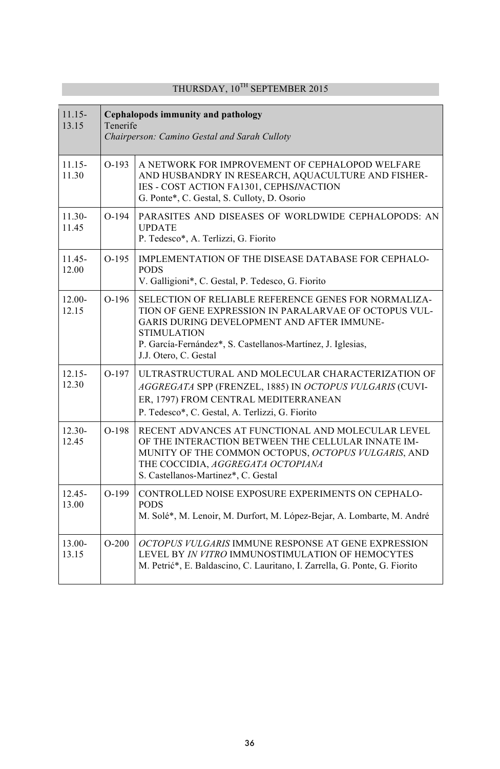## THURSDAY, 10TH SEPTEMBER 2015

| | | |
|---|---|---|
| 11.15-13.15 | **Cephalopods immunity and pathology**<br>Tenerife<br>*Chairperson: Camino Gestal and Sarah Culloty* | |
| 11.15-11.30 | O-193 | A NETWORK FOR IMPROVEMENT OF CEPHALOPOD WELFARE AND HUSBANDRY IN RESEARCH, AQUACULTURE AND FISHERIES - COST ACTION FA1301, CEPHS*IN*ACTION<br>G. Ponte*, C. Gestal, S. Culloty, D. Osorio |
| 11.30-11.45 | O-194 | PARASITES AND DISEASES OF WORLDWIDE CEPHALOPODS: AN UPDATE<br>P. Tedesco*, A. Terlizzi, G. Fiorito |
| 11.45-12.00 | O-195 | IMPLEMENTATION OF THE DISEASE DATABASE FOR CEPHALOPODS<br>V. Galligioni*, C. Gestal, P. Tedesco, G. Fiorito |
| 12.00-12.15 | O-196 | SELECTION OF RELIABLE REFERENCE GENES FOR NORMALIZATION OF GENE EXPRESSION IN PARALARVAE OF OCTOPUS VULGARIS DURING DEVELOPMENT AND AFTER IMMUNE-STIMULATION<br>P. García-Fernández*, S. Castellanos-Martínez, J. Iglesias, J.J. Otero, C. Gestal |
| 12.15-12.30 | O-197 | ULTRASTRUCTURAL AND MOLECULAR CHARACTERIZATION OF *AGGREGATA* SPP (FRENZEL, 1885) IN *OCTOPUS VULGARIS* (CUVIER, 1797) FROM CENTRAL MEDITERRANEAN<br>P. Tedesco*, C. Gestal, A. Terlizzi, G. Fiorito |
| 12.30-12.45 | O-198 | RECENT ADVANCES AT FUNCTIONAL AND MOLECULAR LEVEL OF THE INTERACTION BETWEEN THE CELLULAR INNATE IMMUNITY OF THE COMMON OCTOPUS, *OCTOPUS VULGARIS*, AND THE COCCIDIA, *AGGREGATA OCTOPIANA*<br>S. Castellanos-Martinez*, C. Gestal |
| 12.45-13.00 | O-199 | CONTROLLED NOISE EXPOSURE EXPERIMENTS ON CEPHALOPODS<br>M. Solé*, M. Lenoir, M. Durfort, M. López-Bejar, A. Lombarte, M. André |
| 13.00-13.15 | O-200 | *OCTOPUS VULGARIS* IMMUNE RESPONSE AT GENE EXPRESSION LEVEL BY *IN VITRO* IMMUNOSTIMULATION OF HEMOCYTES<br>M. Petrić*, E. Baldascino, C. Lauritano, I. Zarrella, G. Ponte, G. Fiorito |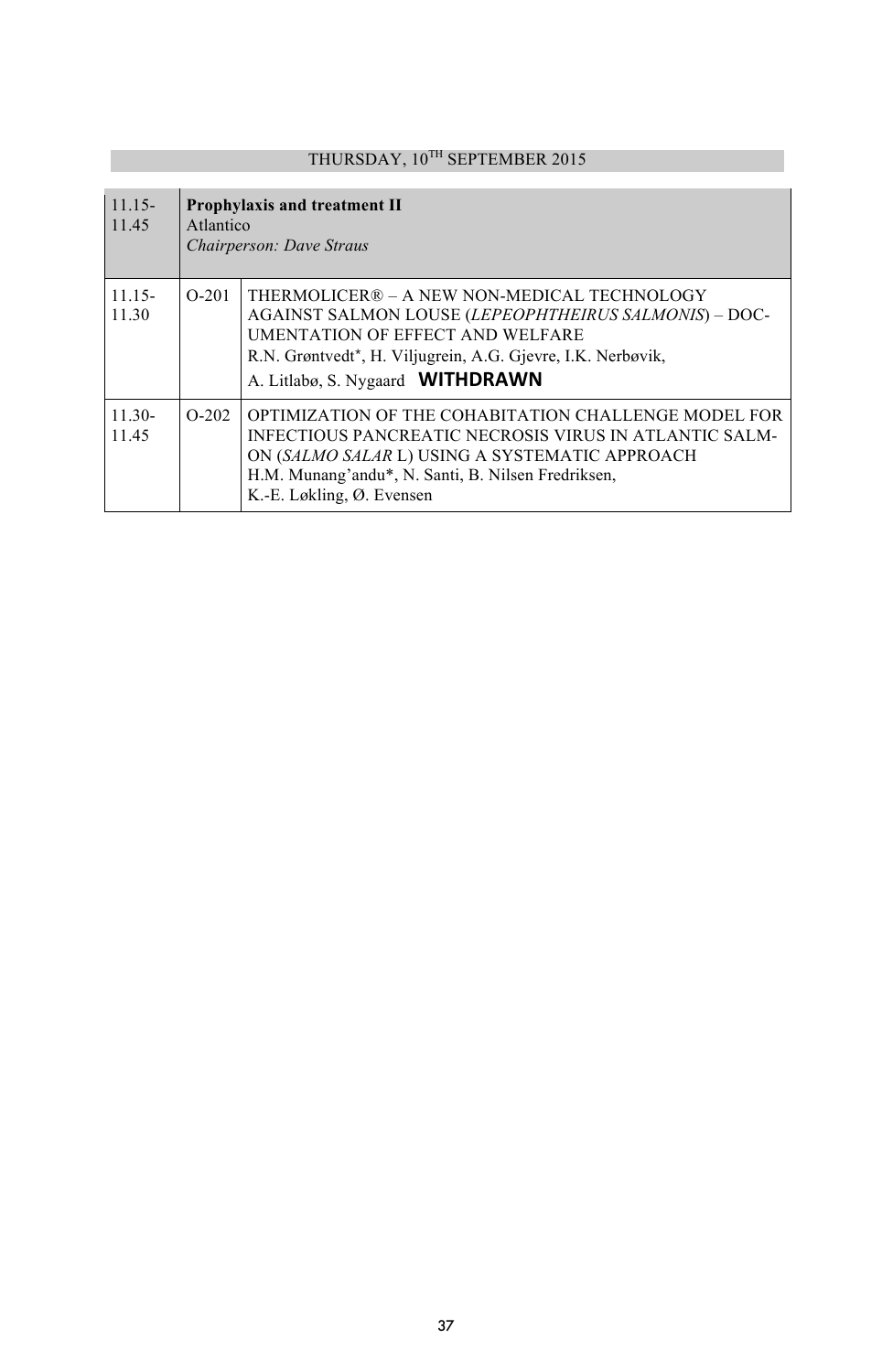THURSDAY, 10TH SEPTEMBER 2015

| 11.15-11.45 | **Prophylaxis and treatment II**<br>Atlantico<br>*Chairperson: Dave Straus* | |
|---|---|---|
| 11.15-11.30 | O-201 | THERMOLICER® – A NEW NON-MEDICAL TECHNOLOGY AGAINST SALMON LOUSE (*LEPEOPHTHEIRUS SALMONIS*) – DOC-UMENTATION OF EFFECT AND WELFARE<br>R.N. Grøntvedt*, H. Viljugrein, A.G. Gjevre, I.K. Nerbøvik, A. Litlabø, S. Nygaard **WITHDRAWN** |
| 11.30-11.45 | O-202 | OPTIMIZATION OF THE COHABITATION CHALLENGE MODEL FOR INFECTIOUS PANCREATIC NECROSIS VIRUS IN ATLANTIC SALM-ON (*SALMO SALAR* L) USING A SYSTEMATIC APPROACH<br>H.M. Munang'andu*, N. Santi, B. Nilsen Fredriksen, K.-E. Løkling, Ø. Evensen |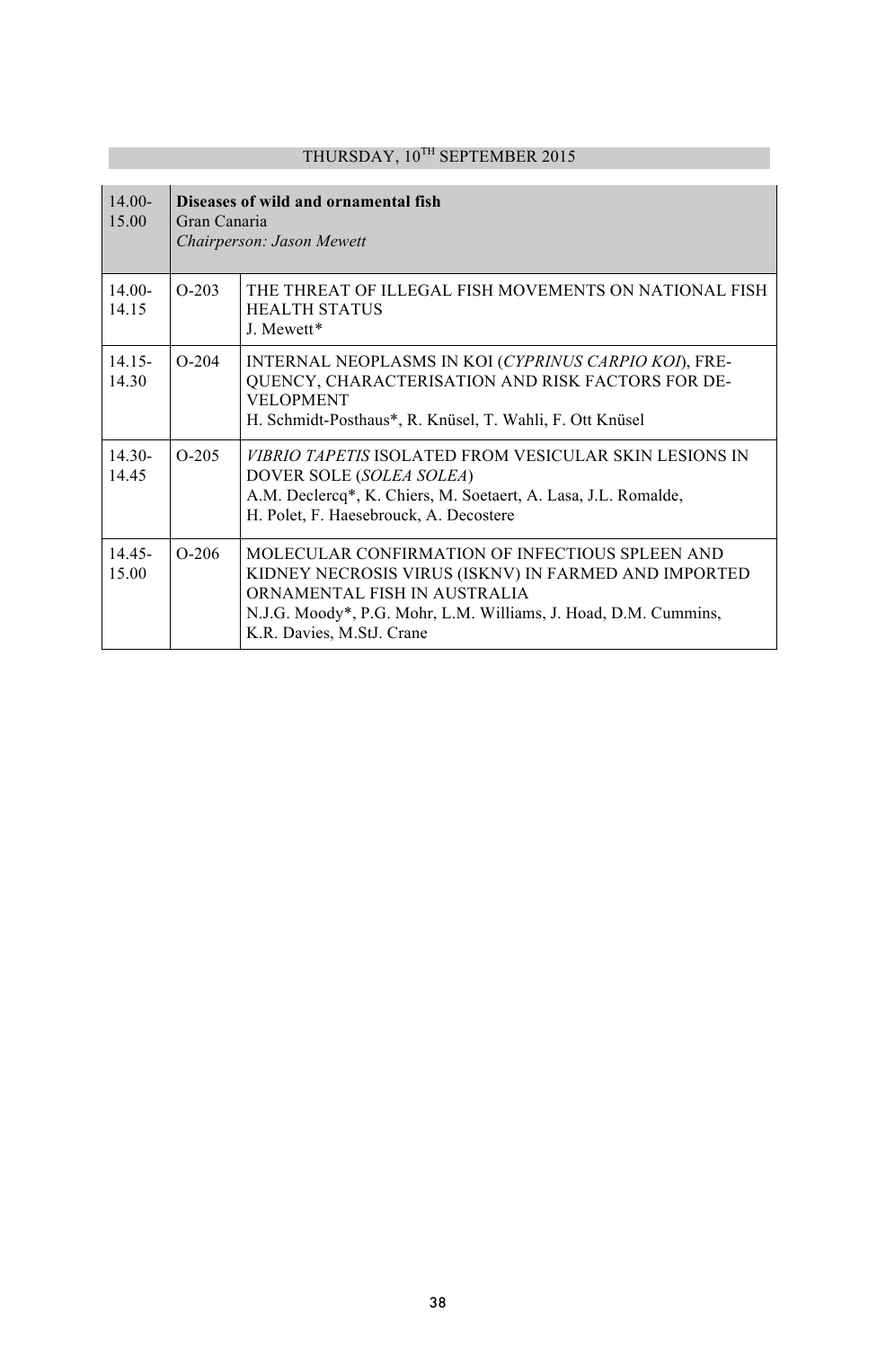## THURSDAY, 10TH SEPTEMBER 2015

| | | |
|---|---|---|
| 14.00-15.00 | **Diseases of wild and ornamental fish**<br>Gran Canaria<br>*Chairperson: Jason Mewett* | |
| 14.00-14.15 | O-203 | THE THREAT OF ILLEGAL FISH MOVEMENTS ON NATIONAL FISH HEALTH STATUS<br>J. Mewett* |
| 14.15-14.30 | O-204 | INTERNAL NEOPLASMS IN KOI (*CYPRINUS CARPIO KOI*), FREQUENCY, CHARACTERISATION AND RISK FACTORS FOR DEVELOPMENT<br>H. Schmidt-Posthaus*, R. Knüsel, T. Wahli, F. Ott Knüsel |
| 14.30-14.45 | O-205 | *VIBRIO TAPETIS* ISOLATED FROM VESICULAR SKIN LESIONS IN DOVER SOLE (*SOLEA SOLEA*)<br>A.M. Declercq*, K. Chiers, M. Soetaert, A. Lasa, J.L. Romalde, H. Polet, F. Haesebrouck, A. Decostere |
| 14.45-15.00 | O-206 | MOLECULAR CONFIRMATION OF INFECTIOUS SPLEEN AND KIDNEY NECROSIS VIRUS (ISKNV) IN FARMED AND IMPORTED ORNAMENTAL FISH IN AUSTRALIA<br>N.J.G. Moody*, P.G. Mohr, L.M. Williams, J. Hoad, D.M. Cummins, K.R. Davies, M.StJ. Crane |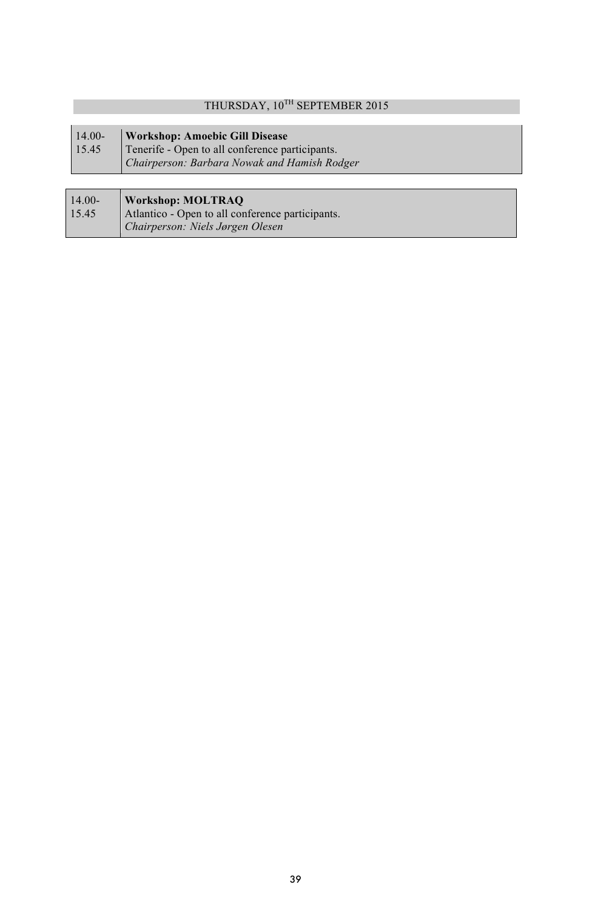## THURSDAY, 10TH SEPTEMBER 2015

| | |
|---|---|
| 14.00-15.45 | **Workshop: Amoebic Gill Disease**<br>Tenerife - Open to all conference participants.<br>*Chairperson: Barbara Nowak and Hamish Rodger* |

| | |
|---|---|
| 14.00-15.45 | **Workshop: MOLTRAQ**<br>Atlantico - Open to all conference participants.<br>*Chairperson: Niels Jørgen Olesen* |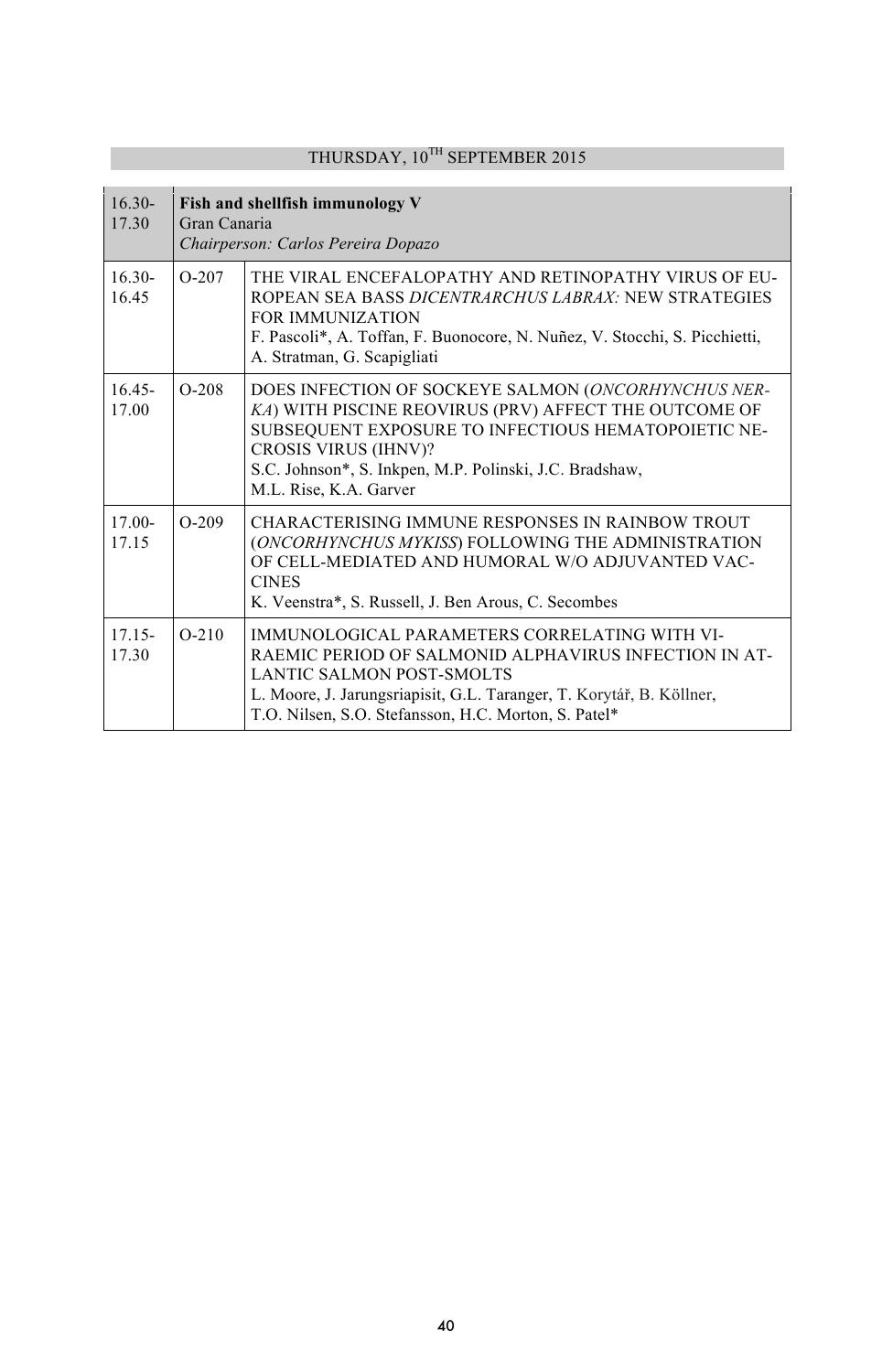## THURSDAY, 10[TH] SEPTEMBER 2015

| | | |
|---|---|---|
| 16.30-17.30 | **Fish and shellfish immunology V**<br>Gran Canaria<br>*Chairperson: Carlos Pereira Dopazo* | |
| 16.30-16.45 | O-207 | THE VIRAL ENCEFALOPATHY AND RETINOPATHY VIRUS OF EUROPEAN SEA BASS *DICENTRARCHUS LABRAX:* NEW STRATEGIES FOR IMMUNIZATION<br>F. Pascoli*, A. Toffan, F. Buonocore, N. Nuñez, V. Stocchi, S. Picchietti, A. Stratman, G. Scapigliati |
| 16.45-17.00 | O-208 | DOES INFECTION OF SOCKEYE SALMON (*ONCORHYNCHUS NERKA*) WITH PISCINE REOVIRUS (PRV) AFFECT THE OUTCOME OF SUBSEQUENT EXPOSURE TO INFECTIOUS HEMATOPOIETIC NECROSIS VIRUS (IHNV)?<br>S.C. Johnson*, S. Inkpen, M.P. Polinski, J.C. Bradshaw, M.L. Rise, K.A. Garver |
| 17.00-17.15 | O-209 | CHARACTERISING IMMUNE RESPONSES IN RAINBOW TROUT (*ONCORHYNCHUS MYKISS*) FOLLOWING THE ADMINISTRATION OF CELL-MEDIATED AND HUMORAL W/O ADJUVANTED VACCINES<br>K. Veenstra*, S. Russell, J. Ben Arous, C. Secombes |
| 17.15-17.30 | O-210 | IMMUNOLOGICAL PARAMETERS CORRELATING WITH VIRAEMIC PERIOD OF SALMONID ALPHAVIRUS INFECTION IN ATLANTIC SALMON POST-SMOLTS<br>L. Moore, J. Jarungsriapisit, G.L. Taranger, T. Korytář, B. Köllner, T.O. Nilsen, S.O. Stefansson, H.C. Morton, S. Patel* |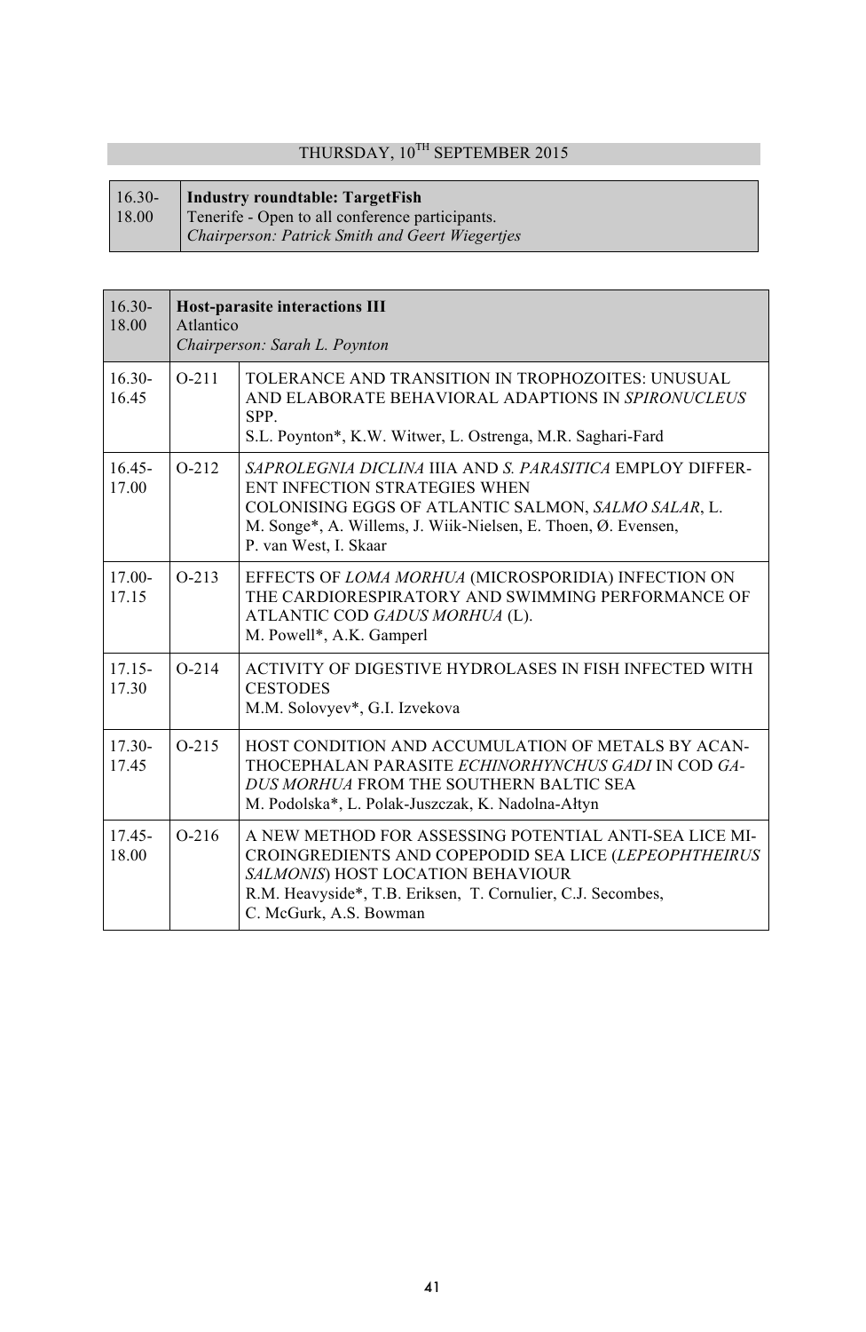## THURSDAY, 10TH SEPTEMBER 2015

| 16.30-18.00 | **Industry roundtable: TargetFish**<br>Tenerife - Open to all conference participants.<br>*Chairperson: Patrick Smith and Geert Wiegertjes* |
|---|---|

| 16.30-18.00 | **Host-parasite interactions III**<br>Atlantico<br>*Chairperson: Sarah L. Poynton* | |
|---|---|---|
| 16.30-16.45 | O-211 | TOLERANCE AND TRANSITION IN TROPHOZOITES: UNUSUAL AND ELABORATE BEHAVIORAL ADAPTIONS IN *SPIRONUCLEUS* SPP.<br>S.L. Poynton*, K.W. Witwer, L. Ostrenga, M.R. Saghari-Fard |
| 16.45-17.00 | O-212 | *SAPROLEGNIA DICLINA* IIIA AND *S. PARASITICA* EMPLOY DIFFERENT INFECTION STRATEGIES WHEN COLONISING EGGS OF ATLANTIC SALMON, *SALMO SALAR*, L.<br>M. Songe*, A. Willems, J. Wiik-Nielsen, E. Thoen, Ø. Evensen, P. van West, I. Skaar |
| 17.00-17.15 | O-213 | EFFECTS OF *LOMA MORHUA* (MICROSPORIDIA) INFECTION ON THE CARDIORESPIRATORY AND SWIMMING PERFORMANCE OF ATLANTIC COD *GADUS MORHUA* (L).<br>M. Powell*, A.K. Gamperl |
| 17.15-17.30 | O-214 | ACTIVITY OF DIGESTIVE HYDROLASES IN FISH INFECTED WITH CESTODES<br>M.M. Solovyev*, G.I. Izvekova |
| 17.30-17.45 | O-215 | HOST CONDITION AND ACCUMULATION OF METALS BY ACANTHOCEPHALAN PARASITE *ECHINORHYNCHUS GADI* IN COD *GADUS MORHUA* FROM THE SOUTHERN BALTIC SEA<br>M. Podolska*, L. Polak-Juszczak, K. Nadolna-Ałtyn |
| 17.45-18.00 | O-216 | A NEW METHOD FOR ASSESSING POTENTIAL ANTI-SEA LICE MICROINGREDIENTS AND COPEPODID SEA LICE (*LEPEOPHTHEIRUS SALMONIS*) HOST LOCATION BEHAVIOUR<br>R.M. Heavyside*, T.B. Eriksen, T. Cornulier, C.J. Secombes, C. McGurk, A.S. Bowman |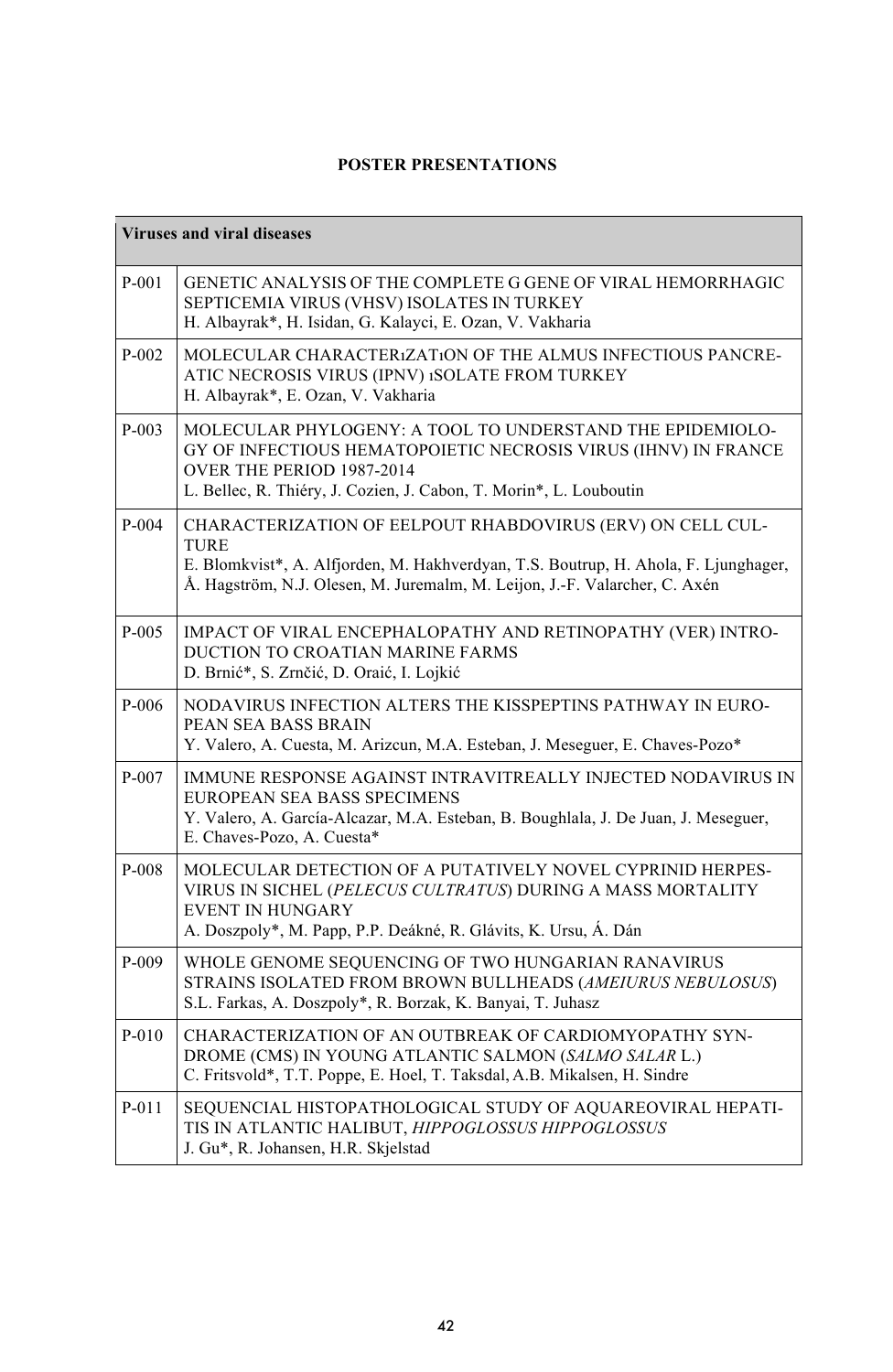**POSTER PRESENTATIONS**

| Viruses and viral diseases | |
|---|---|
| P-001 | GENETIC ANALYSIS OF THE COMPLETE G GENE OF VIRAL HEMORRHAGIC SEPTICEMIA VIRUS (VHSV) ISOLATES IN TURKEY<br>H. Albayrak*, H. Isidan, G. Kalayci, E. Ozan, V. Vakharia |
| P-002 | MOLECULAR CHARACTERıZATıON OF THE ALMUS INFECTIOUS PANCREATIC NECROSIS VIRUS (IPNV) ıSOLATE FROM TURKEY<br>H. Albayrak*, E. Ozan, V. Vakharia |
| P-003 | MOLECULAR PHYLOGENY: A TOOL TO UNDERSTAND THE EPIDEMIOLOGY OF INFECTIOUS HEMATOPOIETIC NECROSIS VIRUS (IHNV) IN FRANCE OVER THE PERIOD 1987-2014<br>L. Bellec, R. Thiéry, J. Cozien, J. Cabon, T. Morin*, L. Louboutin |
| P-004 | CHARACTERIZATION OF EELPOUT RHABDOVIRUS (ERV) ON CELL CULTURE<br>E. Blomkvist*, A. Alfjorden, M. Hakhverdyan, T.S. Boutrup, H. Ahola, F. Ljunghager, Å. Hagström, N.J. Olesen, M. Juremalm, M. Leijon, J.-F. Valarcher, C. Axén |
| P-005 | IMPACT OF VIRAL ENCEPHALOPATHY AND RETINOPATHY (VER) INTRODUCTION TO CROATIAN MARINE FARMS<br>D. Brnić*, S. Zrnčić, D. Oraić, I. Lojkić |
| P-006 | NODAVIRUS INFECTION ALTERS THE KISSPEPTINS PATHWAY IN EUROPEAN SEA BASS BRAIN<br>Y. Valero, A. Cuesta, M. Arizcun, M.A. Esteban, J. Meseguer, E. Chaves-Pozo* |
| P-007 | IMMUNE RESPONSE AGAINST INTRAVITREALLY INJECTED NODAVIRUS IN EUROPEAN SEA BASS SPECIMENS<br>Y. Valero, A. García-Alcazar, M.A. Esteban, B. Boughlala, J. De Juan, J. Meseguer, E. Chaves-Pozo, A. Cuesta* |
| P-008 | MOLECULAR DETECTION OF A PUTATIVELY NOVEL CYPRINID HERPESVIRUS IN SICHEL (*PELECUS CULTRATUS*) DURING A MASS MORTALITY EVENT IN HUNGARY<br>A. Doszpoly*, M. Papp, P.P. Deákné, R. Glávits, K. Ursu, Á. Dán |
| P-009 | WHOLE GENOME SEQUENCING OF TWO HUNGARIAN RANAVIRUS STRAINS ISOLATED FROM BROWN BULLHEADS (*AMEIURUS NEBULOSUS*)<br>S.L. Farkas, A. Doszpoly*, R. Borzak, K. Banyai, T. Juhasz |
| P-010 | CHARACTERIZATION OF AN OUTBREAK OF CARDIOMYOPATHY SYNDROME (CMS) IN YOUNG ATLANTIC SALMON (*SALMO SALAR* L.)<br>C. Fritsvold*, T.T. Poppe, E. Hoel, T. Taksdal, A.B. Mikalsen, H. Sindre |
| P-011 | SEQUENCIAL HISTOPATHOLOGICAL STUDY OF AQUAREOVIRAL HEPATITIS IN ATLANTIC HALIBUT, *HIPPOGLOSSUS HIPPOGLOSSUS*<br>J. Gu*, R. Johansen, H.R. Skjelstad |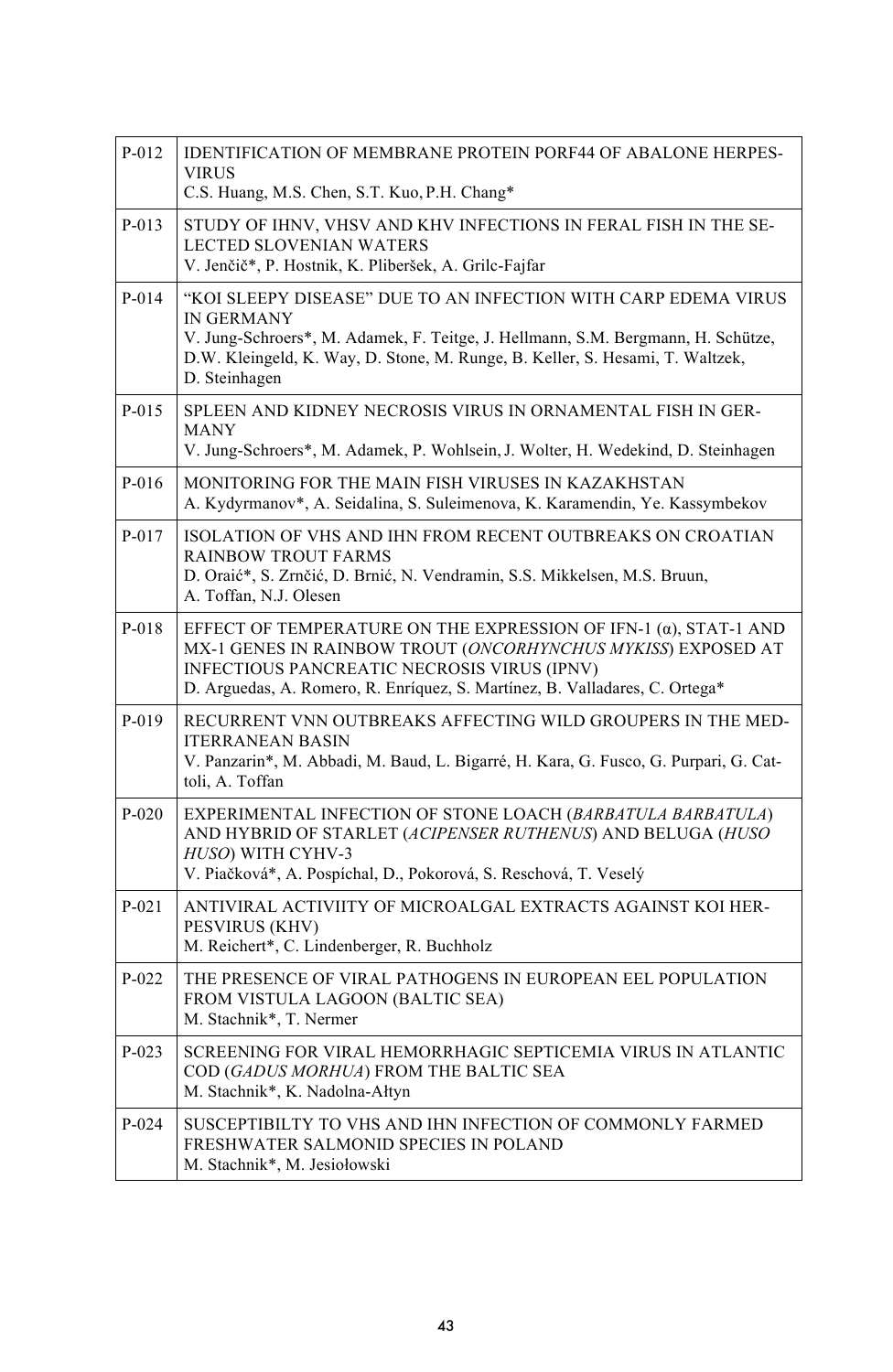| P-012 | IDENTIFICATION OF MEMBRANE PROTEIN PORF44 OF ABALONE HERPES-VIRUS<br>C.S. Huang, M.S. Chen, S.T. Kuo, P.H. Chang* |
|---|---|
| P-013 | STUDY OF IHNV, VHSV AND KHV INFECTIONS IN FERAL FISH IN THE SELECTED SLOVENIAN WATERS<br>V. Jenčič*, P. Hostnik, K. Pliberšek, A. Grilc-Fajfar |
| P-014 | "KOI SLEEPY DISEASE" DUE TO AN INFECTION WITH CARP EDEMA VIRUS IN GERMANY<br>V. Jung-Schroers*, M. Adamek, F. Teitge, J. Hellmann, S.M. Bergmann, H. Schütze, D.W. Kleingeld, K. Way, D. Stone, M. Runge, B. Keller, S. Hesami, T. Waltzek, D. Steinhagen |
| P-015 | SPLEEN AND KIDNEY NECROSIS VIRUS IN ORNAMENTAL FISH IN GERMANY<br>V. Jung-Schroers*, M. Adamek, P. Wohlsein, J. Wolter, H. Wedekind, D. Steinhagen |
| P-016 | MONITORING FOR THE MAIN FISH VIRUSES IN KAZAKHSTAN<br>A. Kydyrmanov*, A. Seidalina, S. Suleimenova, K. Karamendin, Ye. Kassymbekov |
| P-017 | ISOLATION OF VHS AND IHN FROM RECENT OUTBREAKS ON CROATIAN RAINBOW TROUT FARMS<br>D. Oraić*, S. Zrnčić, D. Brnić, N. Vendramin, S.S. Mikkelsen, M.S. Bruun, A. Toffan, N.J. Olesen |
| P-018 | EFFECT OF TEMPERATURE ON THE EXPRESSION OF IFN-1 (α), STAT-1 AND MX-1 GENES IN RAINBOW TROUT (*ONCORHYNCHUS MYKISS*) EXPOSED AT INFECTIOUS PANCREATIC NECROSIS VIRUS (IPNV)<br>D. Arguedas, A. Romero, R. Enríquez, S. Martínez, B. Valladares, C. Ortega* |
| P-019 | RECURRENT VNN OUTBREAKS AFFECTING WILD GROUPERS IN THE MEDITERRANEAN BASIN<br>V. Panzarin*, M. Abbadi, M. Baud, L. Bigarré, H. Kara, G. Fusco, G. Purpari, G. Cattoli, A. Toffan |
| P-020 | EXPERIMENTAL INFECTION OF STONE LOACH (*BARBATULA BARBATULA*) AND HYBRID OF STARLET (*ACIPENSER RUTHENUS*) AND BELUGA (*HUSO HUSO*) WITH CYHV-3<br>V. Piačková*, A. Pospíchal, D., Pokorová, S. Reschová, T. Veselý |
| P-021 | ANTIVIRAL ACTIVIITY OF MICROALGAL EXTRACTS AGAINST KOI HERPESVIRUS (KHV)<br>M. Reichert*, C. Lindenberger, R. Buchholz |
| P-022 | THE PRESENCE OF VIRAL PATHOGENS IN EUROPEAN EEL POPULATION FROM VISTULA LAGOON (BALTIC SEA)<br>M. Stachnik*, T. Nermer |
| P-023 | SCREENING FOR VIRAL HEMORRHAGIC SEPTICEMIA VIRUS IN ATLANTIC COD (*GADUS MORHUA*) FROM THE BALTIC SEA<br>M. Stachnik*, K. Nadolna-Ałtyn |
| P-024 | SUSCEPTIBILTY TO VHS AND IHN INFECTION OF COMMONLY FARMED FRESHWATER SALMONID SPECIES IN POLAND<br>M. Stachnik*, M. Jesiołowski |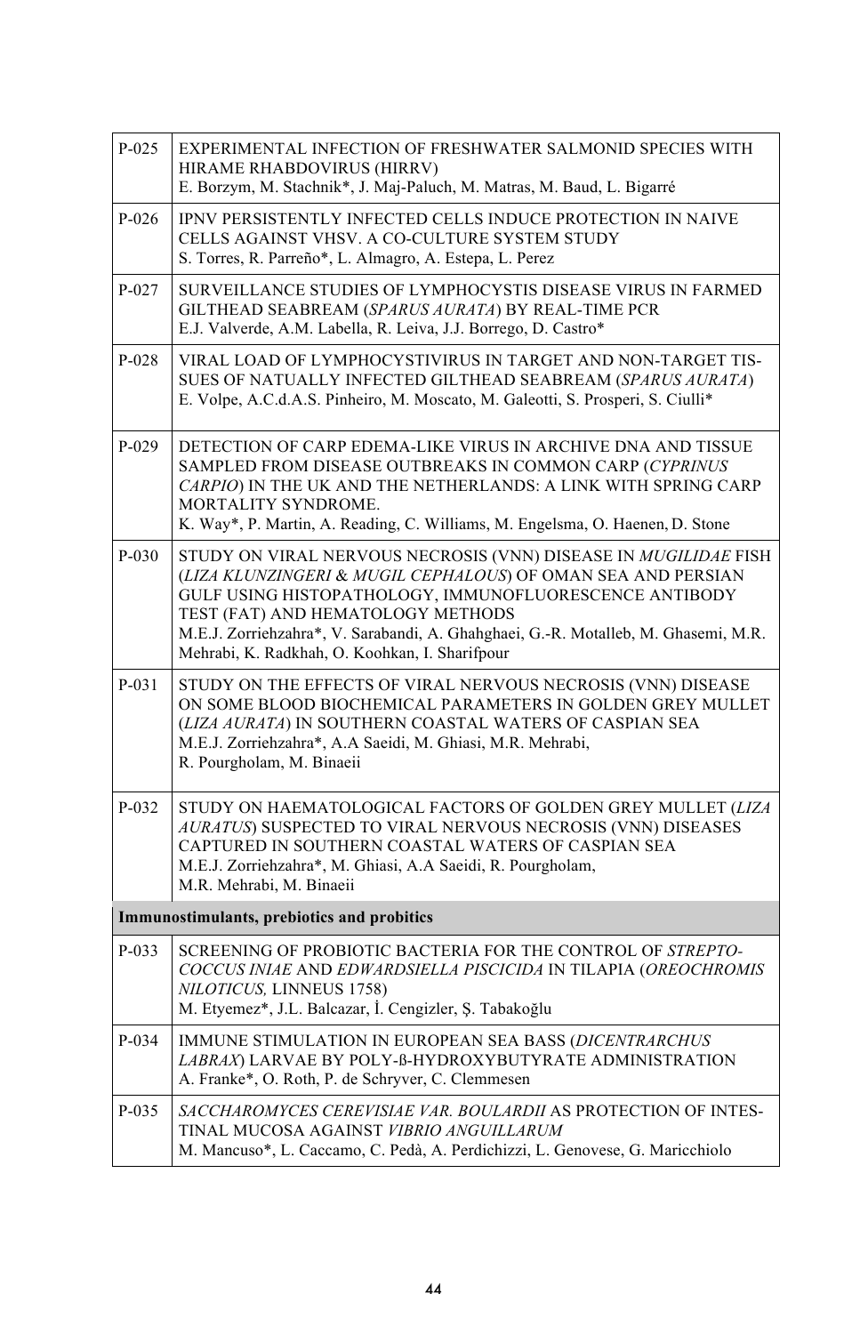| | |
|---|---|
| P-025 | EXPERIMENTAL INFECTION OF FRESHWATER SALMONID SPECIES WITH HIRAME RHABDOVIRUS (HIRRV)<br>E. Borzym, M. Stachnik*, J. Maj-Paluch, M. Matras, M. Baud, L. Bigarré |
| P-026 | IPNV PERSISTENTLY INFECTED CELLS INDUCE PROTECTION IN NAIVE CELLS AGAINST VHSV. A CO-CULTURE SYSTEM STUDY<br>S. Torres, R. Parreño*, L. Almagro, A. Estepa, L. Perez |
| P-027 | SURVEILLANCE STUDIES OF LYMPHOCYSTIS DISEASE VIRUS IN FARMED GILTHEAD SEABREAM (*SPARUS AURATA*) BY REAL-TIME PCR<br>E.J. Valverde, A.M. Labella, R. Leiva, J.J. Borrego, D. Castro* |
| P-028 | VIRAL LOAD OF LYMPHOCYSTIVIRUS IN TARGET AND NON-TARGET TISSUES OF NATUALLY INFECTED GILTHEAD SEABREAM (*SPARUS AURATA*)<br>E. Volpe, A.C.d.A.S. Pinheiro, M. Moscato, M. Galeotti, S. Prosperi, S. Ciulli* |
| P-029 | DETECTION OF CARP EDEMA-LIKE VIRUS IN ARCHIVE DNA AND TISSUE SAMPLED FROM DISEASE OUTBREAKS IN COMMON CARP (*CYPRINUS CARPIO*) IN THE UK AND THE NETHERLANDS: A LINK WITH SPRING CARP MORTALITY SYNDROME.<br>K. Way*, P. Martin, A. Reading, C. Williams, M. Engelsma, O. Haenen, D. Stone |
| P-030 | STUDY ON VIRAL NERVOUS NECROSIS (VNN) DISEASE IN *MUGILIDAE* FISH (*LIZA KLUNZINGERI* & *MUGIL CEPHALOUS*) OF OMAN SEA AND PERSIAN GULF USING HISTOPATHOLOGY, IMMUNOFLUORESCENCE ANTIBODY TEST (FAT) AND HEMATOLOGY METHODS<br>M.E.J. Zorriehzahra*, V. Sarabandi, A. Ghahghaei, G.-R. Motalleb, M. Ghasemi, M.R. Mehrabi, K. Radkhah, O. Koohkan, I. Sharifpour |
| P-031 | STUDY ON THE EFFECTS OF VIRAL NERVOUS NECROSIS (VNN) DISEASE ON SOME BLOOD BIOCHEMICAL PARAMETERS IN GOLDEN GREY MULLET (*LIZA AURATA*) IN SOUTHERN COASTAL WATERS OF CASPIAN SEA<br>M.E.J. Zorriehzahra*, A.A Saeidi, M. Ghiasi, M.R. Mehrabi, R. Pourgholam, M. Binaeii |
| P-032 | STUDY ON HAEMATOLOGICAL FACTORS OF GOLDEN GREY MULLET (*LIZA AURATUS*) SUSPECTED TO VIRAL NERVOUS NECROSIS (VNN) DISEASES CAPTURED IN SOUTHERN COASTAL WATERS OF CASPIAN SEA<br>M.E.J. Zorriehzahra*, M. Ghiasi, A.A Saeidi, R. Pourgholam, M.R. Mehrabi, M. Binaeii |
| **Immunostimulants, prebiotics and probitics** | |
| P-033 | SCREENING OF PROBIOTIC BACTERIA FOR THE CONTROL OF *STREPTOCOCCUS INIAE* AND *EDWARDSIELLA PISCICIDA* IN TILAPIA (*OREOCHROMIS NILOTICUS,* LINNEUS 1758)<br>M. Etyemez*, J.L. Balcazar, İ. Cengizler, Ş. Tabakoğlu |
| P-034 | IMMUNE STIMULATION IN EUROPEAN SEA BASS (*DICENTRARCHUS LABRAX*) LARVAE BY POLY-ß-HYDROXYBUTYRATE ADMINISTRATION<br>A. Franke*, O. Roth, P. de Schryver, C. Clemmesen |
| P-035 | *SACCHAROMYCES CEREVISIAE VAR. BOULARDII* AS PROTECTION OF INTESTINAL MUCOSA AGAINST *VIBRIO ANGUILLARUM*<br>M. Mancuso*, L. Caccamo, C. Pedà, A. Perdichizzi, L. Genovese, G. Maricchiolo |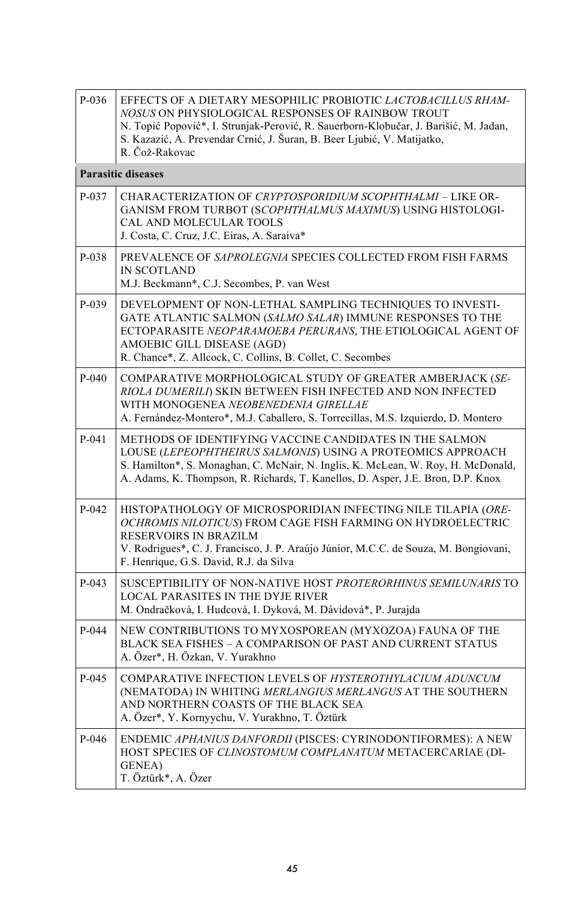| | |
|---|---|
| P-036 | EFFECTS OF A DIETARY MESOPHILIC PROBIOTIC *LACTOBACILLUS RHAMNOSUS* ON PHYSIOLOGICAL RESPONSES OF RAINBOW TROUT<br>N. Topić Popović*, I. Strunjak-Perović, R. Sauerborn-Klobučar, J. Barišić, M. Jadan, S. Kazazić, A. Prevendar Crnić, J. Šuran, B. Beer Ljubić, V. Matijatko, R. Čož-Rakovac |
| **Parasitic diseases** | |
| P-037 | CHARACTERIZATION OF *CRYPTOSPORIDIUM SCOPHTHALMI* – LIKE ORGANISM FROM TURBOT (*SCOPHTHALMUS MAXIMUS*) USING HISTOLOGICAL AND MOLECULAR TOOLS<br>J. Costa, C. Cruz, J.C. Eiras, A. Saraiva* |
| P-038 | PREVALENCE OF *SAPROLEGNIA* SPECIES COLLECTED FROM FISH FARMS IN SCOTLAND<br>M.J. Beckmann*, C.J. Secombes, P. van West |
| P-039 | DEVELOPMENT OF NON-LETHAL SAMPLING TECHNIQUES TO INVESTIGATE ATLANTIC SALMON (*SALMO SALAR*) IMMUNE RESPONSES TO THE ECTOPARASITE *NEOPARAMOEBA PERURANS*, THE ETIOLOGICAL AGENT OF AMOEBIC GILL DISEASE (AGD)<br>R. Chance*, Z. Allcock, C. Collins, B. Collet, C. Secombes |
| P-040 | COMPARATIVE MORPHOLOGICAL STUDY OF GREATER AMBERJACK (*SERIOLA DUMERILI*) SKIN BETWEEN FISH INFECTED AND NON INFECTED WITH MONOGENEA *NEOBENEDENIA GIRELLAE*<br>A. Fernández-Montero*, M.J. Caballero, S. Torrecillas, M.S. Izquierdo, D. Montero |
| P-041 | METHODS OF IDENTIFYING VACCINE CANDIDATES IN THE SALMON LOUSE (*LEPEOPHTHEIRUS SALMONIS*) USING A PROTEOMICS APPROACH<br>S. Hamilton*, S. Monaghan, C. McNair, N. Inglis, K. McLean, W. Roy, H. McDonald, A. Adams, K. Thompson, R. Richards, T. Kanellos, D. Asper, J.E. Bron, D.P. Knox |
| P-042 | HISTOPATHOLOGY OF MICROSPORIDIAN INFECTING NILE TILAPIA (*OREOCHROMIS NILOTICUS*) FROM CAGE FISH FARMING ON HYDROELECTRIC RESERVOIRS IN BRAZILM<br>V. Rodrigues*, C. J. Francisco, J. P. Araújo Júnior, M.C.C. de Souza, M. Bongiovani, F. Henrique, G.S. David, R.J. da Silva |
| P-043 | SUSCEPTIBILITY OF NON-NATIVE HOST *PROTERORHINUS SEMILUNARIS* TO LOCAL PARASITES IN THE DYJE RIVER<br>M. Ondračková, I. Hudcová, I. Dyková, M. Dávidová*, P. Jurajda |
| P-044 | NEW CONTRIBUTIONS TO MYXOSPOREAN (MYXOZOA) FAUNA OF THE BLACK SEA FISHES – A COMPARISON OF PAST AND CURRENT STATUS<br>A. Özer*, H. Özkan, V. Yurakhno |
| P-045 | COMPARATIVE INFECTION LEVELS OF *HYSTEROTHYLACIUM ADUNCUM* (NEMATODA) IN WHITING *MERLANGIUS MERLANGUS* AT THE SOUTHERN AND NORTHERN COASTS OF THE BLACK SEA<br>A. Özer*, Y. Kornyychu, V. Yurakhno, T. Öztürk |
| P-046 | ENDEMIC *APHANIUS DANFORDII* (PISCES: CYRINODONTIFORMES): A NEW HOST SPECIES OF *CLINOSTOMUM COMPLANATUM* METACERCARIAE (DIGENEA)<br>T. Öztürk*, A. Özer |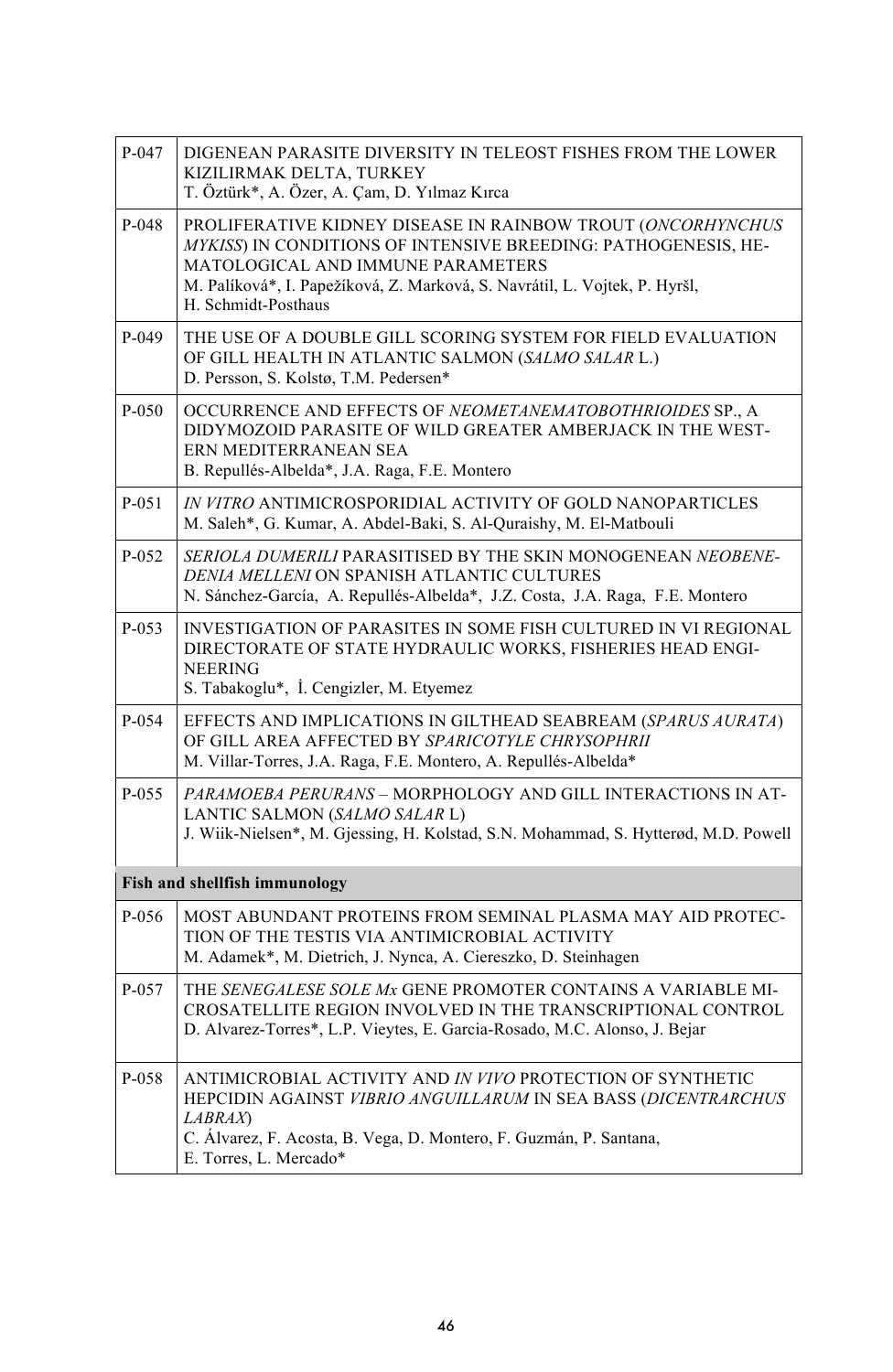| | |
|---|---|
| P-047 | DIGENEAN PARASITE DIVERSITY IN TELEOST FISHES FROM THE LOWER KIZILIRMAK DELTA, TURKEY<br>T. Öztürk*, A. Özer, A. Çam, D. Yılmaz Kırca |
| P-048 | PROLIFERATIVE KIDNEY DISEASE IN RAINBOW TROUT (*ONCORHYNCHUS MYKISS*) IN CONDITIONS OF INTENSIVE BREEDING: PATHOGENESIS, HEMATOLOGICAL AND IMMUNE PARAMETERS<br>M. Palíková*, I. Papežíková, Z. Marková, S. Navrátil, L. Vojtek, P. Hyršl, H. Schmidt-Posthaus |
| P-049 | THE USE OF A DOUBLE GILL SCORING SYSTEM FOR FIELD EVALUATION OF GILL HEALTH IN ATLANTIC SALMON (*SALMO SALAR* L.)<br>D. Persson, S. Kolstø, T.M. Pedersen* |
| P-050 | OCCURRENCE AND EFFECTS OF *NEOMETANEMATOBOTHRIOIDES* SP., A DIDYMOZOID PARASITE OF WILD GREATER AMBERJACK IN THE WESTERN MEDITERRANEAN SEA<br>B. Repullés-Albelda*, J.A. Raga, F.E. Montero |
| P-051 | *IN VITRO* ANTIMICROSPORIDIAL ACTIVITY OF GOLD NANOPARTICLES<br>M. Saleh*, G. Kumar, A. Abdel-Baki, S. Al-Quraishy, M. El-Matbouli |
| P-052 | *SERIOLA DUMERILI* PARASITISED BY THE SKIN MONOGENEAN *NEOBENEDENIA MELLENI* ON SPANISH ATLANTIC CULTURES<br>N. Sánchez-García, A. Repullés-Albelda*, J.Z. Costa, J.A. Raga, F.E. Montero |
| P-053 | INVESTIGATION OF PARASITES IN SOME FISH CULTURED IN VI REGIONAL DIRECTORATE OF STATE HYDRAULIC WORKS, FISHERIES HEAD ENGINEERING<br>S. Tabakoglu*, İ. Cengizler, M. Etyemez |
| P-054 | EFFECTS AND IMPLICATIONS IN GILTHEAD SEABREAM (*SPARUS AURATA*) OF GILL AREA AFFECTED BY *SPARICOTYLE CHRYSOPHRII*<br>M. Villar-Torres, J.A. Raga, F.E. Montero, A. Repullés-Albelda* |
| P-055 | *PARAMOEBA PERURANS* – MORPHOLOGY AND GILL INTERACTIONS IN ATLANTIC SALMON (*SALMO SALAR* L)<br>J. Wiik-Nielsen*, M. Gjessing, H. Kolstad, S.N. Mohammad, S. Hytterød, M.D. Powell |
| **Fish and shellfish immunology** | |
| P-056 | MOST ABUNDANT PROTEINS FROM SEMINAL PLASMA MAY AID PROTECTION OF THE TESTIS VIA ANTIMICROBIAL ACTIVITY<br>M. Adamek*, M. Dietrich, J. Nynca, A. Ciereszko, D. Steinhagen |
| P-057 | THE *SENEGALESE SOLE Mx* GENE PROMOTER CONTAINS A VARIABLE MICROSATELLITE REGION INVOLVED IN THE TRANSCRIPTIONAL CONTROL<br>D. Alvarez-Torres*, L.P. Vieytes, E. Garcia-Rosado, M.C. Alonso, J. Bejar |
| P-058 | ANTIMICROBIAL ACTIVITY AND *IN VIVO* PROTECTION OF SYNTHETIC HEPCIDIN AGAINST *VIBRIO ANGUILLARUM* IN SEA BASS (*DICENTRARCHUS LABRAX*)<br>C. Álvarez, F. Acosta, B. Vega, D. Montero, F. Guzmán, P. Santana, E. Torres, L. Mercado* |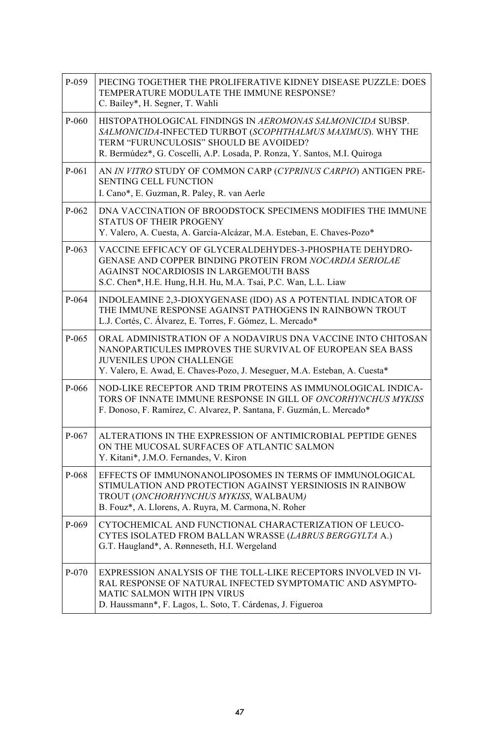| | |
|---|---|
| P-059 | PIECING TOGETHER THE PROLIFERATIVE KIDNEY DISEASE PUZZLE: DOES TEMPERATURE MODULATE THE IMMUNE RESPONSE?<br>C. Bailey*, H. Segner, T. Wahli |
| P-060 | HISTOPATHOLOGICAL FINDINGS IN *AEROMONAS SALMONICIDA* SUBSP. *SALMONICIDA*-INFECTED TURBOT (*SCOPHTHALMUS MAXIMUS*). WHY THE TERM "FURUNCULOSIS" SHOULD BE AVOIDED?<br>R. Bermúdez*, G. Coscelli, A.P. Losada, P. Ronza, Y. Santos, M.I. Quiroga |
| P-061 | AN *IN VITRO* STUDY OF COMMON CARP (*CYPRINUS CARPIO*) ANTIGEN PRESENTING CELL FUNCTION<br>I. Cano*, E. Guzman, R. Paley, R. van Aerle |
| P-062 | DNA VACCINATION OF BROODSTOCK SPECIMENS MODIFIES THE IMMUNE STATUS OF THEIR PROGENY<br>Y. Valero, A. Cuesta, A. García-Alcázar, M.A. Esteban, E. Chaves-Pozo* |
| P-063 | VACCINE EFFICACY OF GLYCERALDEHYDES-3-PHOSPHATE DEHYDROGENASE AND COPPER BINDING PROTEIN FROM *NOCARDIA SERIOLAE* AGAINST NOCARDIOSIS IN LARGEMOUTH BASS<br>S.C. Chen*, H.E. Hung, H.H. Hu, M.A. Tsai, P.C. Wan, L.L. Liaw |
| P-064 | INDOLEAMINE 2,3-DIOXYGENASE (IDO) AS A POTENTIAL INDICATOR OF THE IMMUNE RESPONSE AGAINST PATHOGENS IN RAINBOWN TROUT<br>L.J. Cortés, C. Álvarez, E. Torres, F. Gómez, L. Mercado* |
| P-065 | ORAL ADMINISTRATION OF A NODAVIRUS DNA VACCINE INTO CHITOSAN NANOPARTICULES IMPROVES THE SURVIVAL OF EUROPEAN SEA BASS JUVENILES UPON CHALLENGE<br>Y. Valero, E. Awad, E. Chaves-Pozo, J. Meseguer, M.A. Esteban, A. Cuesta* |
| P-066 | NOD-LIKE RECEPTOR AND TRIM PROTEINS AS IMMUNOLOGICAL INDICATORS OF INNATE IMMUNE RESPONSE IN GILL OF *ONCORHYNCHUS MYKISS*<br>F. Donoso, F. Ramírez, C. Alvarez, P. Santana, F. Guzmán, L. Mercado* |
| P-067 | ALTERATIONS IN THE EXPRESSION OF ANTIMICROBIAL PEPTIDE GENES ON THE MUCOSAL SURFACES OF ATLANTIC SALMON<br>Y. Kitani*, J.M.O. Fernandes, V. Kiron |
| P-068 | EFFECTS OF IMMUNONANOLIPOSOMES IN TERMS OF IMMUNOLOGICAL STIMULATION AND PROTECTION AGAINST YERSINIOSIS IN RAINBOW TROUT (*ONCHORHYNCHUS MYKISS*, WALBAUM)<br>B. Fouz*, A. Llorens, A. Ruyra, M. Carmona, N. Roher |
| P-069 | CYTOCHEMICAL AND FUNCTIONAL CHARACTERIZATION OF LEUCOCYTES ISOLATED FROM BALLAN WRASSE (*LABRUS BERGGYLTA* A.)<br>G.T. Haugland*, A. Rønneseth, H.I. Wergeland |
| P-070 | EXPRESSION ANALYSIS OF THE TOLL-LIKE RECEPTORS INVOLVED IN VIRAL RESPONSE OF NATURAL INFECTED SYMPTOMATIC AND ASYMPTOMATIC SALMON WITH IPN VIRUS<br>D. Haussmann*, F. Lagos, L. Soto, T. Cárdenas, J. Figueroa |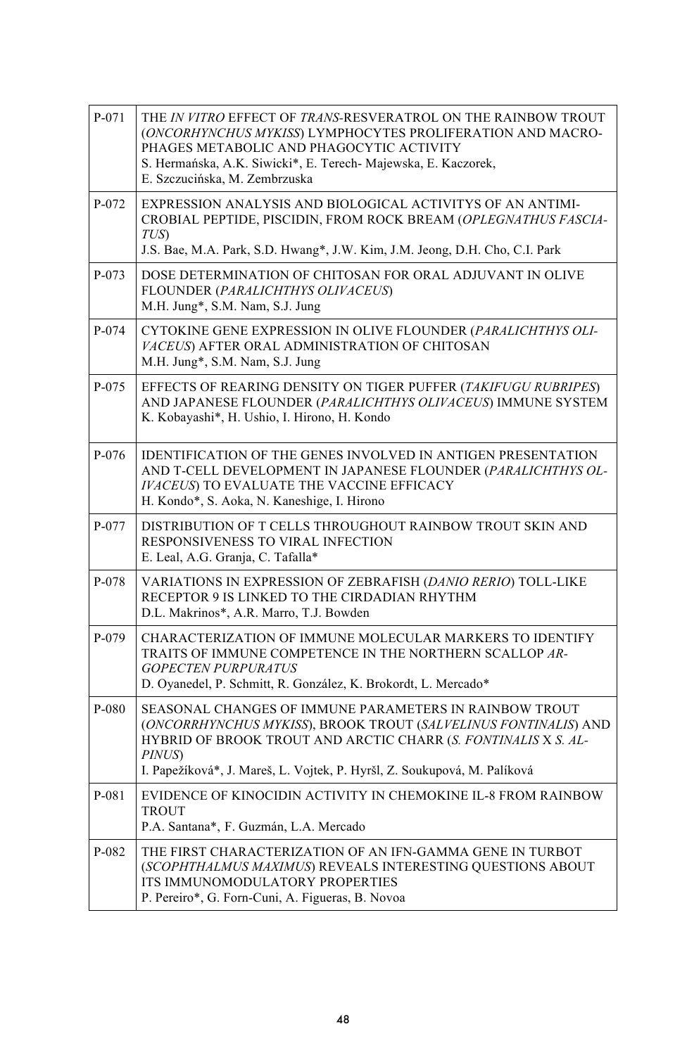| | |
|---|---|
| P-071 | THE *IN VITRO* EFFECT OF *TRANS*-RESVERATROL ON THE RAINBOW TROUT (*ONCORHYNCHUS MYKISS*) LYMPHOCYTES PROLIFERATION AND MACROPHAGES METABOLIC AND PHAGOCYTIC ACTIVITY<br>S. Hermańska, A.K. Siwicki*, E. Terech- Majewska, E. Kaczorek, E. Szczucińska, M. Zembrzuska |
| P-072 | EXPRESSION ANALYSIS AND BIOLOGICAL ACTIVITYS OF AN ANTIMICROBIAL PEPTIDE, PISCIDIN, FROM ROCK BREAM (*OPLEGNATHUS FASCIATUS*)<br>J.S. Bae, M.A. Park, S.D. Hwang*, J.W. Kim, J.M. Jeong, D.H. Cho, C.I. Park |
| P-073 | DOSE DETERMINATION OF CHITOSAN FOR ORAL ADJUVANT IN OLIVE FLOUNDER (*PARALICHTHYS OLIVACEUS*)<br>M.H. Jung*, S.M. Nam, S.J. Jung |
| P-074 | CYTOKINE GENE EXPRESSION IN OLIVE FLOUNDER (*PARALICHTHYS OLIVACEUS*) AFTER ORAL ADMINISTRATION OF CHITOSAN<br>M.H. Jung*, S.M. Nam, S.J. Jung |
| P-075 | EFFECTS OF REARING DENSITY ON TIGER PUFFER (*TAKIFUGU RUBRIPES*) AND JAPANESE FLOUNDER (*PARALICHTHYS OLIVACEUS*) IMMUNE SYSTEM<br>K. Kobayashi*, H. Ushio, I. Hirono, H. Kondo |
| P-076 | IDENTIFICATION OF THE GENES INVOLVED IN ANTIGEN PRESENTATION AND T-CELL DEVELOPMENT IN JAPANESE FLOUNDER (*PARALICHTHYS OLIVACEUS*) TO EVALUATE THE VACCINE EFFICACY<br>H. Kondo*, S. Aoka, N. Kaneshige, I. Hirono |
| P-077 | DISTRIBUTION OF T CELLS THROUGHOUT RAINBOW TROUT SKIN AND RESPONSIVENESS TO VIRAL INFECTION<br>E. Leal, A.G. Granja, C. Tafalla* |
| P-078 | VARIATIONS IN EXPRESSION OF ZEBRAFISH (*DANIO RERIO*) TOLL-LIKE RECEPTOR 9 IS LINKED TO THE CIRDADIAN RHYTHM<br>D.L. Makrinos*, A.R. Marro, T.J. Bowden |
| P-079 | CHARACTERIZATION OF IMMUNE MOLECULAR MARKERS TO IDENTIFY TRAITS OF IMMUNE COMPETENCE IN THE NORTHERN SCALLOP *ARGOPECTEN PURPURATUS*<br>D. Oyanedel, P. Schmitt, R. González, K. Brokordt, L. Mercado* |
| P-080 | SEASONAL CHANGES OF IMMUNE PARAMETERS IN RAINBOW TROUT (*ONCORRHYNCHUS MYKISS*), BROOK TROUT (*SALVELINUS FONTINALIS*) AND HYBRID OF BROOK TROUT AND ARCTIC CHARR (*S. FONTINALIS* X *S. ALPINUS*)<br>I. Papežíková*, J. Mareš, L. Vojtek, P. Hyršl, Z. Soukupová, M. Palíková |
| P-081 | EVIDENCE OF KINOCIDIN ACTIVITY IN CHEMOKINE IL-8 FROM RAINBOW TROUT<br>P.A. Santana*, F. Guzmán, L.A. Mercado |
| P-082 | THE FIRST CHARACTERIZATION OF AN IFN-GAMMA GENE IN TURBOT (*SCOPHTHALMUS MAXIMUS*) REVEALS INTERESTING QUESTIONS ABOUT ITS IMMUNOMODULATORY PROPERTIES<br>P. Pereiro*, G. Forn-Cuni, A. Figueras, B. Novoa |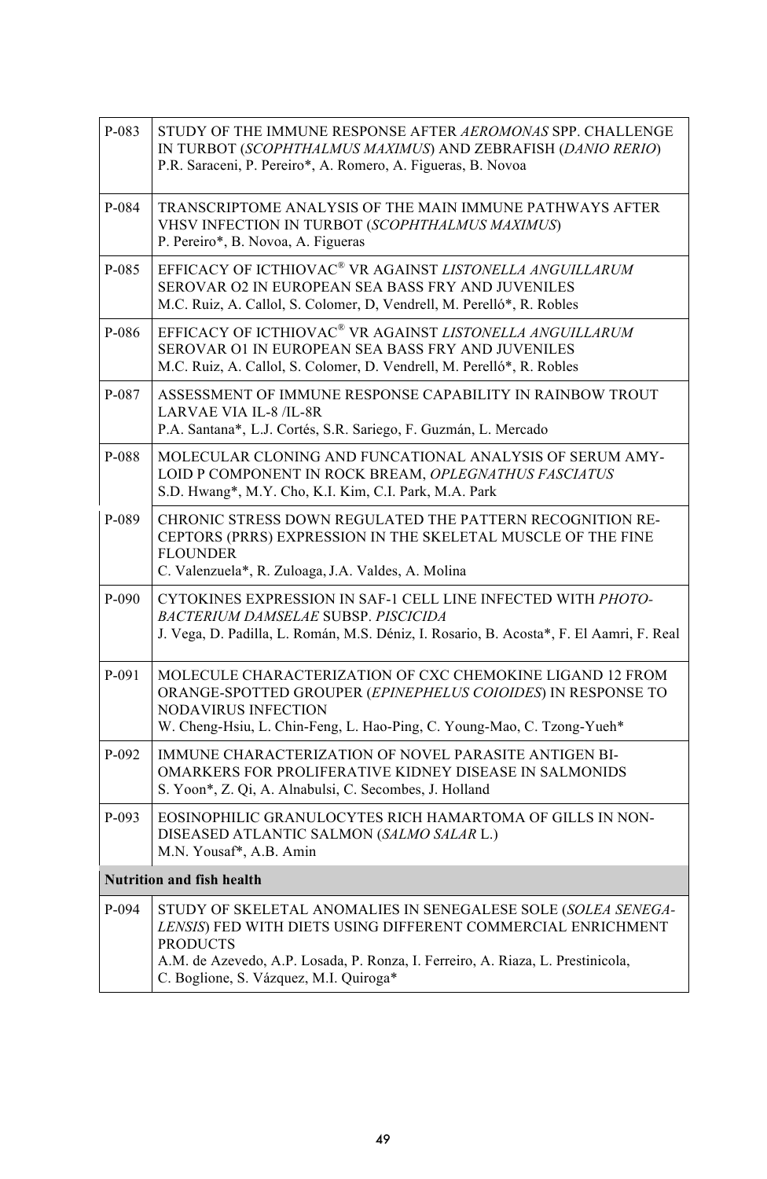| | |
|---|---|
| P-083 | STUDY OF THE IMMUNE RESPONSE AFTER *AEROMONAS* SPP. CHALLENGE IN TURBOT (*SCOPHTHALMUS MAXIMUS*) AND ZEBRAFISH (*DANIO RERIO*)<br>P.R. Saraceni, P. Pereiro*, A. Romero, A. Figueras, B. Novoa |
| P-084 | TRANSCRIPTOME ANALYSIS OF THE MAIN IMMUNE PATHWAYS AFTER VHSV INFECTION IN TURBOT (*SCOPHTHALMUS MAXIMUS*)<br>P. Pereiro*, B. Novoa, A. Figueras |
| P-085 | EFFICACY OF ICTHIOVAC® VR AGAINST *LISTONELLA ANGUILLARUM* SEROVAR O2 IN EUROPEAN SEA BASS FRY AND JUVENILES<br>M.C. Ruiz, A. Callol, S. Colomer, D, Vendrell, M. Perelló*, R. Robles |
| P-086 | EFFICACY OF ICTHIOVAC® VR AGAINST *LISTONELLA ANGUILLARUM* SEROVAR O1 IN EUROPEAN SEA BASS FRY AND JUVENILES<br>M.C. Ruiz, A. Callol, S. Colomer, D. Vendrell, M. Perelló*, R. Robles |
| P-087 | ASSESSMENT OF IMMUNE RESPONSE CAPABILITY IN RAINBOW TROUT LARVAE VIA IL-8 /IL-8R<br>P.A. Santana*, L.J. Cortés, S.R. Sariego, F. Guzmán, L. Mercado |
| P-088 | MOLECULAR CLONING AND FUNCATIONAL ANALYSIS OF SERUM AMY-LOID P COMPONENT IN ROCK BREAM, *OPLEGNATHUS FASCIATUS*<br>S.D. Hwang*, M.Y. Cho, K.I. Kim, C.I. Park, M.A. Park |
| P-089 | CHRONIC STRESS DOWN REGULATED THE PATTERN RECOGNITION RE-CEPTORS (PRRS) EXPRESSION IN THE SKELETAL MUSCLE OF THE FINE FLOUNDER<br>C. Valenzuela*, R. Zuloaga, J.A. Valdes, A. Molina |
| P-090 | CYTOKINES EXPRESSION IN SAF-1 CELL LINE INFECTED WITH *PHOTO-BACTERIUM DAMSELAE* SUBSP. *PISCICIDA*<br>J. Vega, D. Padilla, L. Román, M.S. Déniz, I. Rosario, B. Acosta*, F. El Aamri, F. Real |
| P-091 | MOLECULE CHARACTERIZATION OF CXC CHEMOKINE LIGAND 12 FROM ORANGE-SPOTTED GROUPER (*EPINEPHELUS COIOIDES*) IN RESPONSE TO NODAVIRUS INFECTION<br>W. Cheng-Hsiu, L. Chin-Feng, L. Hao-Ping, C. Young-Mao, C. Tzong-Yueh* |
| P-092 | IMMUNE CHARACTERIZATION OF NOVEL PARASITE ANTIGEN BI-OMARKERS FOR PROLIFERATIVE KIDNEY DISEASE IN SALMONIDS<br>S. Yoon*, Z. Qi, A. Alnabulsi, C. Secombes, J. Holland |
| P-093 | EOSINOPHILIC GRANULOCYTES RICH HAMARTOMA OF GILLS IN NON-DISEASED ATLANTIC SALMON (*SALMO SALAR* L.)<br>M.N. Yousaf*, A.B. Amin |
| **Nutrition and fish health** | |
| P-094 | STUDY OF SKELETAL ANOMALIES IN SENEGALESE SOLE (*SOLEA SENEGA-LENSIS*) FED WITH DIETS USING DIFFERENT COMMERCIAL ENRICHMENT PRODUCTS<br>A.M. de Azevedo, A.P. Losada, P. Ronza, I. Ferreiro, A. Riaza, L. Prestinicola, C. Boglione, S. Vázquez, M.I. Quiroga* |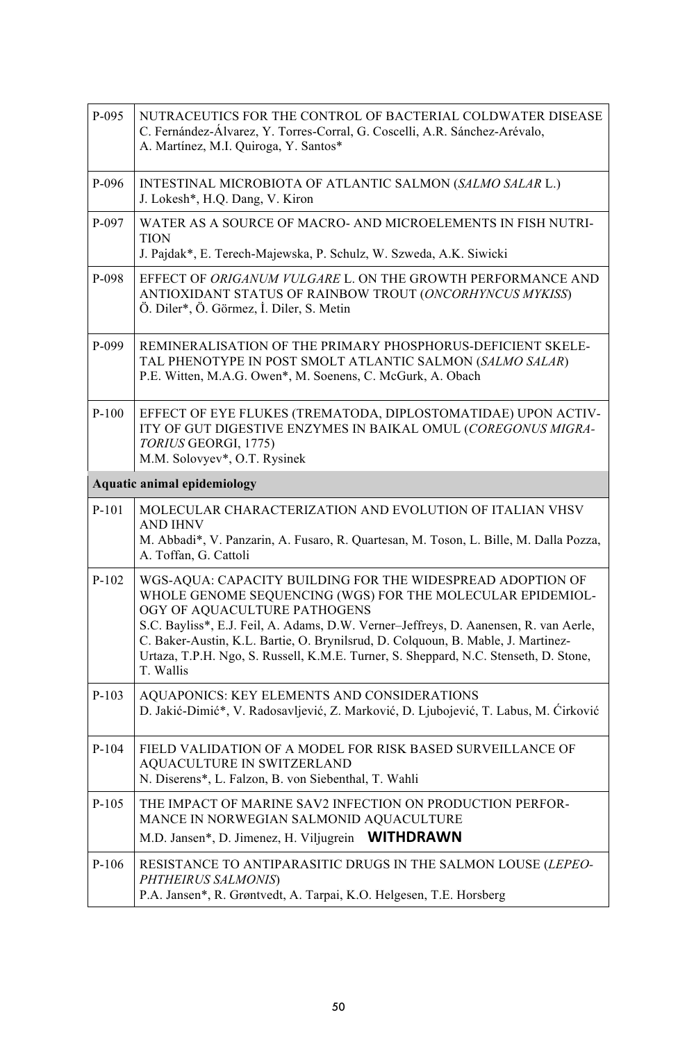| | |
|---|---|
| P-095 | NUTRACEUTICS FOR THE CONTROL OF BACTERIAL COLDWATER DISEASE<br>C. Fernández-Álvarez, Y. Torres-Corral, G. Coscelli, A.R. Sánchez-Arévalo, A. Martínez, M.I. Quiroga, Y. Santos* |
| P-096 | INTESTINAL MICROBIOTA OF ATLANTIC SALMON (*SALMO SALAR* L.)<br>J. Lokesh*, H.Q. Dang, V. Kiron |
| P-097 | WATER AS A SOURCE OF MACRO- AND MICROELEMENTS IN FISH NUTRITION<br>J. Pajdak*, E. Terech-Majewska, P. Schulz, W. Szweda, A.K. Siwicki |
| P-098 | EFFECT OF *ORIGANUM VULGARE* L. ON THE GROWTH PERFORMANCE AND ANTIOXIDANT STATUS OF RAINBOW TROUT (*ONCORHYNCUS MYKISS*)<br>Ö. Diler*, Ö. Görmez, İ. Diler, S. Metin |
| P-099 | REMINERALISATION OF THE PRIMARY PHOSPHORUS-DEFICIENT SKELETAL PHENOTYPE IN POST SMOLT ATLANTIC SALMON (*SALMO SALAR*)<br>P.E. Witten, M.A.G. Owen*, M. Soenens, C. McGurk, A. Obach |
| P-100 | EFFECT OF EYE FLUKES (TREMATODA, DIPLOSTOMATIDAE) UPON ACTIVITY OF GUT DIGESTIVE ENZYMES IN BAIKAL OMUL (*COREGONUS MIGRATORIUS* GEORGI, 1775)<br>M.M. Solovyev*, O.T. Rysinek |
| **Aquatic animal epidemiology** | |
| P-101 | MOLECULAR CHARACTERIZATION AND EVOLUTION OF ITALIAN VHSV AND IHNV<br>M. Abbadi*, V. Panzarin, A. Fusaro, R. Quartesan, M. Toson, L. Bille, M. Dalla Pozza, A. Toffan, G. Cattoli |
| P-102 | WGS-AQUA: CAPACITY BUILDING FOR THE WIDESPREAD ADOPTION OF WHOLE GENOME SEQUENCING (WGS) FOR THE MOLECULAR EPIDEMIOLOGY OF AQUACULTURE PATHOGENS<br>S.C. Bayliss*, E.J. Feil, A. Adams, D.W. Verner–Jeffreys, D. Aanensen, R. van Aerle, C. Baker-Austin, K.L. Bartie, O. Brynilsrud, D. Colquoun, B. Mable, J. Martinez-Urtaza, T.P.H. Ngo, S. Russell, K.M.E. Turner, S. Sheppard, N.C. Stenseth, D. Stone, T. Wallis |
| P-103 | AQUAPONICS: KEY ELEMENTS AND CONSIDERATIONS<br>D. Jakić-Dimić*, V. Radosavljević, Z. Marković, D. Ljubojević, T. Labus, M. Ćirković |
| P-104 | FIELD VALIDATION OF A MODEL FOR RISK BASED SURVEILLANCE OF AQUACULTURE IN SWITZERLAND<br>N. Diserens*, L. Falzon, B. von Siebenthal, T. Wahli |
| P-105 | THE IMPACT OF MARINE SAV2 INFECTION ON PRODUCTION PERFORMANCE IN NORWEGIAN SALMONID AQUACULTURE<br>M.D. Jansen*, D. Jimenez, H. Viljugrein **WITHDRAWN** |
| P-106 | RESISTANCE TO ANTIPARASITIC DRUGS IN THE SALMON LOUSE (*LEPEOPHTHEIRUS SALMONIS*)<br>P.A. Jansen*, R. Grøntvedt, A. Tarpai, K.O. Helgesen, T.E. Horsberg |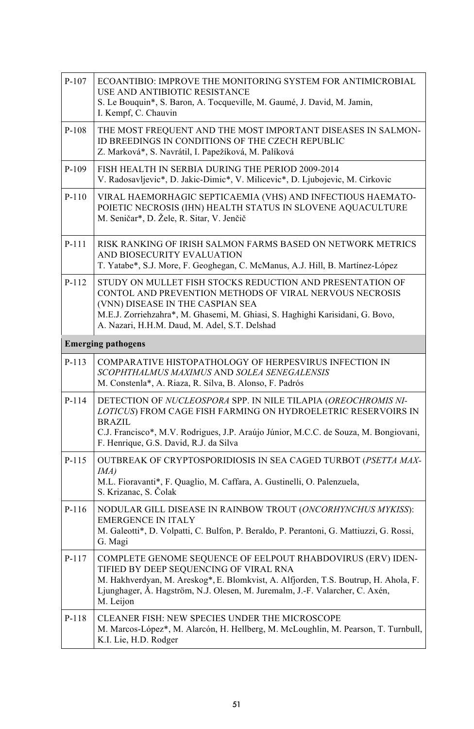| | |
|---|---|
| P-107 | ECOANTIBIO: IMPROVE THE MONITORING SYSTEM FOR ANTIMICROBIAL USE AND ANTIBIOTIC RESISTANCE<br>S. Le Bouquin*, S. Baron, A. Tocqueville, M. Gaumé, J. David, M. Jamin, I. Kempf, C. Chauvin |
| P-108 | THE MOST FREQUENT AND THE MOST IMPORTANT DISEASES IN SALMONID BREEDINGS IN CONDITIONS OF THE CZECH REPUBLIC<br>Z. Marková*, S. Navrátil, I. Papežíková, M. Palíková |
| P-109 | FISH HEALTH IN SERBIA DURING THE PERIOD 2009-2014<br>V. Radosavljevic*, D. Jakic-Dimic*, V. Milicevic*, D. Ljubojevic, M. Cirkovic |
| P-110 | VIRAL HAEMORHAGIC SEPTICAEMIA (VHS) AND INFECTIOUS HAEMATOPOIETIC NECROSIS (IHN) HEALTH STATUS IN SLOVENE AQUACULTURE<br>M. Seničar*, D. Žele, R. Sitar, V. Jenčič |
| P-111 | RISK RANKING OF IRISH SALMON FARMS BASED ON NETWORK METRICS AND BIOSECURITY EVALUATION<br>T. Yatabe*, S.J. More, F. Geoghegan, C. McManus, A.J. Hill, B. Martínez-López |
| P-112 | STUDY ON MULLET FISH STOCKS REDUCTION AND PRESENTATION OF CONTOL AND PREVENTION METHODS OF VIRAL NERVOUS NECROSIS (VNN) DISEASE IN THE CASPIAN SEA<br>M.E.J. Zorriehzahra*, M. Ghasemi, M. Ghiasi, S. Haghighi Karisidani, G. Bovo, A. Nazari, H.H.M. Daud, M. Adel, S.T. Delshad |
| **Emerging pathogens** | |
| P-113 | COMPARATIVE HISTOPATHOLOGY OF HERPESVIRUS INFECTION IN *SCOPHTHALMUS MAXIMUS* AND *SOLEA SENEGALENSIS*<br>M. Constenla*, A. Riaza, R. Silva, B. Alonso, F. Padrós |
| P-114 | DETECTION OF *NUCLEOSPORA* SPP. IN NILE TILAPIA (*OREOCHROMIS NILOTICUS*) FROM CAGE FISH FARMING ON HYDROELETRIC RESERVOIRS IN BRAZIL<br>C.J. Francisco*, M.V. Rodrigues, J.P. Araújo Júnior, M.C.C. de Souza, M. Bongiovani, F. Henrique, G.S. David, R.J. da Silva |
| P-115 | OUTBREAK OF CRYPTOSPORIDIOSIS IN SEA CAGED TURBOT (*PSETTA MAXIMA)*<br>M.L. Fioravanti*, F. Quaglio, M. Caffara, A. Gustinelli, O. Palenzuela, S. Krizanac, S. Čolak |
| P-116 | NODULAR GILL DISEASE IN RAINBOW TROUT (*ONCORHYNCHUS MYKISS*): EMERGENCE IN ITALY<br>M. Galeotti*, D. Volpatti, C. Bulfon, P. Beraldo, P. Perantoni, G. Mattiuzzi, G. Rossi, G. Magi |
| P-117 | COMPLETE GENOME SEQUENCE OF EELPOUT RHABDOVIRUS (ERV) IDENTIFIED BY DEEP SEQUENCING OF VIRAL RNA<br>M. Hakhverdyan, M. Areskog*, E. Blomkvist, A. Alfjorden, T.S. Boutrup, H. Ahola, F. Ljunghager, Å. Hagström, N.J. Olesen, M. Juremalm, J.-F. Valarcher, C. Axén, M. Leijon |
| P-118 | CLEANER FISH: NEW SPECIES UNDER THE MICROSCOPE<br>M. Marcos-López*, M. Alarcón, H. Hellberg, M. McLoughlin, M. Pearson, T. Turnbull, K.I. Lie, H.D. Rodger |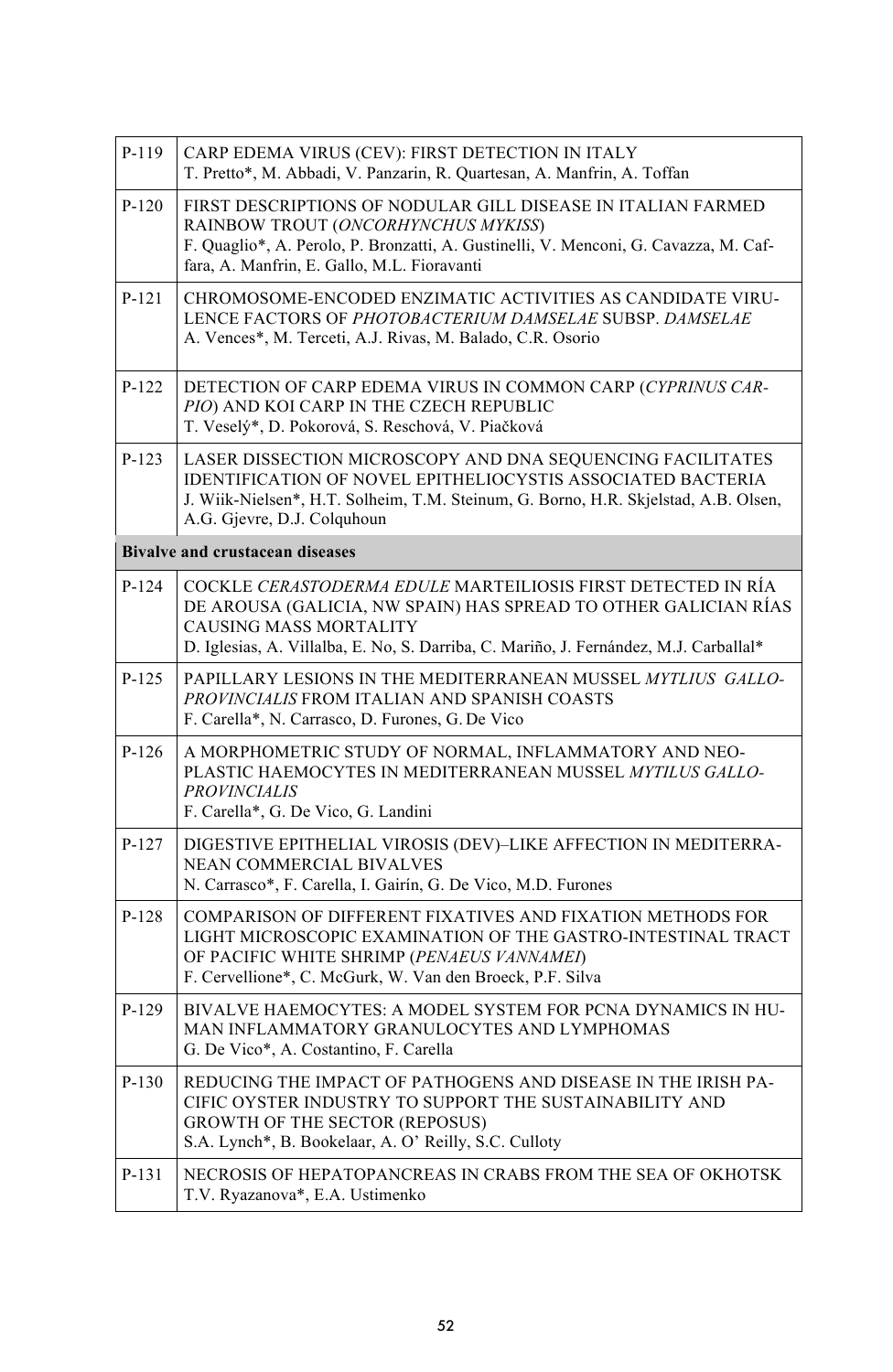| | |
|---|---|
| P-119 | CARP EDEMA VIRUS (CEV): FIRST DETECTION IN ITALY<br>T. Pretto*, M. Abbadi, V. Panzarin, R. Quartesan, A. Manfrin, A. Toffan |
| P-120 | FIRST DESCRIPTIONS OF NODULAR GILL DISEASE IN ITALIAN FARMED RAINBOW TROUT (*ONCORHYNCHUS MYKISS*)<br>F. Quaglio*, A. Perolo, P. Bronzatti, A. Gustinelli, V. Menconi, G. Cavazza, M. Caffara, A. Manfrin, E. Gallo, M.L. Fioravanti |
| P-121 | CHROMOSOME-ENCODED ENZIMATIC ACTIVITIES AS CANDIDATE VIRULENCE FACTORS OF *PHOTOBACTERIUM DAMSELAE* SUBSP. *DAMSELAE*<br>A. Vences*, M. Terceti, A.J. Rivas, M. Balado, C.R. Osorio |
| P-122 | DETECTION OF CARP EDEMA VIRUS IN COMMON CARP (*CYPRINUS CARPIO*) AND KOI CARP IN THE CZECH REPUBLIC<br>T. Veselý*, D. Pokorová, S. Reschová, V. Piačková |
| P-123 | LASER DISSECTION MICROSCOPY AND DNA SEQUENCING FACILITATES IDENTIFICATION OF NOVEL EPITHELIOCYSTIS ASSOCIATED BACTERIA<br>J. Wiik-Nielsen*, H.T. Solheim, T.M. Steinum, G. Borno, H.R. Skjelstad, A.B. Olsen, A.G. Gjevre, D.J. Colquhoun |
| **Bivalve and crustacean diseases** | |
| P-124 | COCKLE *CERASTODERMA EDULE* MARTEILIOSIS FIRST DETECTED IN RÍA DE AROUSA (GALICIA, NW SPAIN) HAS SPREAD TO OTHER GALICIAN RÍAS CAUSING MASS MORTALITY<br>D. Iglesias, A. Villalba, E. No, S. Darriba, C. Mariño, J. Fernández, M.J. Carballal* |
| P-125 | PAPILLARY LESIONS IN THE MEDITERRANEAN MUSSEL *MYTLIUS GALLOPROVINCIALIS* FROM ITALIAN AND SPANISH COASTS<br>F. Carella*, N. Carrasco, D. Furones, G. De Vico |
| P-126 | A MORPHOMETRIC STUDY OF NORMAL, INFLAMMATORY AND NEOPLASTIC HAEMOCYTES IN MEDITERRANEAN MUSSEL *MYTILUS GALLOPROVINCIALIS*<br>F. Carella*, G. De Vico, G. Landini |
| P-127 | DIGESTIVE EPITHELIAL VIROSIS (DEV)–LIKE AFFECTION IN MEDITERRANEAN COMMERCIAL BIVALVES<br>N. Carrasco*, F. Carella, I. Gairín, G. De Vico, M.D. Furones |
| P-128 | COMPARISON OF DIFFERENT FIXATIVES AND FIXATION METHODS FOR LIGHT MICROSCOPIC EXAMINATION OF THE GASTRO-INTESTINAL TRACT OF PACIFIC WHITE SHRIMP (*PENAEUS VANNAMEI*)<br>F. Cervellione*, C. McGurk, W. Van den Broeck, P.F. Silva |
| P-129 | BIVALVE HAEMOCYTES: A MODEL SYSTEM FOR PCNA DYNAMICS IN HUMAN INFLAMMATORY GRANULOCYTES AND LYMPHOMAS<br>G. De Vico*, A. Costantino, F. Carella |
| P-130 | REDUCING THE IMPACT OF PATHOGENS AND DISEASE IN THE IRISH PACIFIC OYSTER INDUSTRY TO SUPPORT THE SUSTAINABILITY AND GROWTH OF THE SECTOR (REPOSUS)<br>S.A. Lynch*, B. Bookelaar, A. O' Reilly, S.C. Culloty |
| P-131 | NECROSIS OF HEPATOPANCREAS IN CRABS FROM THE SEA OF OKHOTSK<br>T.V. Ryazanova*, E.A. Ustimenko |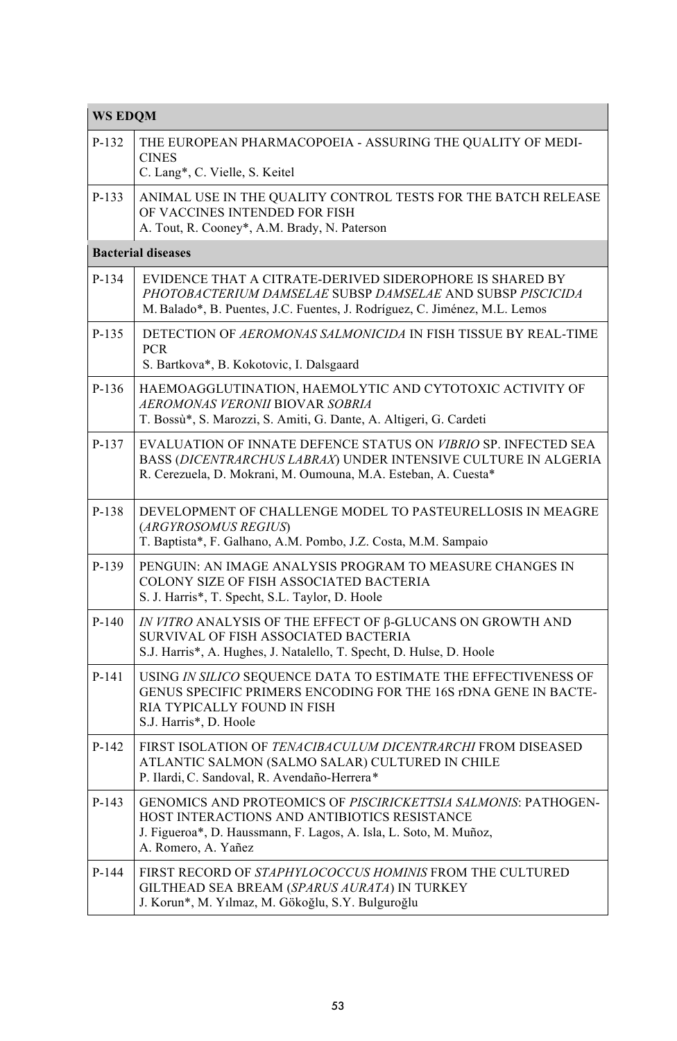| WS EDQM | |
|---|---|
| P-132 | THE EUROPEAN PHARMACOPOEIA - ASSURING THE QUALITY OF MEDICINES<br>C. Lang*, C. Vielle, S. Keitel |
| P-133 | ANIMAL USE IN THE QUALITY CONTROL TESTS FOR THE BATCH RELEASE OF VACCINES INTENDED FOR FISH<br>A. Tout, R. Cooney*, A.M. Brady, N. Paterson |
| **Bacterial diseases** | |
| P-134 | EVIDENCE THAT A CITRATE-DERIVED SIDEROPHORE IS SHARED BY *PHOTOBACTERIUM DAMSELAE* SUBSP *DAMSELAE* AND SUBSP *PISCICIDA*<br>M. Balado*, B. Puentes, J.C. Fuentes, J. Rodríguez, C. Jiménez, M.L. Lemos |
| P-135 | DETECTION OF *AEROMONAS SALMONICIDA* IN FISH TISSUE BY REAL-TIME PCR<br>S. Bartkova*, B. Kokotovic, I. Dalsgaard |
| P-136 | HAEMOAGGLUTINATION, HAEMOLYTIC AND CYTOTOXIC ACTIVITY OF *AEROMONAS VERONII* BIOVAR *SOBRIA*<br>T. Bossù*, S. Marozzi, S. Amiti, G. Dante, A. Altigeri, G. Cardeti |
| P-137 | EVALUATION OF INNATE DEFENCE STATUS ON *VIBRIO* SP. INFECTED SEA BASS (*DICENTRARCHUS LABRAX*) UNDER INTENSIVE CULTURE IN ALGERIA<br>R. Cerezuela, D. Mokrani, M. Oumouna, M.A. Esteban, A. Cuesta* |
| P-138 | DEVELOPMENT OF CHALLENGE MODEL TO PASTEURELLOSIS IN MEAGRE (*ARGYROSOMUS REGIUS*)<br>T. Baptista*, F. Galhano, A.M. Pombo, J.Z. Costa, M.M. Sampaio |
| P-139 | PENGUIN: AN IMAGE ANALYSIS PROGRAM TO MEASURE CHANGES IN COLONY SIZE OF FISH ASSOCIATED BACTERIA<br>S. J. Harris*, T. Specht, S.L. Taylor, D. Hoole |
| P-140 | *IN VITRO* ANALYSIS OF THE EFFECT OF β-GLUCANS ON GROWTH AND SURVIVAL OF FISH ASSOCIATED BACTERIA<br>S.J. Harris*, A. Hughes, J. Natalello, T. Specht, D. Hulse, D. Hoole |
| P-141 | USING *IN SILICO* SEQUENCE DATA TO ESTIMATE THE EFFECTIVENESS OF GENUS SPECIFIC PRIMERS ENCODING FOR THE 16S rDNA GENE IN BACTERIA TYPICALLY FOUND IN FISH<br>S.J. Harris*, D. Hoole |
| P-142 | FIRST ISOLATION OF *TENACIBACULUM DICENTRARCHI* FROM DISEASED ATLANTIC SALMON (SALMO SALAR) CULTURED IN CHILE<br>P. Ilardi, C. Sandoval, R. Avendaño-Herrera* |
| P-143 | GENOMICS AND PROTEOMICS OF *PISCIRICKETTSIA SALMONIS*: PATHOGEN-HOST INTERACTIONS AND ANTIBIOTICS RESISTANCE<br>J. Figueroa*, D. Haussmann, F. Lagos, A. Isla, L. Soto, M. Muñoz, A. Romero, A. Yañez |
| P-144 | FIRST RECORD OF *STAPHYLOCOCCUS HOMINIS* FROM THE CULTURED GILTHEAD SEA BREAM (*SPARUS AURATA*) IN TURKEY<br>J. Korun*, M. Yılmaz, M. Gökoğlu, S.Y. Bulguroğlu |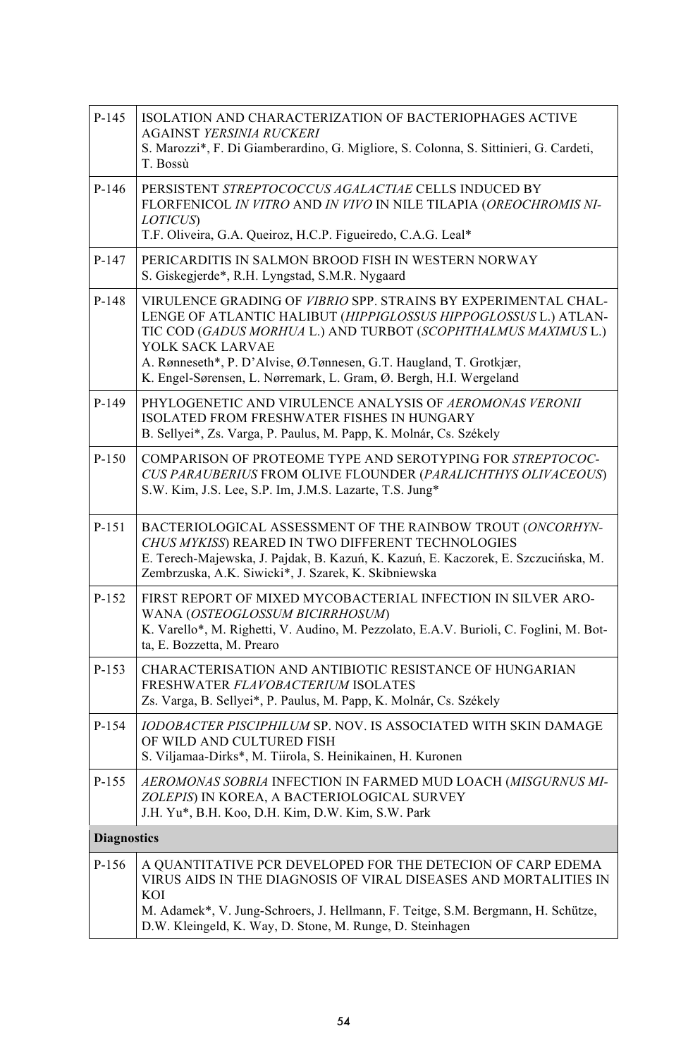| | |
|---|---|
| P-145 | ISOLATION AND CHARACTERIZATION OF BACTERIOPHAGES ACTIVE AGAINST *YERSINIA RUCKERI*<br>S. Marozzi*, F. Di Giamberardino, G. Migliore, S. Colonna, S. Sittinieri, G. Cardeti, T. Bossù |
| P-146 | PERSISTENT *STREPTOCOCCUS AGALACTIAE* CELLS INDUCED BY FLORFENICOL *IN VITRO* AND *IN VIVO* IN NILE TILAPIA (*OREOCHROMIS NILOTICUS*)<br>T.F. Oliveira, G.A. Queiroz, H.C.P. Figueiredo, C.A.G. Leal* |
| P-147 | PERICARDITIS IN SALMON BROOD FISH IN WESTERN NORWAY<br>S. Giskegjerde*, R.H. Lyngstad, S.M.R. Nygaard |
| P-148 | VIRULENCE GRADING OF *VIBRIO* SPP. STRAINS BY EXPERIMENTAL CHALLENGE OF ATLANTIC HALIBUT (*HIPPIGLOSSUS HIPPOGLOSSUS* L.) ATLANTIC COD (*GADUS MORHUA* L.) AND TURBOT (*SCOPHTHALMUS MAXIMUS* L.) YOLK SACK LARVAE<br>A. Rønneseth*, P. D'Alvise, Ø.Tønnesen, G.T. Haugland, T. Grotkjær, K. Engel-Sørensen, L. Nørremark, L. Gram, Ø. Bergh, H.I. Wergeland |
| P-149 | PHYLOGENETIC AND VIRULENCE ANALYSIS OF *AEROMONAS VERONII* ISOLATED FROM FRESHWATER FISHES IN HUNGARY<br>B. Sellyei*, Zs. Varga, P. Paulus, M. Papp, K. Molnár, Cs. Székely |
| P-150 | COMPARISON OF PROTEOME TYPE AND SEROTYPING FOR *STREPTOCOCCUS PARAUBERIUS* FROM OLIVE FLOUNDER (*PARALICHTHYS OLIVACEOUS*)<br>S.W. Kim, J.S. Lee, S.P. Im, J.M.S. Lazarte, T.S. Jung* |
| P-151 | BACTERIOLOGICAL ASSESSMENT OF THE RAINBOW TROUT (*ONCORHYNCHUS MYKISS*) REARED IN TWO DIFFERENT TECHNOLOGIES<br>E. Terech-Majewska, J. Pajdak, B. Kazuń, K. Kazuń, E. Kaczorek, E. Szczucińska, M. Zembrzuska, A.K. Siwicki*, J. Szarek, K. Skibniewska |
| P-152 | FIRST REPORT OF MIXED MYCOBACTERIAL INFECTION IN SILVER AROWANA (*OSTEOGLOSSUM BICIRRHOSUM*)<br>K. Varello*, M. Righetti, V. Audino, M. Pezzolato, E.A.V. Burioli, C. Foglini, M. Botta, E. Bozzetta, M. Prearo |
| P-153 | CHARACTERISATION AND ANTIBIOTIC RESISTANCE OF HUNGARIAN FRESHWATER *FLAVOBACTERIUM* ISOLATES<br>Zs. Varga, B. Sellyei*, P. Paulus, M. Papp, K. Molnár, Cs. Székely |
| P-154 | *IODOBACTER PISCIPHILUM* SP. NOV. IS ASSOCIATED WITH SKIN DAMAGE OF WILD AND CULTURED FISH<br>S. Viljamaa-Dirks*, M. Tiirola, S. Heinikainen, H. Kuronen |
| P-155 | *AEROMONAS SOBRIA* INFECTION IN FARMED MUD LOACH (*MISGURNUS MIZOLEPIS*) IN KOREA, A BACTERIOLOGICAL SURVEY<br>J.H. Yu*, B.H. Koo, D.H. Kim, D.W. Kim, S.W. Park |
| **Diagnostics** | |
| P-156 | A QUANTITATIVE PCR DEVELOPED FOR THE DETECION OF CARP EDEMA VIRUS AIDS IN THE DIAGNOSIS OF VIRAL DISEASES AND MORTALITIES IN KOI<br>M. Adamek*, V. Jung-Schroers, J. Hellmann, F. Teitge, S.M. Bergmann, H. Schütze, D.W. Kleingeld, K. Way, D. Stone, M. Runge, D. Steinhagen |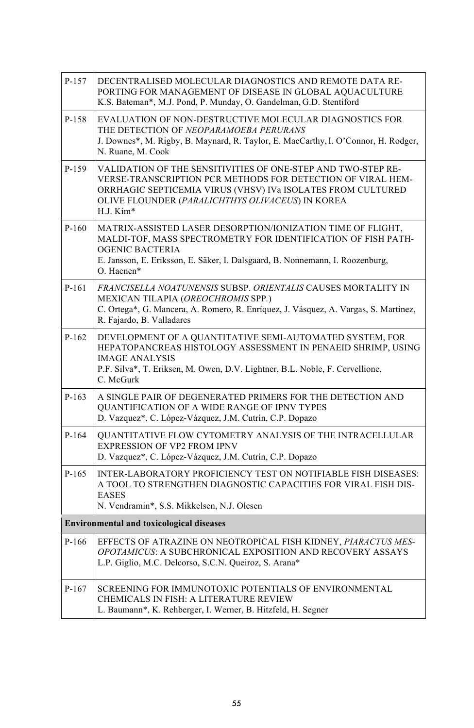| | |
|---|---|
| P-157 | DECENTRALISED MOLECULAR DIAGNOSTICS AND REMOTE DATA REPORTING FOR MANAGEMENT OF DISEASE IN GLOBAL AQUACULTURE<br>K.S. Bateman*, M.J. Pond, P. Munday, O. Gandelman, G.D. Stentiford |
| P-158 | EVALUATION OF NON-DESTRUCTIVE MOLECULAR DIAGNOSTICS FOR THE DETECTION OF *NEOPARAMOEBA PERURANS*<br>J. Downes*, M. Rigby, B. Maynard, R. Taylor, E. MacCarthy, I. O'Connor, H. Rodger, N. Ruane, M. Cook |
| P-159 | VALIDATION OF THE SENSITIVITIES OF ONE-STEP AND TWO-STEP REVERSE-TRANSCRIPTION PCR METHODS FOR DETECTION OF VIRAL HEMORRHAGIC SEPTICEMIA VIRUS (VHSV) IVa ISOLATES FROM CULTURED OLIVE FLOUNDER (*PARALICHTHYS OLIVACEUS*) IN KOREA<br>H.J. Kim* |
| P-160 | MATRIX-ASSISTED LASER DESORPTION/IONIZATION TIME OF FLIGHT, MALDI-TOF, MASS SPECTROMETRY FOR IDENTIFICATION OF FISH PATHOGENIC BACTERIA<br>E. Jansson, E. Eriksson, E. Säker, I. Dalsgaard, B. Nonnemann, I. Roozenburg, O. Haenen* |
| P-161 | *FRANCISELLA NOATUNENSIS* SUBSP. *ORIENTALIS* CAUSES MORTALITY IN MEXICAN TILAPIA (*OREOCHROMIS* SPP.)<br>C. Ortega*, G. Mancera, A. Romero, R. Enríquez, J. Vásquez, A. Vargas, S. Martínez, R. Fajardo, B. Valladares |
| P-162 | DEVELOPMENT OF A QUANTITATIVE SEMI-AUTOMATED SYSTEM, FOR HEPATOPANCREAS HISTOLOGY ASSESSMENT IN PENAEID SHRIMP, USING IMAGE ANALYSIS<br>P.F. Silva*, T. Eriksen, M. Owen, D.V. Lightner, B.L. Noble, F. Cervellione, C. McGurk |
| P-163 | A SINGLE PAIR OF DEGENERATED PRIMERS FOR THE DETECTION AND QUANTIFICATION OF A WIDE RANGE OF IPNV TYPES<br>D. Vazquez*, C. López-Vázquez, J.M. Cutrín, C.P. Dopazo |
| P-164 | QUANTITATIVE FLOW CYTOMETRY ANALYSIS OF THE INTRACELLULAR EXPRESSION OF VP2 FROM IPNV<br>D. Vazquez*, C. López-Vázquez, J.M. Cutrín, C.P. Dopazo |
| P-165 | INTER-LABORATORY PROFICIENCY TEST ON NOTIFIABLE FISH DISEASES: A TOOL TO STRENGTHEN DIAGNOSTIC CAPACITIES FOR VIRAL FISH DISEASES<br>N. Vendramin*, S.S. Mikkelsen, N.J. Olesen |
| **Environmental and toxicological diseases** | |
| P-166 | EFFECTS OF ATRAZINE ON NEOTROPICAL FISH KIDNEY, *PIARACTUS MESOPOTAMICUS*: A SUBCHRONICAL EXPOSITION AND RECOVERY ASSAYS<br>L.P. Giglio, M.C. Delcorso, S.C.N. Queiroz, S. Arana* |
| P-167 | SCREENING FOR IMMUNOTOXIC POTENTIALS OF ENVIRONMENTAL CHEMICALS IN FISH: A LITERATURE REVIEW<br>L. Baumann*, K. Rehberger, I. Werner, B. Hitzfeld, H. Segner |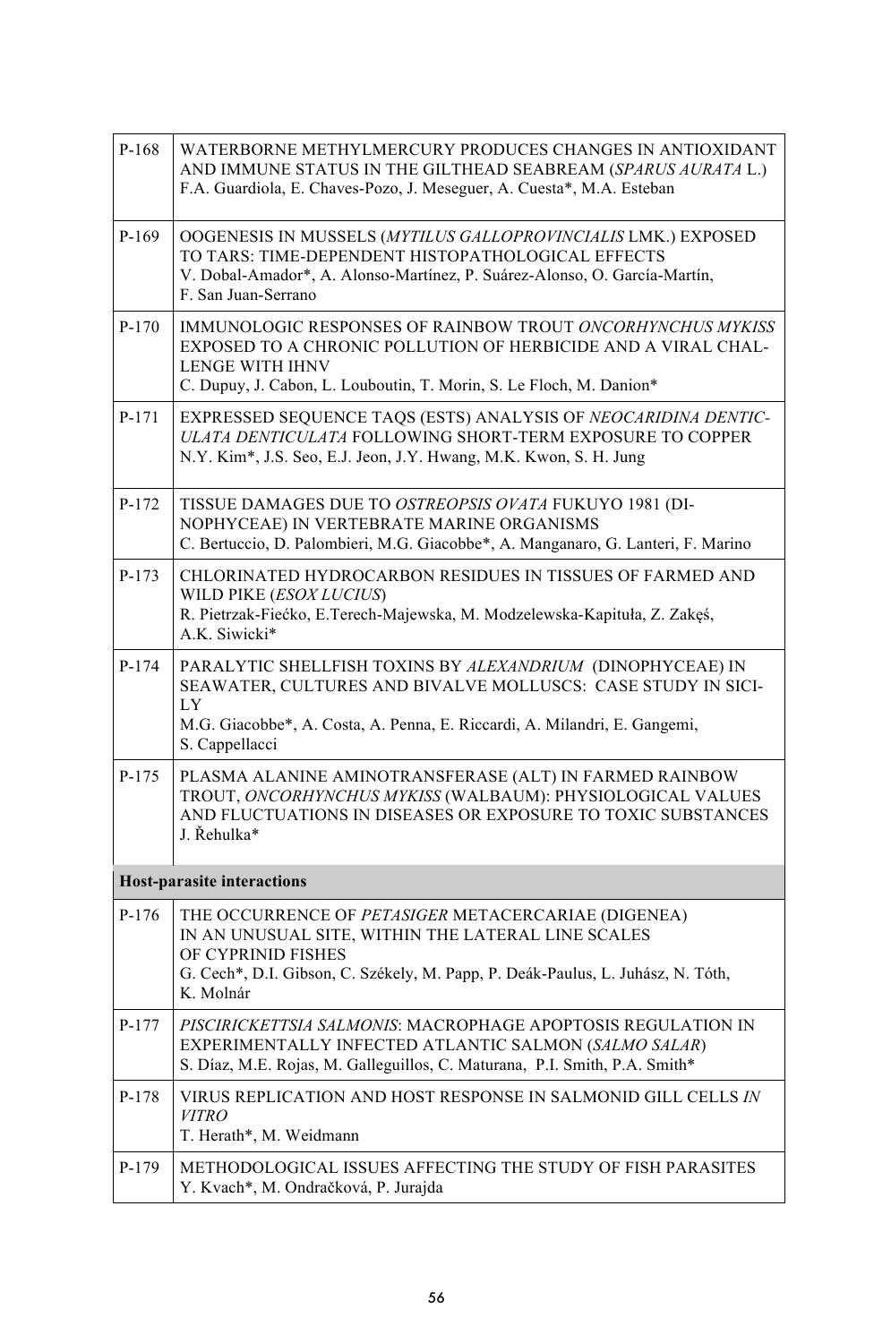| | |
|---|---|
| P-168 | WATERBORNE METHYLMERCURY PRODUCES CHANGES IN ANTIOXIDANT AND IMMUNE STATUS IN THE GILTHEAD SEABREAM (*SPARUS AURATA* L.)<br>F.A. Guardiola, E. Chaves-Pozo, J. Meseguer, A. Cuesta*, M.A. Esteban |
| P-169 | OOGENESIS IN MUSSELS (*MYTILUS GALLOPROVINCIALIS* LMK.) EXPOSED TO TARS: TIME-DEPENDENT HISTOPATHOLOGICAL EFFECTS<br>V. Dobal-Amador*, A. Alonso-Martínez, P. Suárez-Alonso, O. García-Martín, F. San Juan-Serrano |
| P-170 | IMMUNOLOGIC RESPONSES OF RAINBOW TROUT *ONCORHYNCHUS MYKISS* EXPOSED TO A CHRONIC POLLUTION OF HERBICIDE AND A VIRAL CHALLENGE WITH IHNV<br>C. Dupuy, J. Cabon, L. Louboutin, T. Morin, S. Le Floch, M. Danion* |
| P-171 | EXPRESSED SEQUENCE TAQS (ESTS) ANALYSIS OF *NEOCARIDINA DENTICULATA DENTICULATA* FOLLOWING SHORT-TERM EXPOSURE TO COPPER<br>N.Y. Kim*, J.S. Seo, E.J. Jeon, J.Y. Hwang, M.K. Kwon, S. H. Jung |
| P-172 | TISSUE DAMAGES DUE TO *OSTREOPSIS OVATA* FUKUYO 1981 (DINOPHYCEAE) IN VERTEBRATE MARINE ORGANISMS<br>C. Bertuccio, D. Palombieri, M.G. Giacobbe*, A. Manganaro, G. Lanteri, F. Marino |
| P-173 | CHLORINATED HYDROCARBON RESIDUES IN TISSUES OF FARMED AND WILD PIKE (*ESOX LUCIUS*)<br>R. Pietrzak-Fiećko, E.Terech-Majewska, M. Modzelewska-Kapituła, Z. Zakęś, A.K. Siwicki* |
| P-174 | PARALYTIC SHELLFISH TOXINS BY *ALEXANDRIUM* (DINOPHYCEAE) IN SEAWATER, CULTURES AND BIVALVE MOLLUSCS: CASE STUDY IN SICILY<br>M.G. Giacobbe*, A. Costa, A. Penna, E. Riccardi, A. Milandri, E. Gangemi, S. Cappellacci |
| P-175 | PLASMA ALANINE AMINOTRANSFERASE (ALT) IN FARMED RAINBOW TROUT, *ONCORHYNCHUS MYKISS* (WALBAUM): PHYSIOLOGICAL VALUES AND FLUCTUATIONS IN DISEASES OR EXPOSURE TO TOXIC SUBSTANCES<br>J. Řehulka* |
| **Host-parasite interactions** | |
| P-176 | THE OCCURRENCE OF *PETASIGER* METACERCARIAE (DIGENEA) IN AN UNUSUAL SITE, WITHIN THE LATERAL LINE SCALES OF CYPRINID FISHES<br>G. Cech*, D.I. Gibson, C. Székely, M. Papp, P. Deák-Paulus, L. Juhász, N. Tóth, K. Molnár |
| P-177 | *PISCIRICKETTSIA SALMONIS*: MACROPHAGE APOPTOSIS REGULATION IN EXPERIMENTALLY INFECTED ATLANTIC SALMON (*SALMO SALAR*)<br>S. Díaz, M.E. Rojas, M. Galleguillos, C. Maturana, P.I. Smith, P.A. Smith* |
| P-178 | VIRUS REPLICATION AND HOST RESPONSE IN SALMONID GILL CELLS *IN VITRO*<br>T. Herath*, M. Weidmann |
| P-179 | METHODOLOGICAL ISSUES AFFECTING THE STUDY OF FISH PARASITES<br>Y. Kvach*, M. Ondračková, P. Jurajda |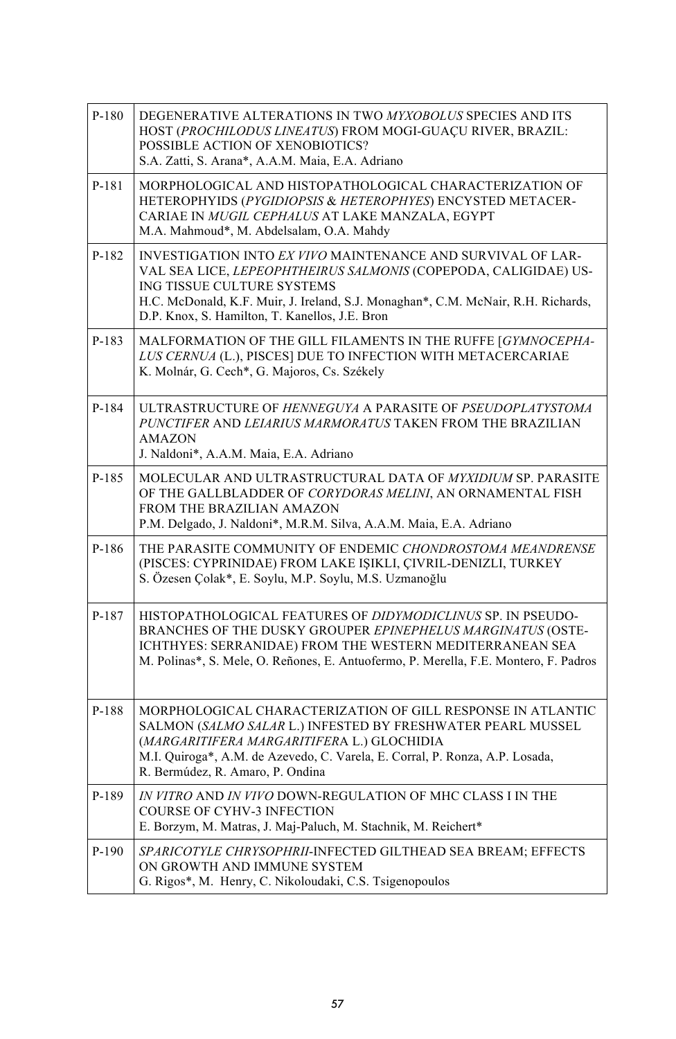| | |
|---|---|
| P-180 | DEGENERATIVE ALTERATIONS IN TWO *MYXOBOLUS* SPECIES AND ITS HOST (*PROCHILODUS LINEATUS*) FROM MOGI-GUAÇU RIVER, BRAZIL: POSSIBLE ACTION OF XENOBIOTICS?<br>S.A. Zatti, S. Arana*, A.A.M. Maia, E.A. Adriano |
| P-181 | MORPHOLOGICAL AND HISTOPATHOLOGICAL CHARACTERIZATION OF HETEROPHYIDS (*PYGIDIOPSIS* & *HETEROPHYES*) ENCYSTED METACERCARIAE IN *MUGIL CEPHALUS* AT LAKE MANZALA, EGYPT<br>M.A. Mahmoud*, M. Abdelsalam, O.A. Mahdy |
| P-182 | INVESTIGATION INTO *EX VIVO* MAINTENANCE AND SURVIVAL OF LARVAL SEA LICE, *LEPEOPHTHEIRUS SALMONIS* (COPEPODA, CALIGIDAE) USING TISSUE CULTURE SYSTEMS<br>H.C. McDonald, K.F. Muir, J. Ireland, S.J. Monaghan*, C.M. McNair, R.H. Richards, D.P. Knox, S. Hamilton, T. Kanellos, J.E. Bron |
| P-183 | MALFORMATION OF THE GILL FILAMENTS IN THE RUFFE [*GYMNOCEPHALUS CERNUA* (L.), PISCES] DUE TO INFECTION WITH METACERCARIAE<br>K. Molnár, G. Cech*, G. Majoros, Cs. Székely |
| P-184 | ULTRASTRUCTURE OF *HENNEGUYA* A PARASITE OF *PSEUDOPLATYSTOMA PUNCTIFER* AND *LEIARIUS MARMORATUS* TAKEN FROM THE BRAZILIAN AMAZON<br>J. Naldoni*, A.A.M. Maia, E.A. Adriano |
| P-185 | MOLECULAR AND ULTRASTRUCTURAL DATA OF *MYXIDIUM* SP. PARASITE OF THE GALLBLADDER OF *CORYDORAS MELINI*, AN ORNAMENTAL FISH FROM THE BRAZILIAN AMAZON<br>P.M. Delgado, J. Naldoni*, M.R.M. Silva, A.A.M. Maia, E.A. Adriano |
| P-186 | THE PARASITE COMMUNITY OF ENDEMIC *CHONDROSTOMA MEANDRENSE* (PISCES: CYPRINIDAE) FROM LAKE IŞIKLI, ÇIVRIL-DENIZLI, TURKEY<br>S. Özesen Çolak*, E. Soylu, M.P. Soylu, M.S. Uzmanoğlu |
| P-187 | HISTOPATHOLOGICAL FEATURES OF *DIDYMODICLINUS* SP. IN PSEUDOBRANCHES OF THE DUSKY GROUPER *EPINEPHELUS MARGINATUS* (OSTEICHTHYES: SERRANIDAE) FROM THE WESTERN MEDITERRANEAN SEA<br>M. Polinas*, S. Mele, O. Reñones, E. Antuofermo, P. Merella, F.E. Montero, F. Padros |
| P-188 | MORPHOLOGICAL CHARACTERIZATION OF GILL RESPONSE IN ATLANTIC SALMON (*SALMO SALAR* L.) INFESTED BY FRESHWATER PEARL MUSSEL (*MARGARITIFERA MARGARITIFERA* L.) GLOCHIDIA<br>M.I. Quiroga*, A.M. de Azevedo, C. Varela, E. Corral, P. Ronza, A.P. Losada, R. Bermúdez, R. Amaro, P. Ondina |
| P-189 | *IN VITRO* AND *IN VIVO* DOWN-REGULATION OF MHC CLASS I IN THE COURSE OF CYHV-3 INFECTION<br>E. Borzym, M. Matras, J. Maj-Paluch, M. Stachnik, M. Reichert* |
| P-190 | *SPARICOTYLE CHRYSOPHRII*-INFECTED GILTHEAD SEA BREAM; EFFECTS ON GROWTH AND IMMUNE SYSTEM<br>G. Rigos*, M. Henry, C. Nikoloudaki, C.S. Tsigenopoulos |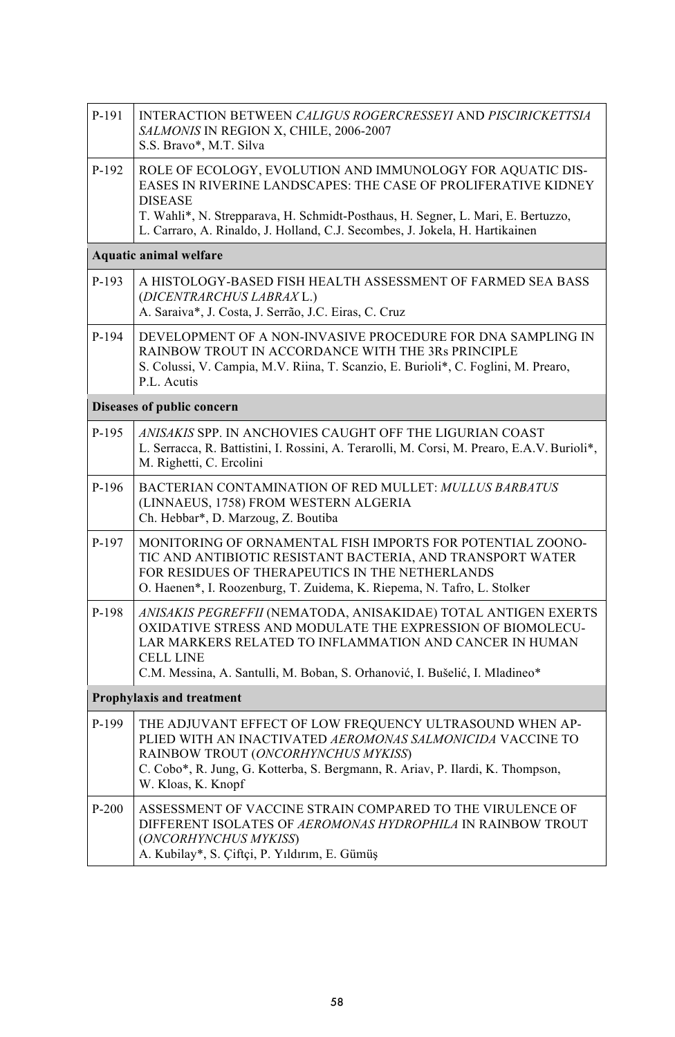| | |
|---|---|
| P-191 | INTERACTION BETWEEN *CALIGUS ROGERCRESSEYI* AND *PISCIRICKETTSIA SALMONIS* IN REGION X, CHILE, 2006-2007<br>S.S. Bravo*, M.T. Silva |
| P-192 | ROLE OF ECOLOGY, EVOLUTION AND IMMUNOLOGY FOR AQUATIC DISEASES IN RIVERINE LANDSCAPES: THE CASE OF PROLIFERATIVE KIDNEY DISEASE<br>T. Wahli*, N. Strepparava, H. Schmidt-Posthaus, H. Segner, L. Mari, E. Bertuzzo, L. Carraro, A. Rinaldo, J. Holland, C.J. Secombes, J. Jokela, H. Hartikainen |
| **Aquatic animal welfare** | |
| P-193 | A HISTOLOGY-BASED FISH HEALTH ASSESSMENT OF FARMED SEA BASS (*DICENTRARCHUS LABRAX* L.)<br>A. Saraiva*, J. Costa, J. Serrão, J.C. Eiras, C. Cruz |
| P-194 | DEVELOPMENT OF A NON-INVASIVE PROCEDURE FOR DNA SAMPLING IN RAINBOW TROUT IN ACCORDANCE WITH THE 3Rs PRINCIPLE<br>S. Colussi, V. Campia, M.V. Riina, T. Scanzio, E. Burioli*, C. Foglini, M. Prearo, P.L. Acutis |
| **Diseases of public concern** | |
| P-195 | *ANISAKIS* SPP. IN ANCHOVIES CAUGHT OFF THE LIGURIAN COAST<br>L. Serracca, R. Battistini, I. Rossini, A. Terarolli, M. Corsi, M. Prearo, E.A.V. Burioli*, M. Righetti, C. Ercolini |
| P-196 | BACTERIAN CONTAMINATION OF RED MULLET: *MULLUS BARBATUS* (LINNAEUS, 1758) FROM WESTERN ALGERIA<br>Ch. Hebbar*, D. Marzoug, Z. Boutiba |
| P-197 | MONITORING OF ORNAMENTAL FISH IMPORTS FOR POTENTIAL ZOONOTIC AND ANTIBIOTIC RESISTANT BACTERIA, AND TRANSPORT WATER FOR RESIDUES OF THERAPEUTICS IN THE NETHERLANDS<br>O. Haenen*, I. Roozenburg, T. Zuidema, K. Riepema, N. Tafro, L. Stolker |
| P-198 | *ANISAKIS PEGREFFII* (NEMATODA, ANISAKIDAE) TOTAL ANTIGEN EXERTS OXIDATIVE STRESS AND MODULATE THE EXPRESSION OF BIOMOLECULAR MARKERS RELATED TO INFLAMMATION AND CANCER IN HUMAN CELL LINE<br>C.M. Messina, A. Santulli, M. Boban, S. Orhanović, I. Bušelić, I. Mladineo* |
| **Prophylaxis and treatment** | |
| P-199 | THE ADJUVANT EFFECT OF LOW FREQUENCY ULTRASOUND WHEN APPLIED WITH AN INACTIVATED *AEROMONAS SALMONICIDA* VACCINE TO RAINBOW TROUT (*ONCORHYNCHUS MYKISS*)<br>C. Cobo*, R. Jung, G. Kotterba, S. Bergmann, R. Ariav, P. Ilardi, K. Thompson, W. Kloas, K. Knopf |
| P-200 | ASSESSMENT OF VACCINE STRAIN COMPARED TO THE VIRULENCE OF DIFFERENT ISOLATES OF *AEROMONAS HYDROPHILA* IN RAINBOW TROUT (*ONCORHYNCHUS MYKISS*)<br>A. Kubilay*, S. Çiftçi, P. Yıldırım, E. Gümüş |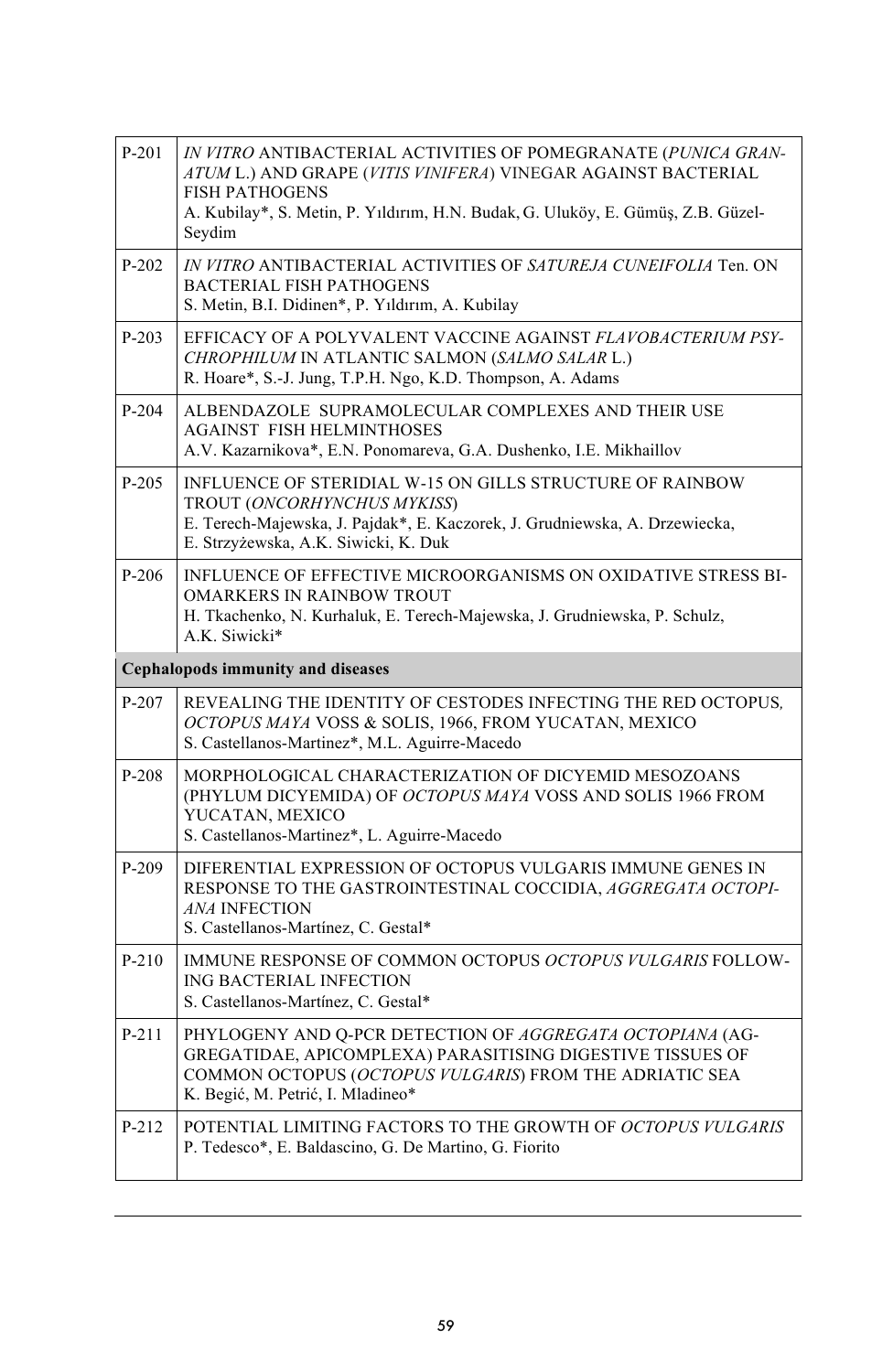| | |
|---|---|
| P-201 | *IN VITRO* ANTIBACTERIAL ACTIVITIES OF POMEGRANATE (*PUNICA GRANATUM* L.) AND GRAPE (*VITIS VINIFERA*) VINEGAR AGAINST BACTERIAL FISH PATHOGENS<br>A. Kubilay*, S. Metin, P. Yıldırım, H.N. Budak, G. Uluköy, E. Gümüş, Z.B. Güzel-Seydim |
| P-202 | *IN VITRO* ANTIBACTERIAL ACTIVITIES OF *SATUREJA CUNEIFOLIA* Ten. ON BACTERIAL FISH PATHOGENS<br>S. Metin, B.I. Didinen*, P. Yıldırım, A. Kubilay |
| P-203 | EFFICACY OF A POLYVALENT VACCINE AGAINST *FLAVOBACTERIUM PSYCHROPHILUM* IN ATLANTIC SALMON (*SALMO SALAR* L.)<br>R. Hoare*, S.-J. Jung, T.P.H. Ngo, K.D. Thompson, A. Adams |
| P-204 | ALBENDAZOLE SUPRAMOLECULAR COMPLEXES AND THEIR USE AGAINST FISH HELMINTHOSES<br>A.V. Kazarnikova*, E.N. Ponomareva, G.A. Dushenko, I.E. Mikhaillov |
| P-205 | INFLUENCE OF STERIDIAL W-15 ON GILLS STRUCTURE OF RAINBOW TROUT (*ONCORHYNCHUS MYKISS*)<br>E. Terech-Majewska, J. Pajdak*, E. Kaczorek, J. Grudniewska, A. Drzewiecka, E. Strzyżewska, A.K. Siwicki, K. Duk |
| P-206 | INFLUENCE OF EFFECTIVE MICROORGANISMS ON OXIDATIVE STRESS BIOMARKERS IN RAINBOW TROUT<br>H. Tkachenko, N. Kurhaluk, E. Terech-Majewska, J. Grudniewska, P. Schulz, A.K. Siwicki* |
| **Cephalopods immunity and diseases** | |
| P-207 | REVEALING THE IDENTITY OF CESTODES INFECTING THE RED OCTOPUS, *OCTOPUS MAYA* VOSS & SOLIS, 1966, FROM YUCATAN, MEXICO<br>S. Castellanos-Martinez*, M.L. Aguirre-Macedo |
| P-208 | MORPHOLOGICAL CHARACTERIZATION OF DICYEMID MESOZOANS (PHYLUM DICYEMIDA) OF *OCTOPUS MAYA* VOSS AND SOLIS 1966 FROM YUCATAN, MEXICO<br>S. Castellanos-Martinez*, L. Aguirre-Macedo |
| P-209 | DIFERENTIAL EXPRESSION OF OCTOPUS VULGARIS IMMUNE GENES IN RESPONSE TO THE GASTROINTESTINAL COCCIDIA, *AGGREGATA OCTOPIANA* INFECTION<br>S. Castellanos-Martínez, C. Gestal* |
| P-210 | IMMUNE RESPONSE OF COMMON OCTOPUS *OCTOPUS VULGARIS* FOLLOWING BACTERIAL INFECTION<br>S. Castellanos-Martínez, C. Gestal* |
| P-211 | PHYLOGENY AND Q-PCR DETECTION OF *AGGREGATA OCTOPIANA* (AGGREGATIDAE, APICOMPLEXA) PARASITISING DIGESTIVE TISSUES OF COMMON OCTOPUS (*OCTOPUS VULGARIS*) FROM THE ADRIATIC SEA<br>K. Begić, M. Petrić, I. Mladineo* |
| P-212 | POTENTIAL LIMITING FACTORS TO THE GROWTH OF *OCTOPUS VULGARIS*<br>P. Tedesco*, E. Baldascino, G. De Martino, G. Fiorito |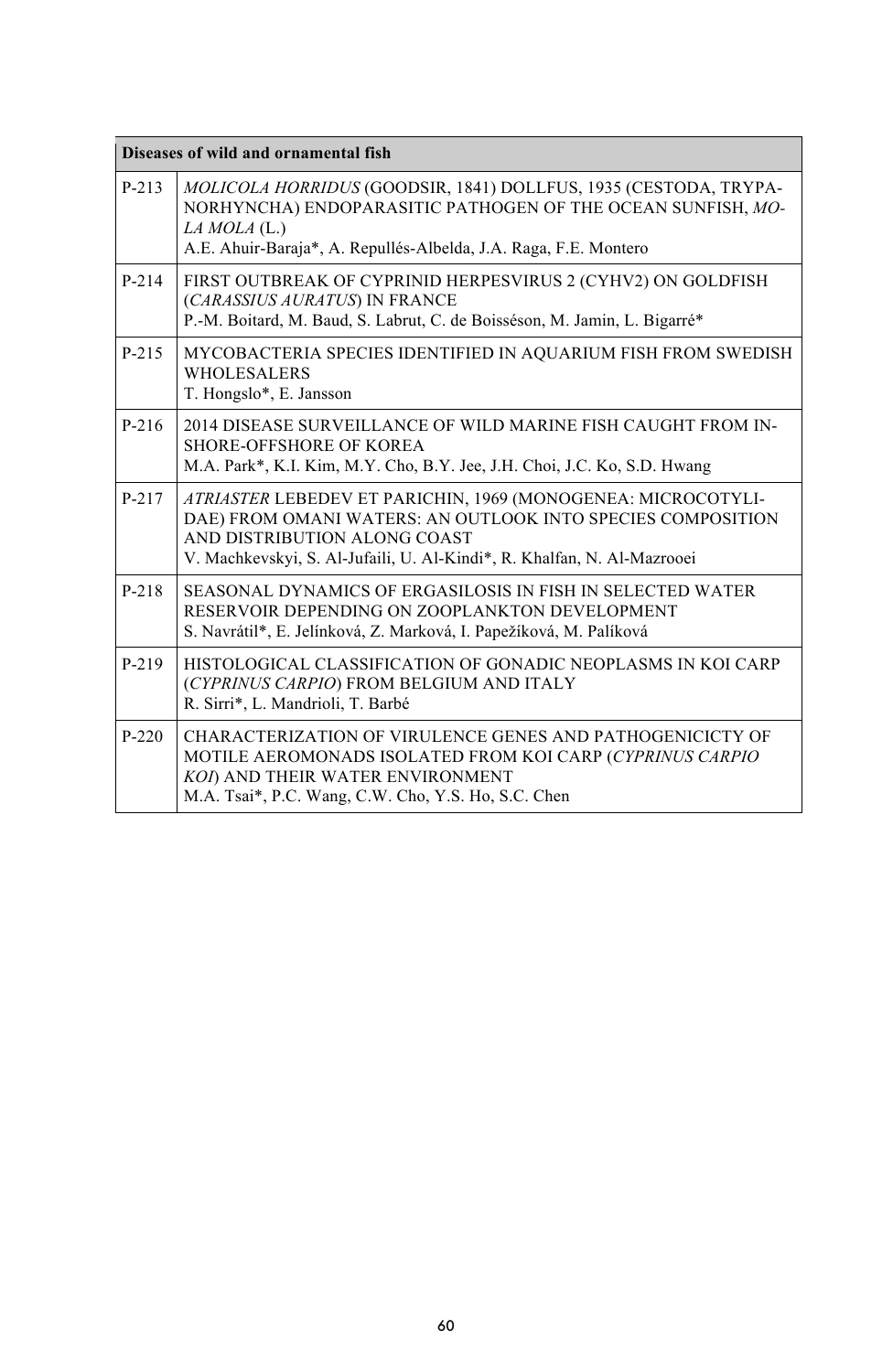| Diseases of wild and ornamental fish | |
|---|---|
| P-213 | *MOLICOLA HORRIDUS* (GOODSIR, 1841) DOLLFUS, 1935 (CESTODA, TRYPA-NORHYNCHA) ENDOPARASITIC PATHOGEN OF THE OCEAN SUNFISH, *MO-LA MOLA* (L.)<br>A.E. Ahuir-Baraja*, A. Repullés-Albelda, J.A. Raga, F.E. Montero |
| P-214 | FIRST OUTBREAK OF CYPRINID HERPESVIRUS 2 (CYHV2) ON GOLDFISH (*CARASSIUS AURATUS*) IN FRANCE<br>P.-M. Boitard, M. Baud, S. Labrut, C. de Boisséson, M. Jamin, L. Bigarré* |
| P-215 | MYCOBACTERIA SPECIES IDENTIFIED IN AQUARIUM FISH FROM SWEDISH WHOLESALERS<br>T. Hongslo*, E. Jansson |
| P-216 | 2014 DISEASE SURVEILLANCE OF WILD MARINE FISH CAUGHT FROM IN-SHORE-OFFSHORE OF KOREA<br>M.A. Park*, K.I. Kim, M.Y. Cho, B.Y. Jee, J.H. Choi, J.C. Ko, S.D. Hwang |
| P-217 | *ATRIASTER* LEBEDEV ET PARICHIN, 1969 (MONOGENEA: MICROCOTYLI-DAE) FROM OMANI WATERS: AN OUTLOOK INTO SPECIES COMPOSITION AND DISTRIBUTION ALONG COAST<br>V. Machkevskyi, S. Al-Jufaili, U. Al-Kindi*, R. Khalfan, N. Al-Mazrooei |
| P-218 | SEASONAL DYNAMICS OF ERGASILOSIS IN FISH IN SELECTED WATER RESERVOIR DEPENDING ON ZOOPLANKTON DEVELOPMENT<br>S. Navrátil*, E. Jelínková, Z. Marková, I. Papežíková, M. Palíková |
| P-219 | HISTOLOGICAL CLASSIFICATION OF GONADIC NEOPLASMS IN KOI CARP (*CYPRINUS CARPIO*) FROM BELGIUM AND ITALY<br>R. Sirri*, L. Mandrioli, T. Barbé |
| P-220 | CHARACTERIZATION OF VIRULENCE GENES AND PATHOGENICICTY OF MOTILE AEROMONADS ISOLATED FROM KOI CARP (*CYPRINUS CARPIO KOI*) AND THEIR WATER ENVIRONMENT<br>M.A. Tsai*, P.C. Wang, C.W. Cho, Y.S. Ho, S.C. Chen |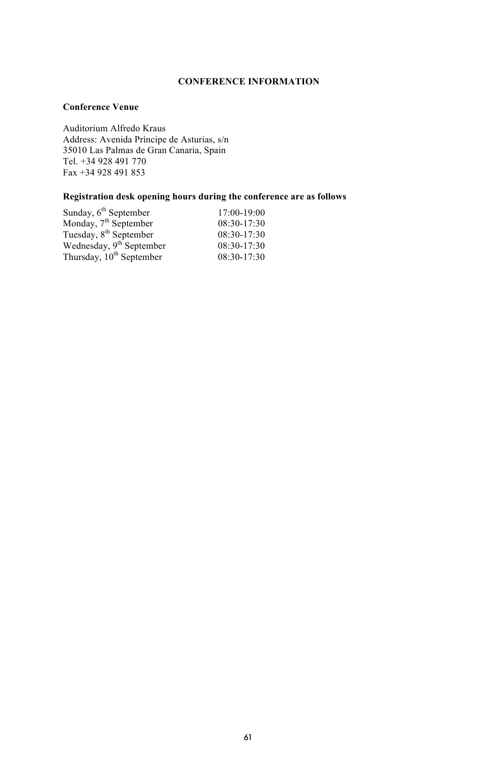# CONFERENCE INFORMATION

## Conference Venue

Auditorium Alfredo Kraus  
Address: Avenida Príncipe de Asturias, s/n  
35010 Las Palmas de Gran Canaria, Spain  
Tel. +34 928 491 770  
Fax +34 928 491 853

## Registration desk opening hours during the conference are as follows

| | |
|---|---|
| Sunday, 6th September | 17:00-19:00 |
| Monday, 7th September | 08:30-17:30 |
| Tuesday, 8th September | 08:30-17:30 |
| Wednesday, 9th September | 08:30-17:30 |
| Thursday, 10th September | 08:30-17:30 |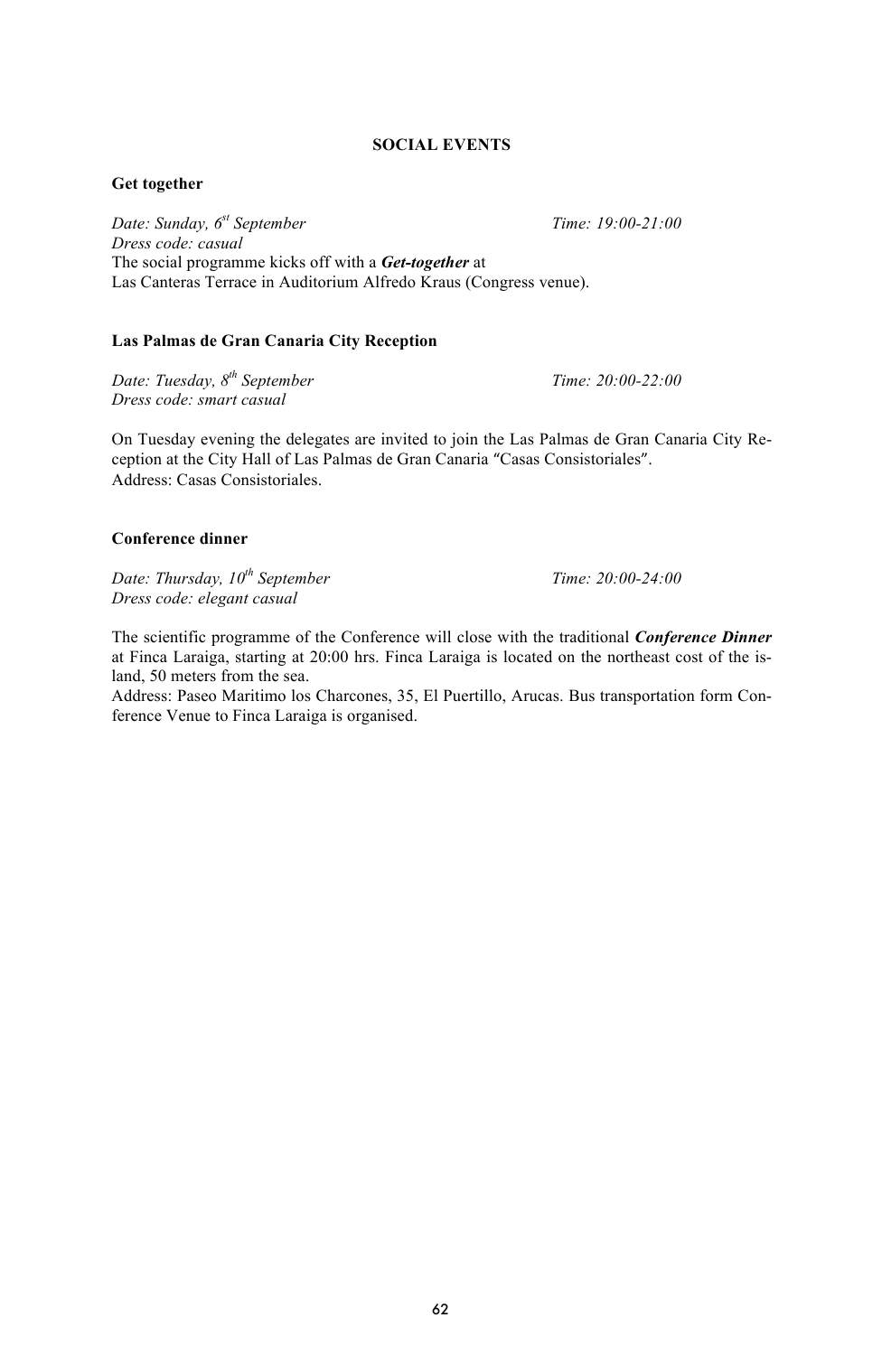## SOCIAL EVENTS

### Get together

*Date: Sunday, 6st September* *Time: 19:00-21:00*
*Dress code: casual*
The social programme kicks off with a ***Get-together*** at
Las Canteras Terrace in Auditorium Alfredo Kraus (Congress venue).

### Las Palmas de Gran Canaria City Reception

*Date: Tuesday, 8th September* *Time: 20:00-22:00*
*Dress code: smart casual*

On Tuesday evening the delegates are invited to join the Las Palmas de Gran Canaria City Reception at the City Hall of Las Palmas de Gran Canaria "Casas Consistoriales".
Address: Casas Consistoriales.

### Conference dinner

*Date: Thursday, 10th September* *Time: 20:00-24:00*
*Dress code: elegant casual*

The scientific programme of the Conference will close with the traditional ***Conference Dinner*** at Finca Laraiga, starting at 20:00 hrs. Finca Laraiga is located on the northeast cost of the island, 50 meters from the sea.
Address: Paseo Maritimo los Charcones, 35, El Puertillo, Arucas. Bus transportation form Conference Venue to Finca Laraiga is organised.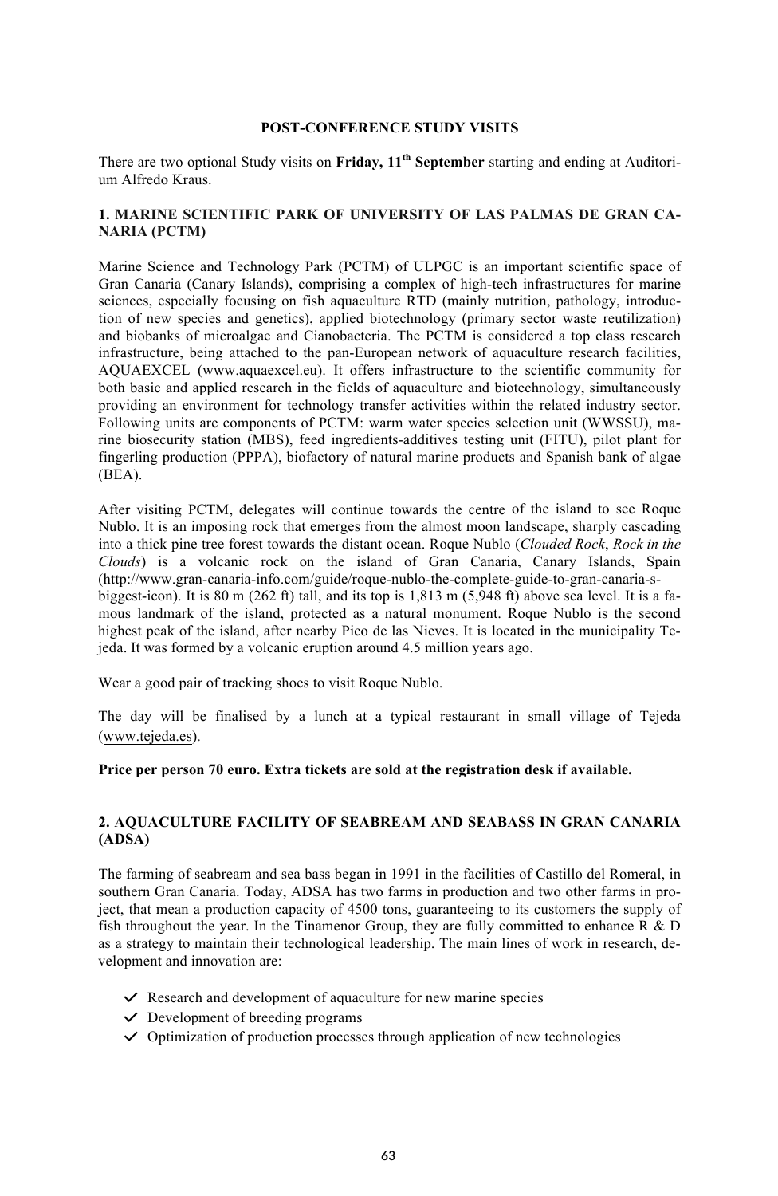## POST-CONFERENCE STUDY VISITS

There are two optional Study visits on **Friday, 11th September** starting and ending at Auditorium Alfredo Kraus.

### 1. MARINE SCIENTIFIC PARK OF UNIVERSITY OF LAS PALMAS DE GRAN CANARIA (PCTM)

Marine Science and Technology Park (PCTM) of ULPGC is an important scientific space of Gran Canaria (Canary Islands), comprising a complex of high-tech infrastructures for marine sciences, especially focusing on fish aquaculture RTD (mainly nutrition, pathology, introduction of new species and genetics), applied biotechnology (primary sector waste reutilization) and biobanks of microalgae and Cianobacteria. The PCTM is considered a top class research infrastructure, being attached to the pan-European network of aquaculture research facilities, AQUAEXCEL (www.aquaexcel.eu). It offers infrastructure to the scientific community for both basic and applied research in the fields of aquaculture and biotechnology, simultaneously providing an environment for technology transfer activities within the related industry sector. Following units are components of PCTM: warm water species selection unit (WWSSU), marine biosecurity station (MBS), feed ingredients-additives testing unit (FITU), pilot plant for fingerling production (PPPA), biofactory of natural marine products and Spanish bank of algae (BEA).

After visiting PCTM, delegates will continue towards the centre of the island to see Roque Nublo. It is an imposing rock that emerges from the almost moon landscape, sharply cascading into a thick pine tree forest towards the distant ocean. Roque Nublo (*Clouded Rock*, *Rock in the Clouds*) is a volcanic rock on the island of Gran Canaria, Canary Islands, Spain (http://www.gran-canaria-info.com/guide/roque-nublo-the-complete-guide-to-gran-canaria-s-biggest-icon). It is 80 m (262 ft) tall, and its top is 1,813 m (5,948 ft) above sea level. It is a famous landmark of the island, protected as a natural monument. Roque Nublo is the second highest peak of the island, after nearby Pico de las Nieves. It is located in the municipality Tejeda. It was formed by a volcanic eruption around 4.5 million years ago.

Wear a good pair of tracking shoes to visit Roque Nublo.

The day will be finalised by a lunch at a typical restaurant in small village of Tejeda (www.tejeda.es).

**Price per person 70 euro. Extra tickets are sold at the registration desk if available.**

### 2. AQUACULTURE FACILITY OF SEABREAM AND SEABASS IN GRAN CANARIA (ADSA)

The farming of seabream and sea bass began in 1991 in the facilities of Castillo del Romeral, in southern Gran Canaria. Today, ADSA has two farms in production and two other farms in project, that mean a production capacity of 4500 tons, guaranteeing to its customers the supply of fish throughout the year. In the Tinamenor Group, they are fully committed to enhance R & D as a strategy to maintain their technological leadership. The main lines of work in research, development and innovation are:

- ✓ Research and development of aquaculture for new marine species
- ✓ Development of breeding programs
- ✓ Optimization of production processes through application of new technologies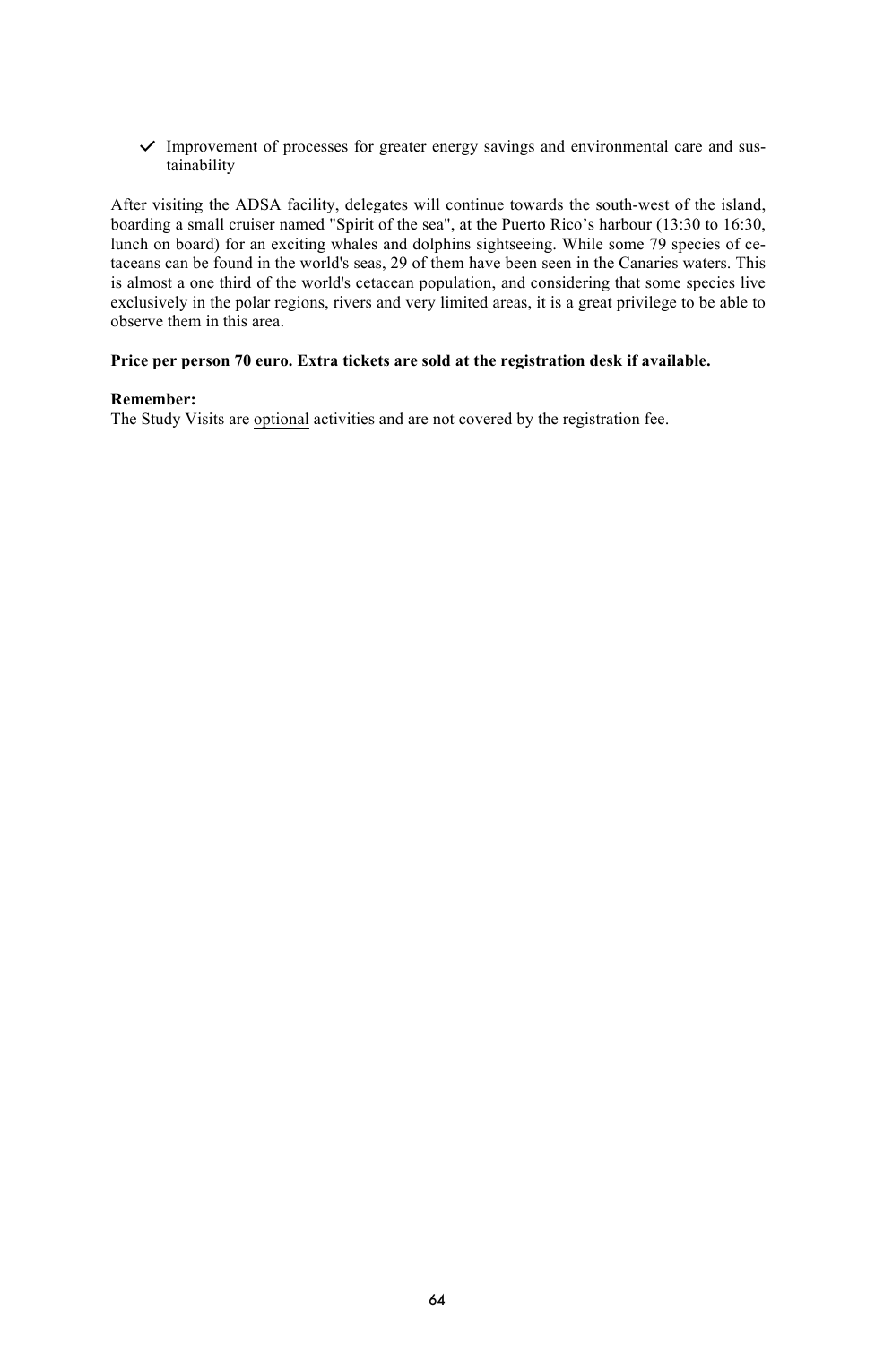- ✓ Improvement of processes for greater energy savings and environmental care and sustainability

After visiting the ADSA facility, delegates will continue towards the south-west of the island, boarding a small cruiser named "Spirit of the sea", at the Puerto Rico's harbour (13:30 to 16:30, lunch on board) for an exciting whales and dolphins sightseeing. While some 79 species of cetaceans can be found in the world's seas, 29 of them have been seen in the Canaries waters. This is almost a one third of the world's cetacean population, and considering that some species live exclusively in the polar regions, rivers and very limited areas, it is a great privilege to be able to observe them in this area.

**Price per person 70 euro. Extra tickets are sold at the registration desk if available.**

**Remember:**
The Study Visits are optional activities and are not covered by the registration fee.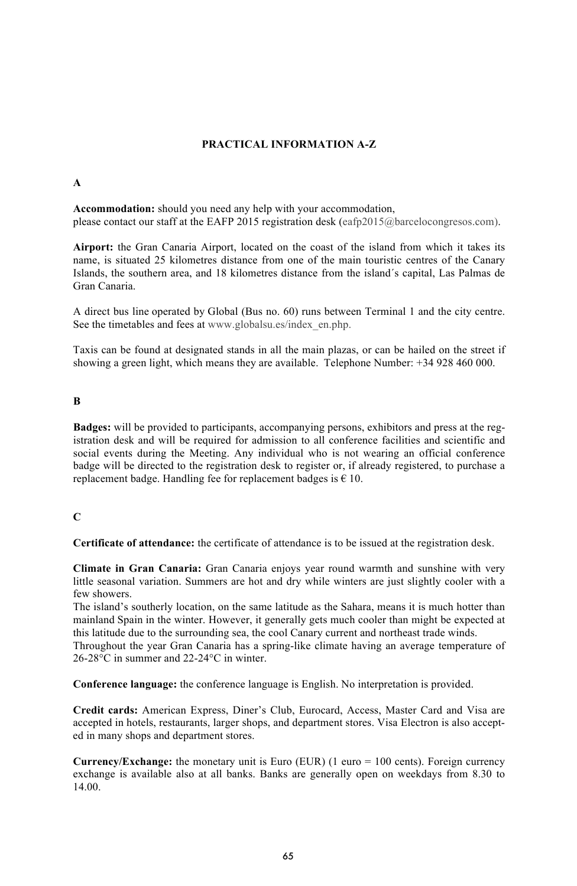# PRACTICAL INFORMATION A-Z

## A

**Accommodation:** should you need any help with your accommodation,
please contact our staff at the EAFP 2015 registration desk (eafp2015@barcelocongresos.com).

**Airport:** the Gran Canaria Airport, located on the coast of the island from which it takes its name, is situated 25 kilometres distance from one of the main touristic centres of the Canary Islands, the southern area, and 18 kilometres distance from the island´s capital, Las Palmas de Gran Canaria.

A direct bus line operated by Global (Bus no. 60) runs between Terminal 1 and the city centre. See the timetables and fees at www.globalsu.es/index_en.php.

Taxis can be found at designated stands in all the main plazas, or can be hailed on the street if showing a green light, which means they are available. Telephone Number: +34 928 460 000.

## B

**Badges:** will be provided to participants, accompanying persons, exhibitors and press at the registration desk and will be required for admission to all conference facilities and scientific and social events during the Meeting. Any individual who is not wearing an official conference badge will be directed to the registration desk to register or, if already registered, to purchase a replacement badge. Handling fee for replacement badges is € 10.

## C

**Certificate of attendance:** the certificate of attendance is to be issued at the registration desk.

**Climate in Gran Canaria:** Gran Canaria enjoys year round warmth and sunshine with very little seasonal variation. Summers are hot and dry while winters are just slightly cooler with a few showers.
The island's southerly location, on the same latitude as the Sahara, means it is much hotter than mainland Spain in the winter. However, it generally gets much cooler than might be expected at this latitude due to the surrounding sea, the cool Canary current and northeast trade winds.
Throughout the year Gran Canaria has a spring-like climate having an average temperature of 26-28°C in summer and 22-24°C in winter.

**Conference language:** the conference language is English. No interpretation is provided.

**Credit cards:** American Express, Diner's Club, Eurocard, Access, Master Card and Visa are accepted in hotels, restaurants, larger shops, and department stores. Visa Electron is also accepted in many shops and department stores.

**Currency/Exchange:** the monetary unit is Euro (EUR) (1 euro = 100 cents). Foreign currency exchange is available also at all banks. Banks are generally open on weekdays from 8.30 to 14.00.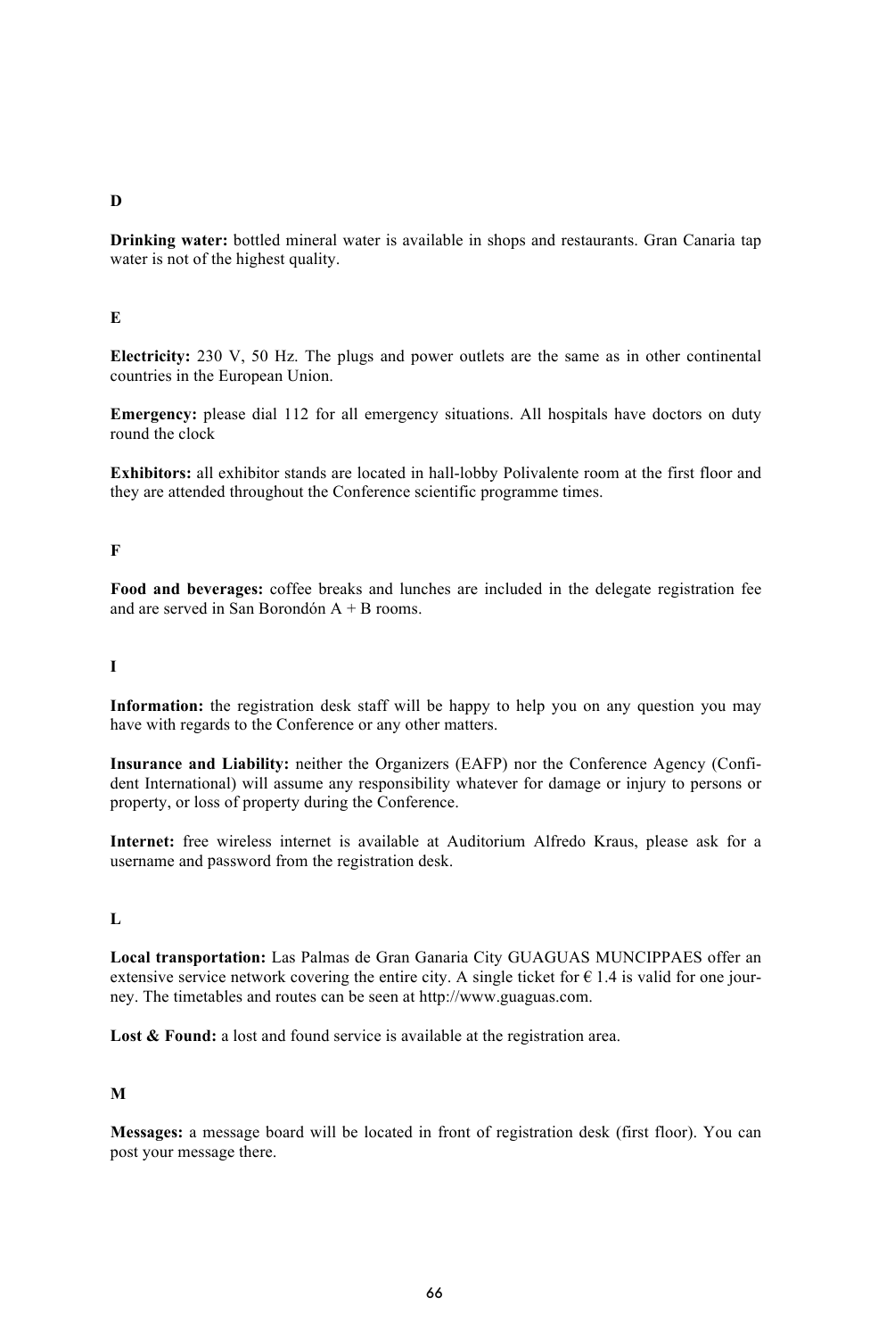## D

**Drinking water:** bottled mineral water is available in shops and restaurants. Gran Canaria tap water is not of the highest quality.

## E

**Electricity:** 230 V, 50 Hz. The plugs and power outlets are the same as in other continental countries in the European Union.

**Emergency:** please dial 112 for all emergency situations. All hospitals have doctors on duty round the clock

**Exhibitors:** all exhibitor stands are located in hall-lobby Polivalente room at the first floor and they are attended throughout the Conference scientific programme times.

## F

**Food and beverages:** coffee breaks and lunches are included in the delegate registration fee and are served in San Borondón A + B rooms.

## I

**Information:** the registration desk staff will be happy to help you on any question you may have with regards to the Conference or any other matters.

**Insurance and Liability:** neither the Organizers (EAFP) nor the Conference Agency (Confident International) will assume any responsibility whatever for damage or injury to persons or property, or loss of property during the Conference.

**Internet:** free wireless internet is available at Auditorium Alfredo Kraus, please ask for a username and password from the registration desk.

## L

**Local transportation:** Las Palmas de Gran Ganaria City GUAGUAS MUNCIPPAES offer an extensive service network covering the entire city. A single ticket for € 1.4 is valid for one journey. The timetables and routes can be seen at http://www.guaguas.com.

**Lost & Found:** a lost and found service is available at the registration area.

## M

**Messages:** a message board will be located in front of registration desk (first floor). You can post your message there.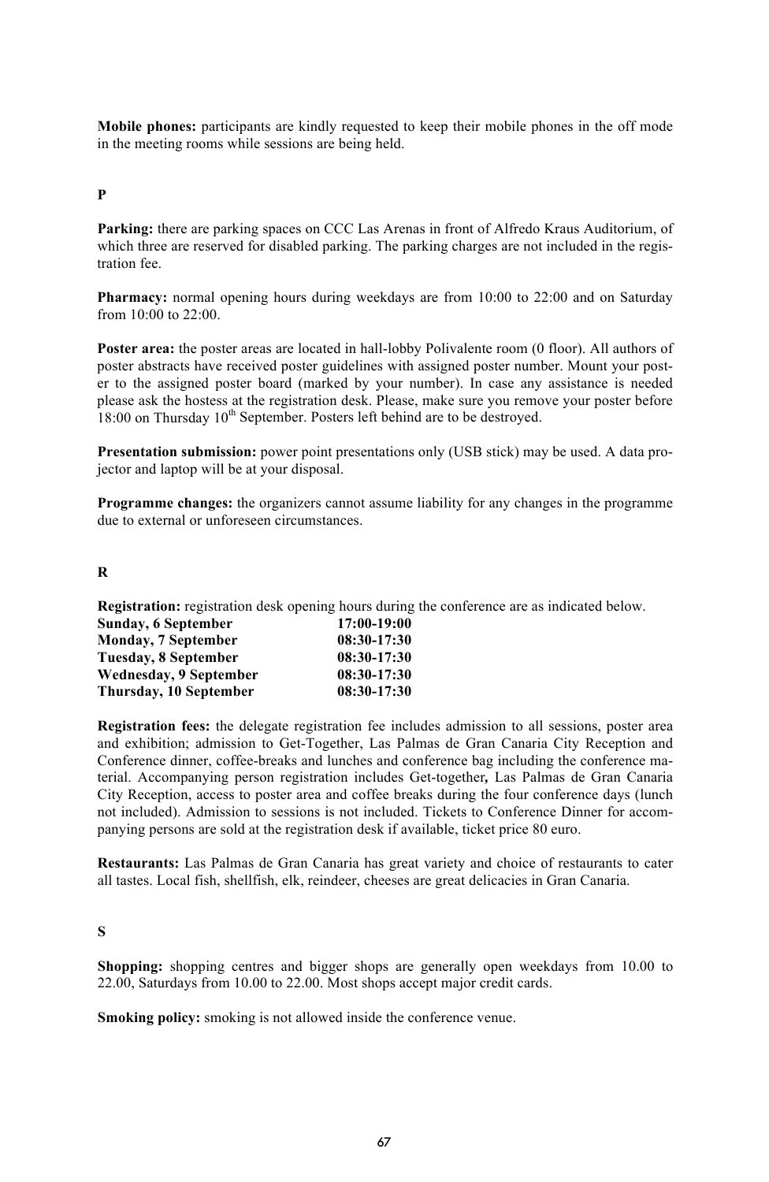**Mobile phones:** participants are kindly requested to keep their mobile phones in the off mode in the meeting rooms while sessions are being held.

## P

**Parking:** there are parking spaces on CCC Las Arenas in front of Alfredo Kraus Auditorium, of which three are reserved for disabled parking. The parking charges are not included in the registration fee.

**Pharmacy:** normal opening hours during weekdays are from 10:00 to 22:00 and on Saturday from 10:00 to 22:00.

**Poster area:** the poster areas are located in hall-lobby Polivalente room (0 floor). All authors of poster abstracts have received poster guidelines with assigned poster number. Mount your poster to the assigned poster board (marked by your number). In case any assistance is needed please ask the hostess at the registration desk. Please, make sure you remove your poster before 18:00 on Thursday 10th September. Posters left behind are to be destroyed.

**Presentation submission:** power point presentations only (USB stick) may be used. A data projector and laptop will be at your disposal.

**Programme changes:** the organizers cannot assume liability for any changes in the programme due to external or unforeseen circumstances.

## R

**Registration:** registration desk opening hours during the conference are as indicated below.

| | |
|---|---|
| **Sunday, 6 September** | **17:00-19:00** |
| **Monday, 7 September** | **08:30-17:30** |
| **Tuesday, 8 September** | **08:30-17:30** |
| **Wednesday, 9 September** | **08:30-17:30** |
| **Thursday, 10 September** | **08:30-17:30** |

**Registration fees:** the delegate registration fee includes admission to all sessions, poster area and exhibition; admission to Get-Together, Las Palmas de Gran Canaria City Reception and Conference dinner, coffee-breaks and lunches and conference bag including the conference material. Accompanying person registration includes Get-together**,** Las Palmas de Gran Canaria City Reception, access to poster area and coffee breaks during the four conference days (lunch not included). Admission to sessions is not included. Tickets to Conference Dinner for accompanying persons are sold at the registration desk if available, ticket price 80 euro.

**Restaurants:** Las Palmas de Gran Canaria has great variety and choice of restaurants to cater all tastes. Local fish, shellfish, elk, reindeer, cheeses are great delicacies in Gran Canaria.

## S

**Shopping:** shopping centres and bigger shops are generally open weekdays from 10.00 to 22.00, Saturdays from 10.00 to 22.00. Most shops accept major credit cards.

**Smoking policy:** smoking is not allowed inside the conference venue.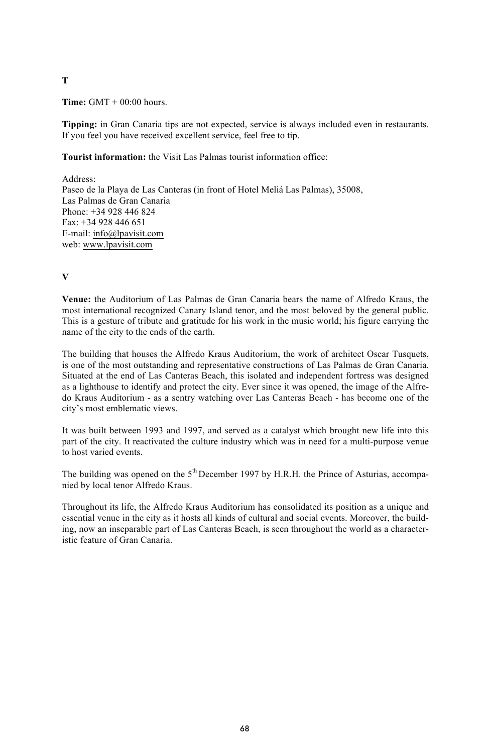## T

**Time:** GMT + 00:00 hours.

**Tipping:** in Gran Canaria tips are not expected, service is always included even in restaurants. If you feel you have received excellent service, feel free to tip.

**Tourist information:** the Visit Las Palmas tourist information office:

Address:
Paseo de la Playa de Las Canteras (in front of Hotel Meliá Las Palmas), 35008,
Las Palmas de Gran Canaria
Phone: +34 928 446 824
Fax: +34 928 446 651
E-mail: info@lpavisit.com
web: www.lpavisit.com

## V

**Venue:** the Auditorium of Las Palmas de Gran Canaria bears the name of Alfredo Kraus, the most international recognized Canary Island tenor, and the most beloved by the general public. This is a gesture of tribute and gratitude for his work in the music world; his figure carrying the name of the city to the ends of the earth.

The building that houses the Alfredo Kraus Auditorium, the work of architect Oscar Tusquets, is one of the most outstanding and representative constructions of Las Palmas de Gran Canaria. Situated at the end of Las Canteras Beach, this isolated and independent fortress was designed as a lighthouse to identify and protect the city. Ever since it was opened, the image of the Alfredo Kraus Auditorium - as a sentry watching over Las Canteras Beach - has become one of the city's most emblematic views.

It was built between 1993 and 1997, and served as a catalyst which brought new life into this part of the city. It reactivated the culture industry which was in need for a multi-purpose venue to host varied events.

The building was opened on the 5th December 1997 by H.R.H. the Prince of Asturias, accompanied by local tenor Alfredo Kraus.

Throughout its life, the Alfredo Kraus Auditorium has consolidated its position as a unique and essential venue in the city as it hosts all kinds of cultural and social events. Moreover, the building, now an inseparable part of Las Canteras Beach, is seen throughout the world as a characteristic feature of Gran Canaria.